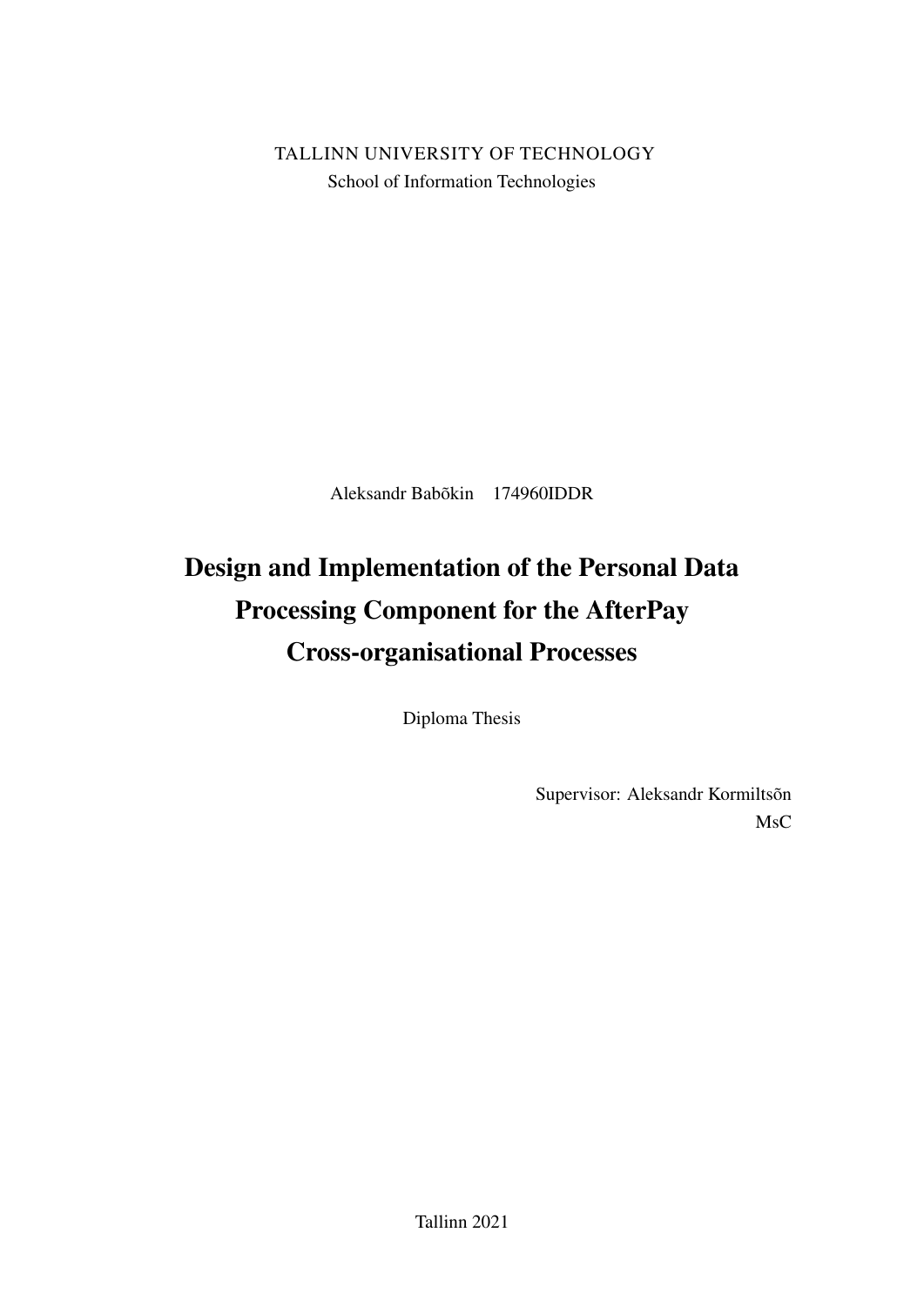TALLINN UNIVERSITY OF TECHNOLOGY

School of Information Technologies

Aleksandr Babõkin 174960IDDR

# Design and Implementation of the Personal Data Processing Component for the AfterPay Cross-organisational Processes

Diploma Thesis

Supervisor: Aleksandr Kormiltsõn

MsC

Tallinn 2021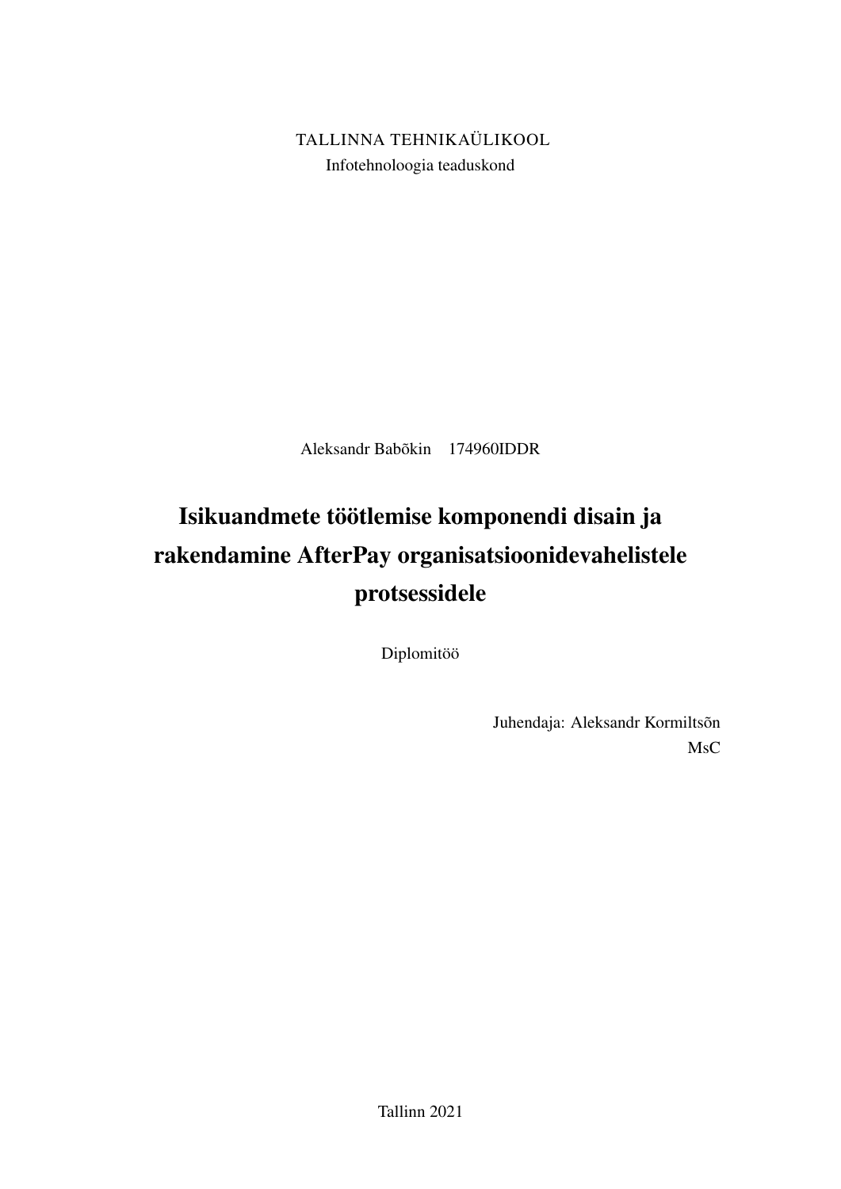TALLINNA TEHNIKAÜLIKOOL
Infotehnoloogia teaduskond

Aleksandr Babõkin 174960IDDR

# Isikuandmete töötlemise komponendi disain ja rakendamine AfterPay organisatsioonidevahelistele protsessidele

Diplomitöö

Juhendaja: Aleksandr Kormiltsõn
MsC

Tallinn 2021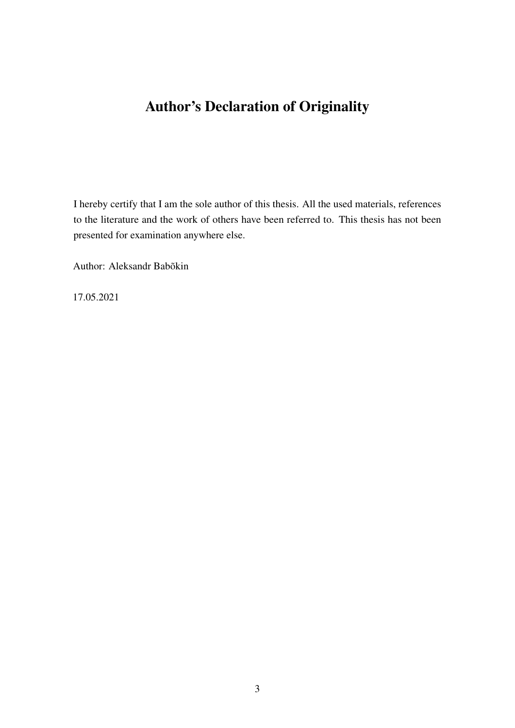# Author's Declaration of Originality

I hereby certify that I am the sole author of this thesis. All the used materials, references to the literature and the work of others have been referred to. This thesis has not been presented for examination anywhere else.

Author: Aleksandr Babõkin

17.05.2021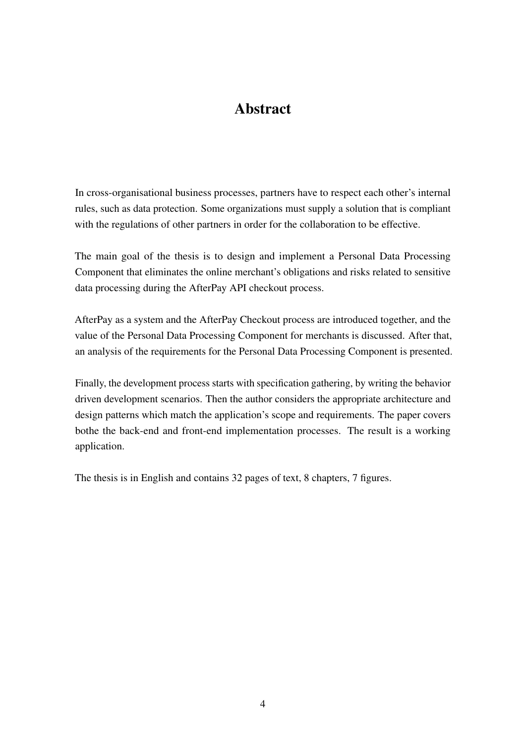# Abstract

In cross-organisational business processes, partners have to respect each other's internal rules, such as data protection. Some organizations must supply a solution that is compliant with the regulations of other partners in order for the collaboration to be effective.

The main goal of the thesis is to design and implement a Personal Data Processing Component that eliminates the online merchant's obligations and risks related to sensitive data processing during the AfterPay API checkout process.

AfterPay as a system and the AfterPay Checkout process are introduced together, and the value of the Personal Data Processing Component for merchants is discussed. After that, an analysis of the requirements for the Personal Data Processing Component is presented.

Finally, the development process starts with specification gathering, by writing the behavior driven development scenarios. Then the author considers the appropriate architecture and design patterns which match the application's scope and requirements. The paper covers bothe the back-end and front-end implementation processes. The result is a working application.

The thesis is in English and contains 32 pages of text, 8 chapters, 7 figures.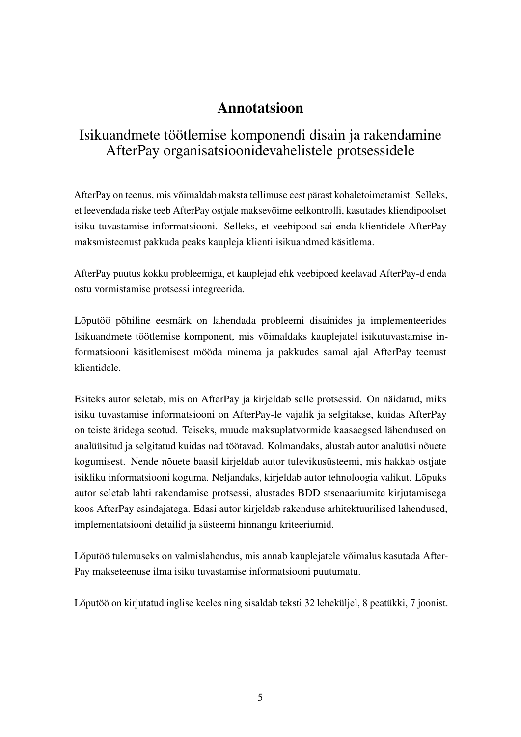# Annotatsioon

## Isikuandmete töötlemise komponendi disain ja rakendamine AfterPay organisatsioonidevahelistele protsessidele

AfterPay on teenus, mis võimaldab maksta tellimuse eest pärast kohaletoimetamist. Selleks, et leevendada riske teeb AfterPay ostjale maksevõime eelkontrolli, kasutades kliendipoolset isiku tuvastamise informatsiooni. Selleks, et veebipood sai enda klientidele AfterPay maksmisteenust pakkuda peaks kaupleja klienti isikuandmed käsitlema.

AfterPay puutus kokku probleemiga, et kauplejad ehk veebipoed keelavad AfterPay-d enda ostu vormistamise protsessi integreerida.

Lõputöö põhiline eesmärk on lahendada probleemi disainides ja implementeerides Isikuandmete töötlemise komponent, mis võimaldaks kauplejatel isikutuvastamise informatsiooni käsitlemisest mööda minema ja pakkudes samal ajal AfterPay teenust klientidele.

Esiteks autor seletab, mis on AfterPay ja kirjeldab selle protsessid. On näidatud, miks isiku tuvastamise informatsiooni on AfterPay-le vajalik ja selgitakse, kuidas AfterPay on teiste äridega seotud. Teiseks, muude maksuplatvormide kaasaegsed lähendused on analüüsitud ja selgitatud kuidas nad töötavad. Kolmandaks, alustab autor analüüsi nõuete kogumisest. Nende nõuete baasil kirjeldab autor tulevikusüsteemi, mis hakkab ostjate isikliku informatsiooni koguma. Neljandaks, kirjeldab autor tehnoloogia valikut. Lõpuks autor seletab lahti rakendamise protsessi, alustades BDD stsenaariumite kirjutamisega koos AfterPay esindajatega. Edasi autor kirjeldab rakenduse arhitektuurilised lahendused, implementatsiooni detailid ja süsteemi hinnangu kriteeriumid.

Lõputöö tulemuseks on valmislahendus, mis annab kauplejatele võimalus kasutada AfterPay makseteenuse ilma isiku tuvastamise informatsiooni puutumatu.

Lõputöö on kirjutatud inglise keeles ning sisaldab teksti 32 leheküljel, 8 peatükki, 7 joonist.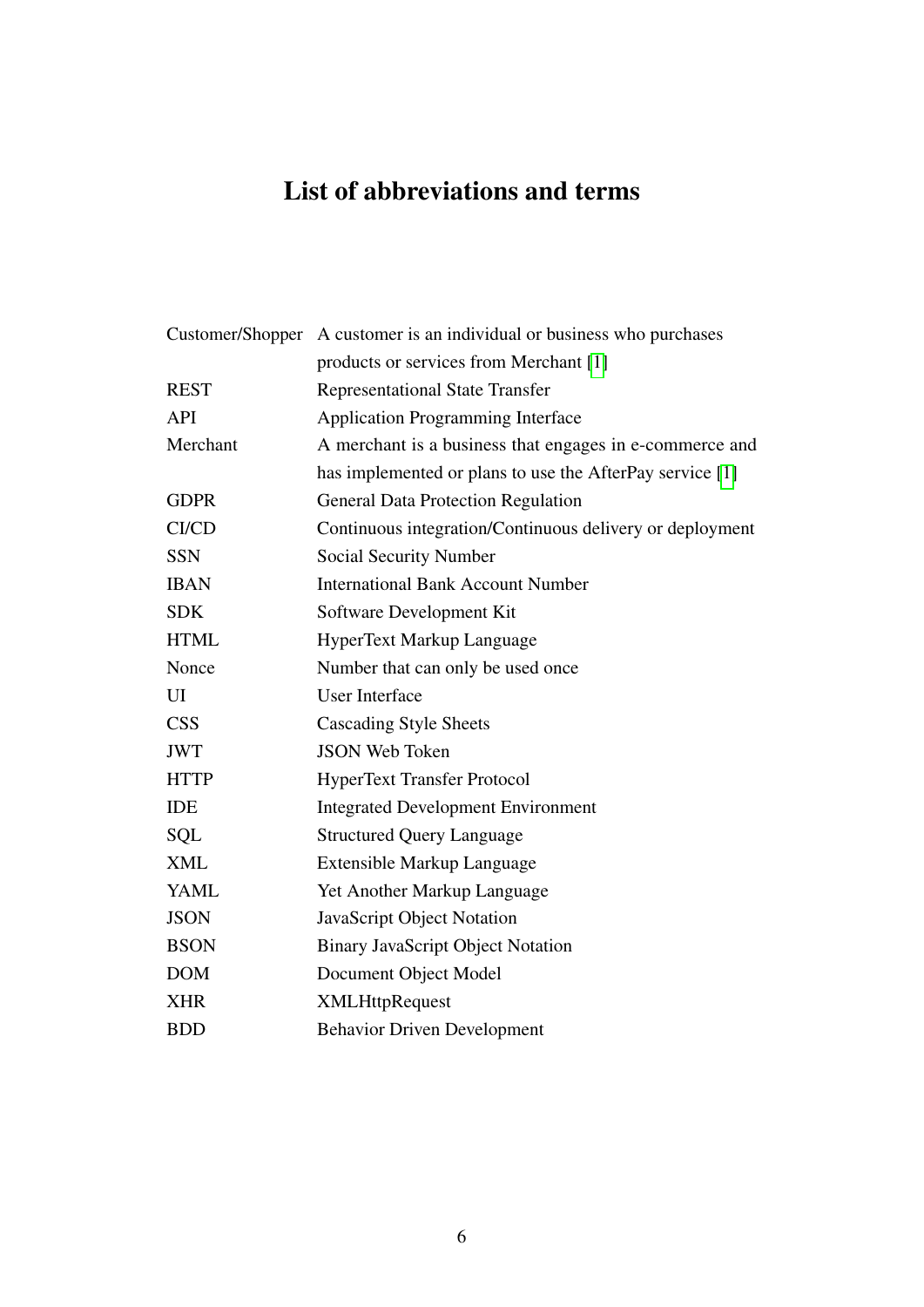# List of abbreviations and terms

| | |
|---|---|
| Customer/Shopper | A customer is an individual or business who purchases products or services from Merchant [1] |
| REST | Representational State Transfer |
| API | Application Programming Interface |
| Merchant | A merchant is a business that engages in e-commerce and has implemented or plans to use the AfterPay service [1] |
| GDPR | General Data Protection Regulation |
| CI/CD | Continuous integration/Continuous delivery or deployment |
| SSN | Social Security Number |
| IBAN | International Bank Account Number |
| SDK | Software Development Kit |
| HTML | HyperText Markup Language |
| Nonce | Number that can only be used once |
| UI | User Interface |
| CSS | Cascading Style Sheets |
| JWT | JSON Web Token |
| HTTP | HyperText Transfer Protocol |
| IDE | Integrated Development Environment |
| SQL | Structured Query Language |
| XML | Extensible Markup Language |
| YAML | Yet Another Markup Language |
| JSON | JavaScript Object Notation |
| BSON | Binary JavaScript Object Notation |
| DOM | Document Object Model |
| XHR | XMLHttpRequest |
| BDD | Behavior Driven Development |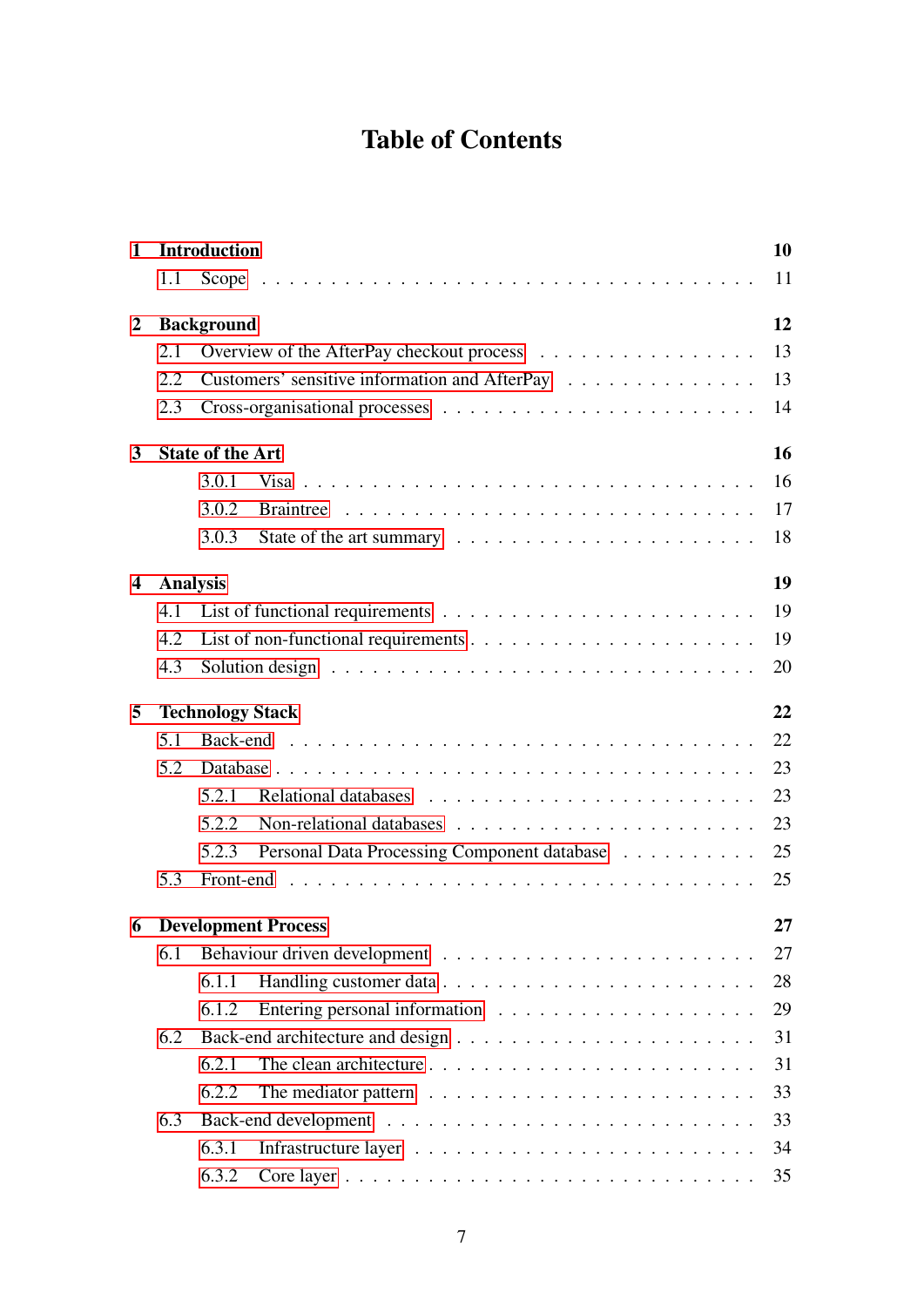# Table of Contents

**1 Introduction** **10**

- 1.1 Scope . . . 11

**2 Background** **12**

- 2.1 Overview of the AfterPay checkout process . . . 13
- 2.2 Customers' sensitive information and AfterPay . . . 13
- 2.3 Cross-organisational processes . . . 14

**3 State of the Art** **16**

- 3.0.1 Visa . . . 16
- 3.0.2 Braintree . . . 17
- 3.0.3 State of the art summary . . . 18

**4 Analysis** **19**

- 4.1 List of functional requirements . . . 19
- 4.2 List of non-functional requirements . . . 19
- 4.3 Solution design . . . 20

**5 Technology Stack** **22**

- 5.1 Back-end . . . 22
- 5.2 Database . . . 23
  - 5.2.1 Relational databases . . . 23
  - 5.2.2 Non-relational databases . . . 23
  - 5.2.3 Personal Data Processing Component database . . . 25
- 5.3 Front-end . . . 25

**6 Development Process** **27**

- 6.1 Behaviour driven development . . . 27
  - 6.1.1 Handling customer data . . . 28
  - 6.1.2 Entering personal information . . . 29
- 6.2 Back-end architecture and design . . . 31
  - 6.2.1 The clean architecture . . . 31
  - 6.2.2 The mediator pattern . . . 33
- 6.3 Back-end development . . . 33
  - 6.3.1 Infrastructure layer . . . 34
  - 6.3.2 Core layer . . . 35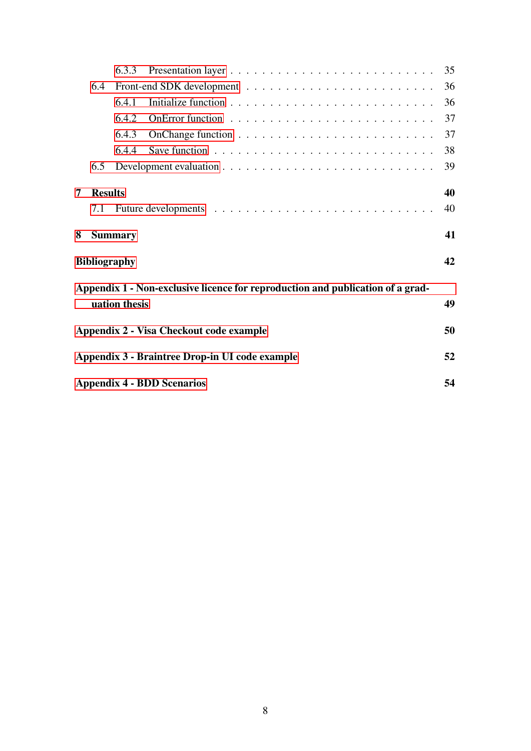6.3.3 Presentation layer . . . . . . . . . . . . . . . . . . . . . . . . 35

6.4 Front-end SDK development . . . . . . . . . . . . . . . . . . . . . . 36

6.4.1 Initialize function . . . . . . . . . . . . . . . . . . . . . . . . 36

6.4.2 OnError function . . . . . . . . . . . . . . . . . . . . . . . . 37

6.4.3 OnChange function . . . . . . . . . . . . . . . . . . . . . . . . 37

6.4.4 Save function . . . . . . . . . . . . . . . . . . . . . . . . . . 38

6.5 Development evaluation . . . . . . . . . . . . . . . . . . . . . . . . 39

**7 Results** **40**

7.1 Future developments . . . . . . . . . . . . . . . . . . . . . . . . . . 40

**8 Summary** **41**

**Bibliography** **42**

**Appendix 1 - Non-exclusive licence for reproduction and publication of a graduation thesis** **49**

**Appendix 2 - Visa Checkout code example** **50**

**Appendix 3 - Braintree Drop-in UI code example** **52**

**Appendix 4 - BDD Scenarios** **54**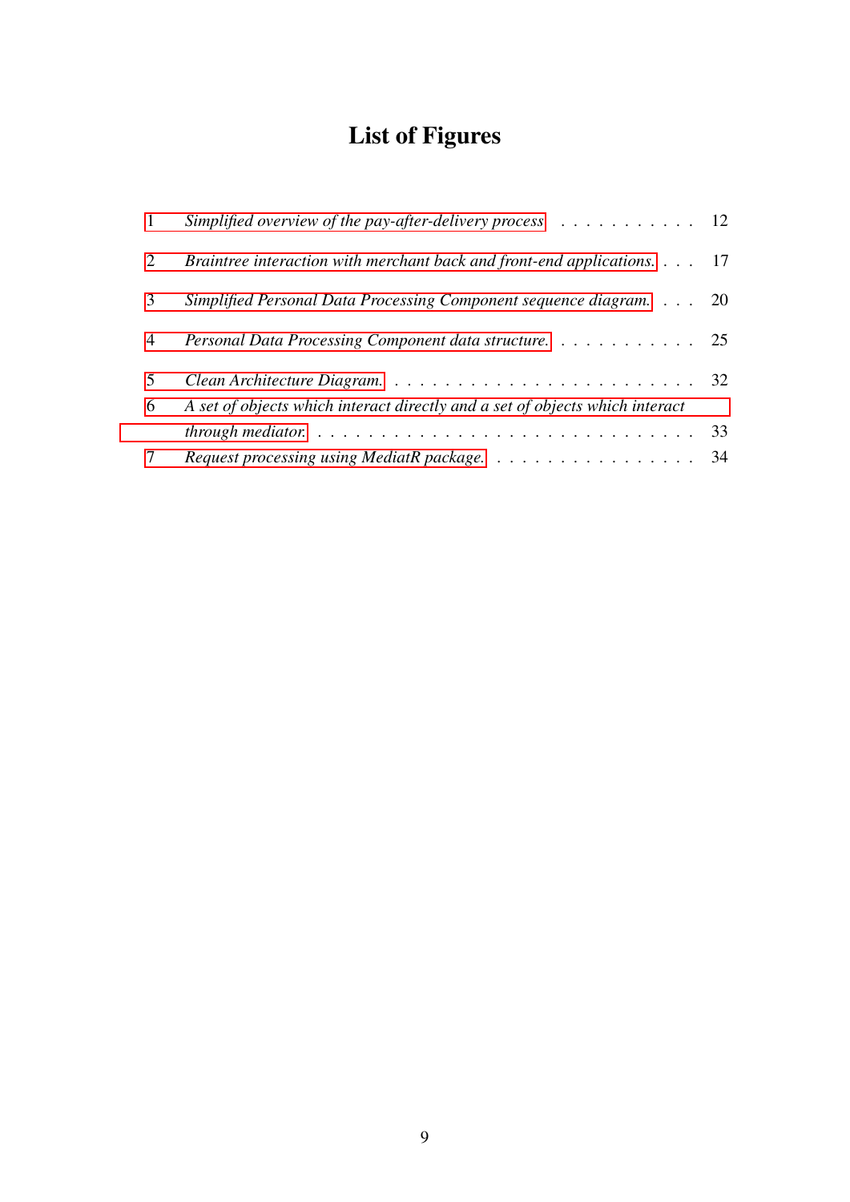# List of Figures

1 *Simplified overview of the pay-after-delivery process* . . . . . . . . . . . 12

2 *Braintree interaction with merchant back and front-end applications.* . . . 17

3 *Simplified Personal Data Processing Component sequence diagram.* . . . 20

4 *Personal Data Processing Component data structure.* . . . . . . . . . . . 25

5 *Clean Architecture Diagram.* . . . . . . . . . . . . . . . . . . . . . . . . 32

6 *A set of objects which interact directly and a set of objects which interact through mediator.* . . . . . . . . . . . . . . . . . . . . . . . . . . . . . 33

7 *Request processing using MediatR package.* . . . . . . . . . . . . . . . . 34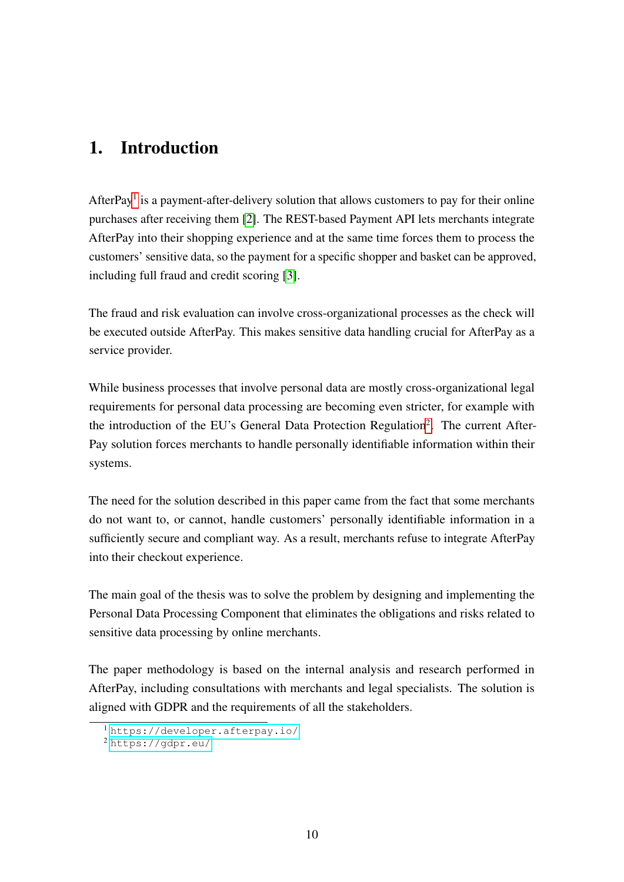# 1. Introduction

AfterPay[1] is a payment-after-delivery solution that allows customers to pay for their online purchases after receiving them [2]. The REST-based Payment API lets merchants integrate AfterPay into their shopping experience and at the same time forces them to process the customers' sensitive data, so the payment for a specific shopper and basket can be approved, including full fraud and credit scoring [3].

The fraud and risk evaluation can involve cross-organizational processes as the check will be executed outside AfterPay. This makes sensitive data handling crucial for AfterPay as a service provider.

While business processes that involve personal data are mostly cross-organizational legal requirements for personal data processing are becoming even stricter, for example with the introduction of the EU's General Data Protection Regulation[2]. The current AfterPay solution forces merchants to handle personally identifiable information within their systems.

The need for the solution described in this paper came from the fact that some merchants do not want to, or cannot, handle customers' personally identifiable information in a sufficiently secure and compliant way. As a result, merchants refuse to integrate AfterPay into their checkout experience.

The main goal of the thesis was to solve the problem by designing and implementing the Personal Data Processing Component that eliminates the obligations and risks related to sensitive data processing by online merchants.

The paper methodology is based on the internal analysis and research performed in AfterPay, including consultations with merchants and legal specialists. The solution is aligned with GDPR and the requirements of all the stakeholders.

[1] https://developer.afterpay.io/

[2] https://gdpr.eu/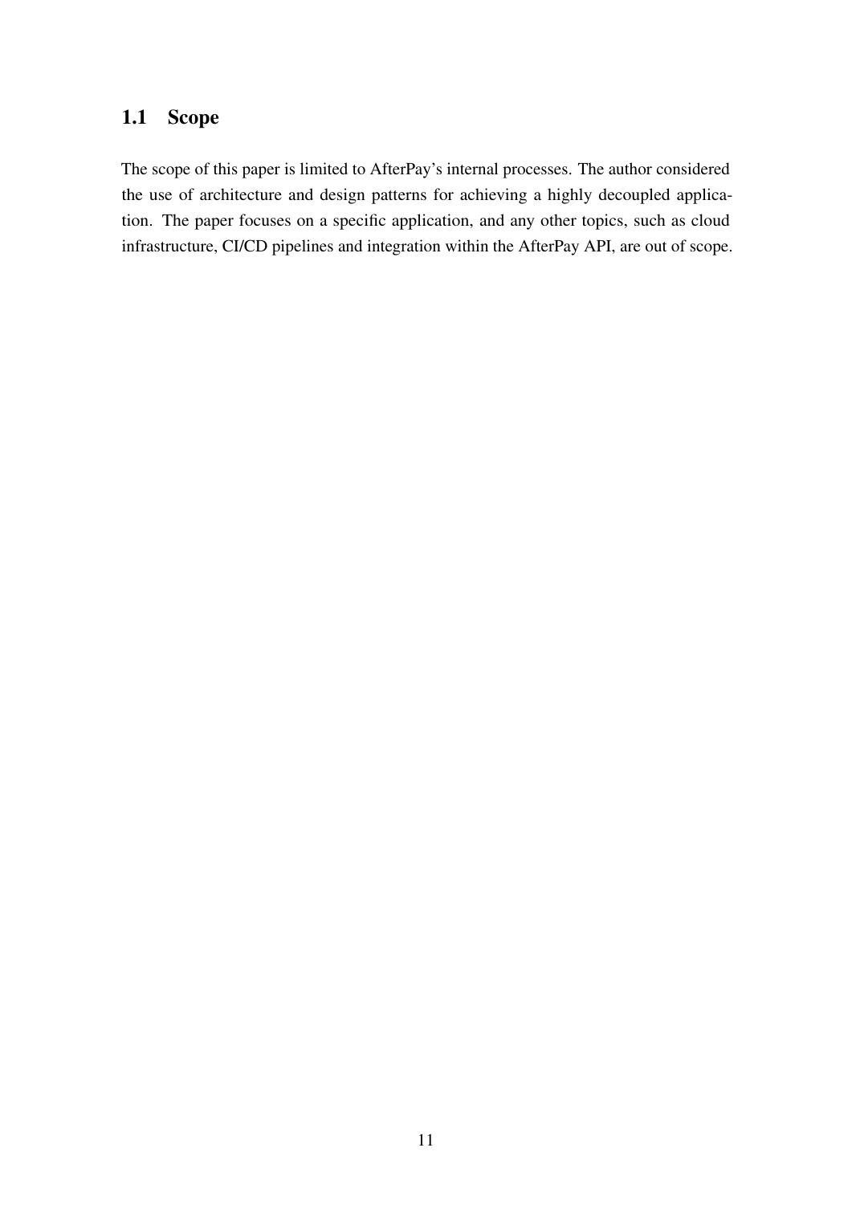## 1.1 Scope

The scope of this paper is limited to AfterPay's internal processes. The author considered the use of architecture and design patterns for achieving a highly decoupled application. The paper focuses on a specific application, and any other topics, such as cloud infrastructure, CI/CD pipelines and integration within the AfterPay API, are out of scope.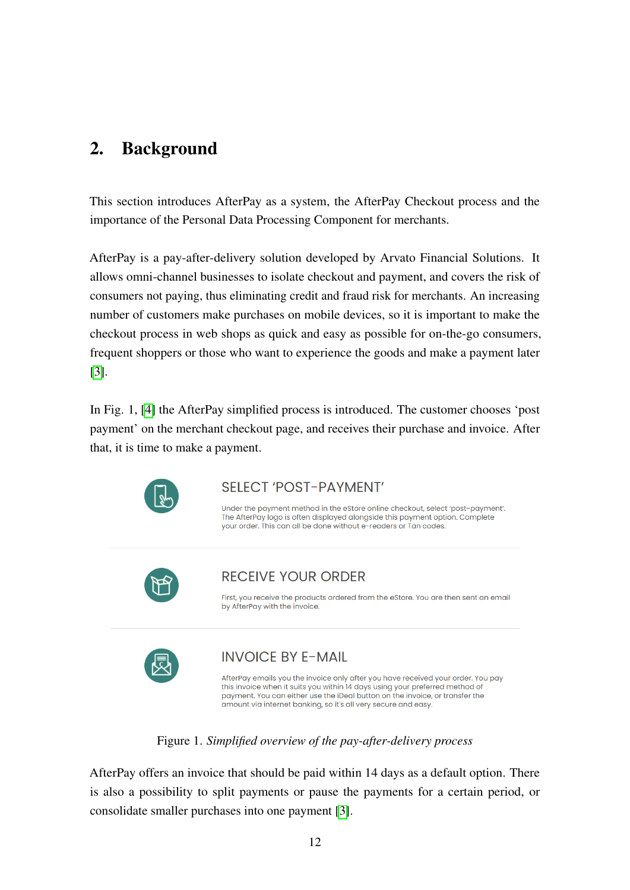## 2. Background

This section introduces AfterPay as a system, the AfterPay Checkout process and the importance of the Personal Data Processing Component for merchants.

AfterPay is a pay-after-delivery solution developed by Arvato Financial Solutions. It allows omni-channel businesses to isolate checkout and payment, and covers the risk of consumers not paying, thus eliminating credit and fraud risk for merchants. An increasing number of customers make purchases on mobile devices, so it is important to make the checkout process in web shops as quick and easy as possible for on-the-go consumers, frequent shoppers or those who want to experience the goods and make a payment later [3].

In Fig. 1, [4] the AfterPay simplified process is introduced. The customer chooses 'post payment' on the merchant checkout page, and receives their purchase and invoice. After that, it is time to make a payment.

SELECT 'POST-PAYMENT'

Under the payment method in the eStore online checkout, select 'post-payment'. The AfterPay logo is often displayed alongside this payment option. Complete your order. This can all be done without e-readers or Tan codes.

RECEIVE YOUR ORDER

First, you receive the products ordered from the eStore. You are then sent an email by AfterPay with the invoice.

INVOICE BY E-MAIL

AfterPay emails you the invoice only after you have received your order. You pay this invoice when it suits you within 14 days using your preferred method of payment. You can either use the iDeal button on the invoice, or transfer the amount via internet banking, so it's all very secure and easy.

Figure 1. *Simplified overview of the pay-after-delivery process*

AfterPay offers an invoice that should be paid within 14 days as a default option. There is also a possibility to split payments or pause the payments for a certain period, or consolidate smaller purchases into one payment [3].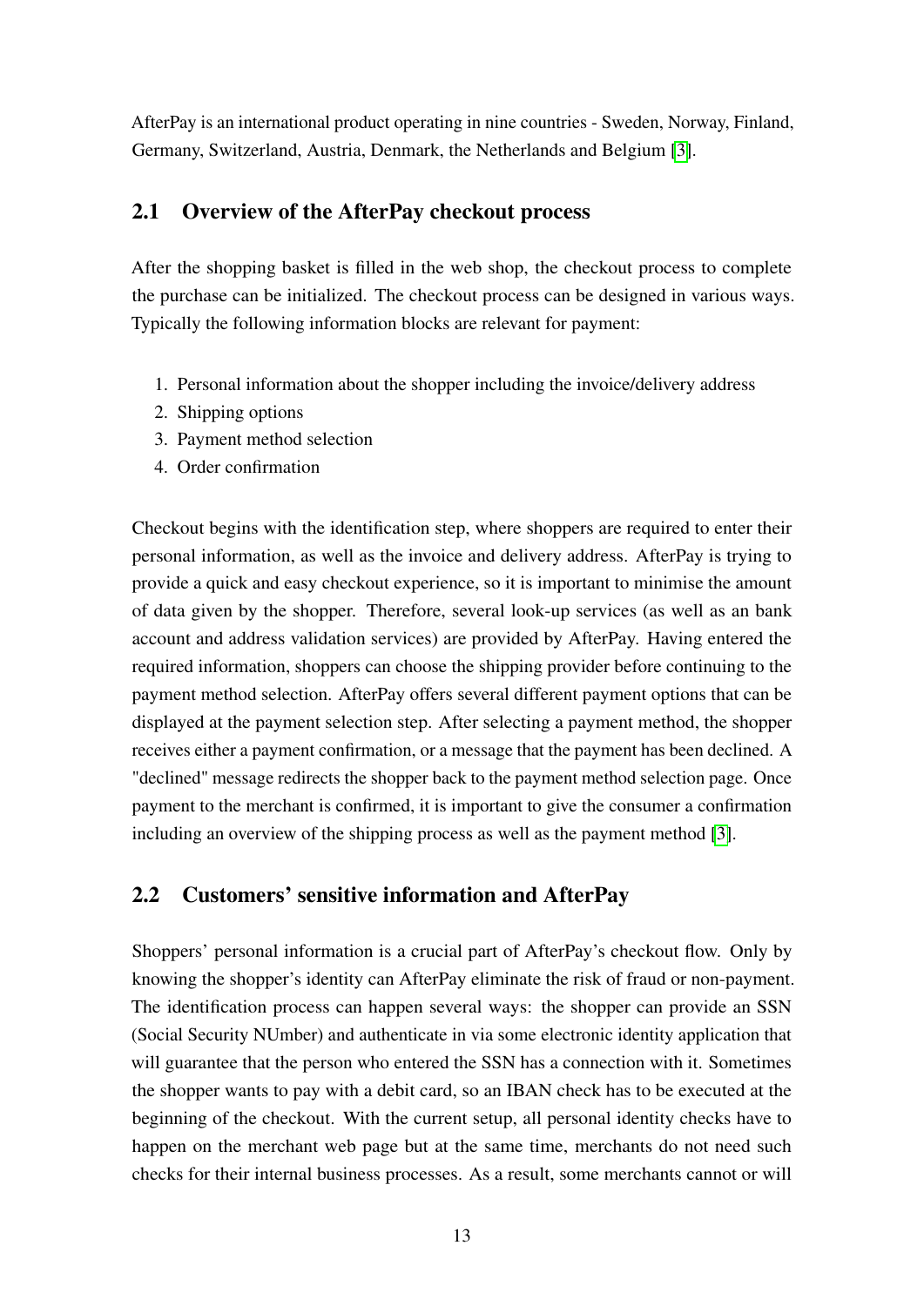AfterPay is an international product operating in nine countries - Sweden, Norway, Finland, Germany, Switzerland, Austria, Denmark, the Netherlands and Belgium [3].

## 2.1 Overview of the AfterPay checkout process

After the shopping basket is filled in the web shop, the checkout process to complete the purchase can be initialized. The checkout process can be designed in various ways. Typically the following information blocks are relevant for payment:

1. Personal information about the shopper including the invoice/delivery address
2. Shipping options
3. Payment method selection
4. Order confirmation

Checkout begins with the identification step, where shoppers are required to enter their personal information, as well as the invoice and delivery address. AfterPay is trying to provide a quick and easy checkout experience, so it is important to minimise the amount of data given by the shopper. Therefore, several look-up services (as well as an bank account and address validation services) are provided by AfterPay. Having entered the required information, shoppers can choose the shipping provider before continuing to the payment method selection. AfterPay offers several different payment options that can be displayed at the payment selection step. After selecting a payment method, the shopper receives either a payment confirmation, or a message that the payment has been declined. A "declined" message redirects the shopper back to the payment method selection page. Once payment to the merchant is confirmed, it is important to give the consumer a confirmation including an overview of the shipping process as well as the payment method [3].

## 2.2 Customers' sensitive information and AfterPay

Shoppers' personal information is a crucial part of AfterPay's checkout flow. Only by knowing the shopper's identity can AfterPay eliminate the risk of fraud or non-payment. The identification process can happen several ways: the shopper can provide an SSN (Social Security NUmber) and authenticate in via some electronic identity application that will guarantee that the person who entered the SSN has a connection with it. Sometimes the shopper wants to pay with a debit card, so an IBAN check has to be executed at the beginning of the checkout. With the current setup, all personal identity checks have to happen on the merchant web page but at the same time, merchants do not need such checks for their internal business processes. As a result, some merchants cannot or will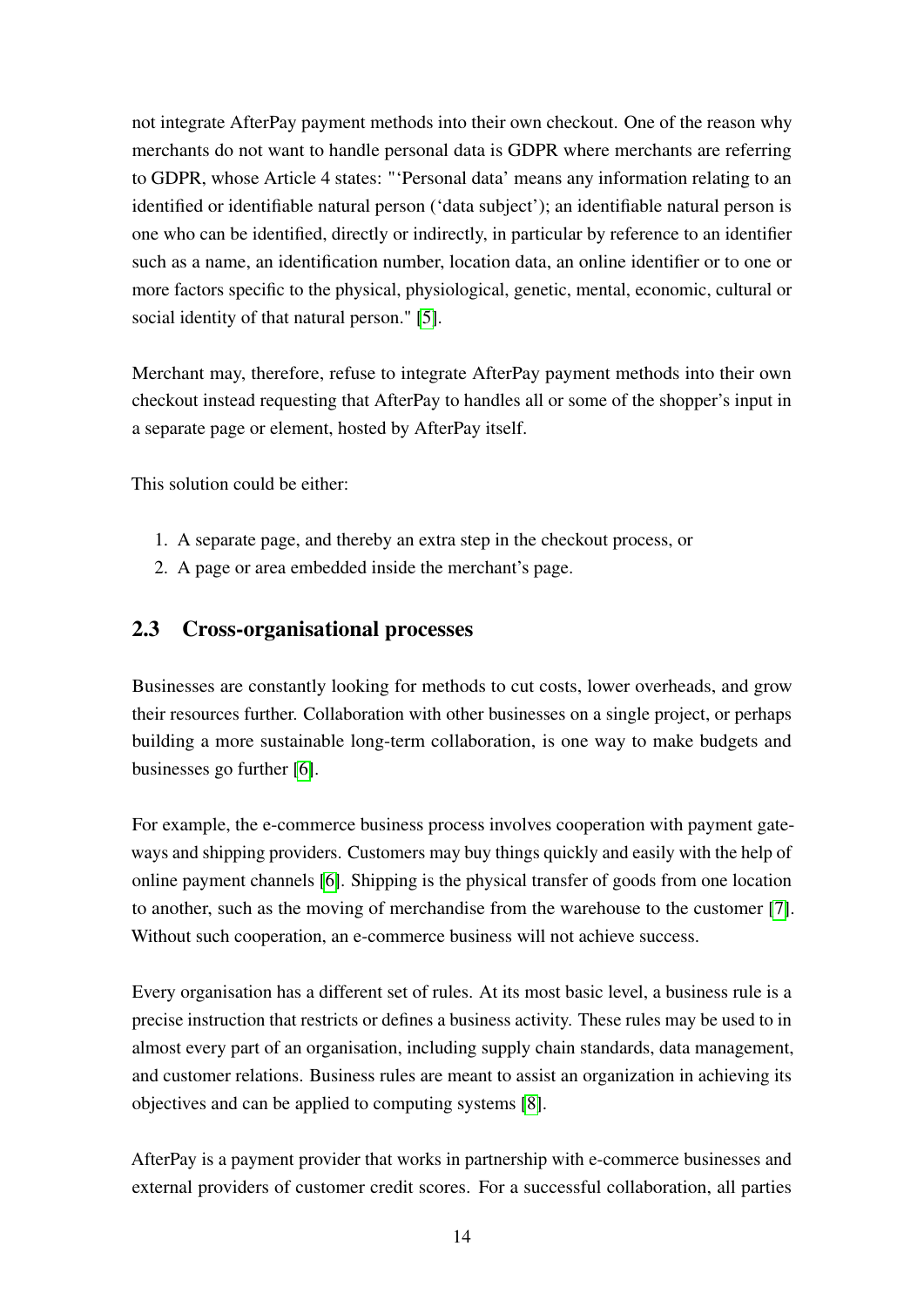not integrate AfterPay payment methods into their own checkout. One of the reason why merchants do not want to handle personal data is GDPR where merchants are referring to GDPR, whose Article 4 states: "'Personal data' means any information relating to an identified or identifiable natural person ('data subject'); an identifiable natural person is one who can be identified, directly or indirectly, in particular by reference to an identifier such as a name, an identification number, location data, an online identifier or to one or more factors specific to the physical, physiological, genetic, mental, economic, cultural or social identity of that natural person." [5].

Merchant may, therefore, refuse to integrate AfterPay payment methods into their own checkout instead requesting that AfterPay to handles all or some of the shopper's input in a separate page or element, hosted by AfterPay itself.

This solution could be either:

1. A separate page, and thereby an extra step in the checkout process, or
2. A page or area embedded inside the merchant's page.

## 2.3 Cross-organisational processes

Businesses are constantly looking for methods to cut costs, lower overheads, and grow their resources further. Collaboration with other businesses on a single project, or perhaps building a more sustainable long-term collaboration, is one way to make budgets and businesses go further [6].

For example, the e-commerce business process involves cooperation with payment gateways and shipping providers. Customers may buy things quickly and easily with the help of online payment channels [6]. Shipping is the physical transfer of goods from one location to another, such as the moving of merchandise from the warehouse to the customer [7]. Without such cooperation, an e-commerce business will not achieve success.

Every organisation has a different set of rules. At its most basic level, a business rule is a precise instruction that restricts or defines a business activity. These rules may be used to in almost every part of an organisation, including supply chain standards, data management, and customer relations. Business rules are meant to assist an organization in achieving its objectives and can be applied to computing systems [8].

AfterPay is a payment provider that works in partnership with e-commerce businesses and external providers of customer credit scores. For a successful collaboration, all parties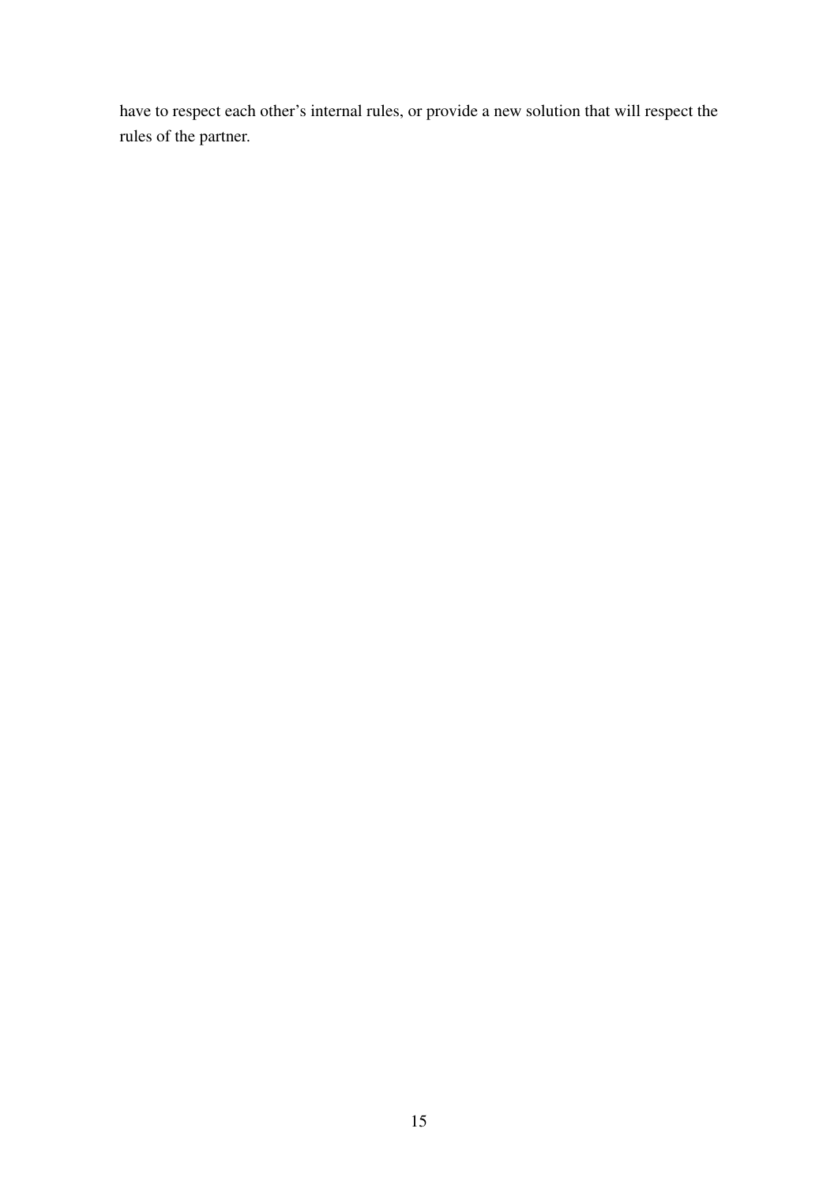have to respect each other's internal rules, or provide a new solution that will respect the rules of the partner.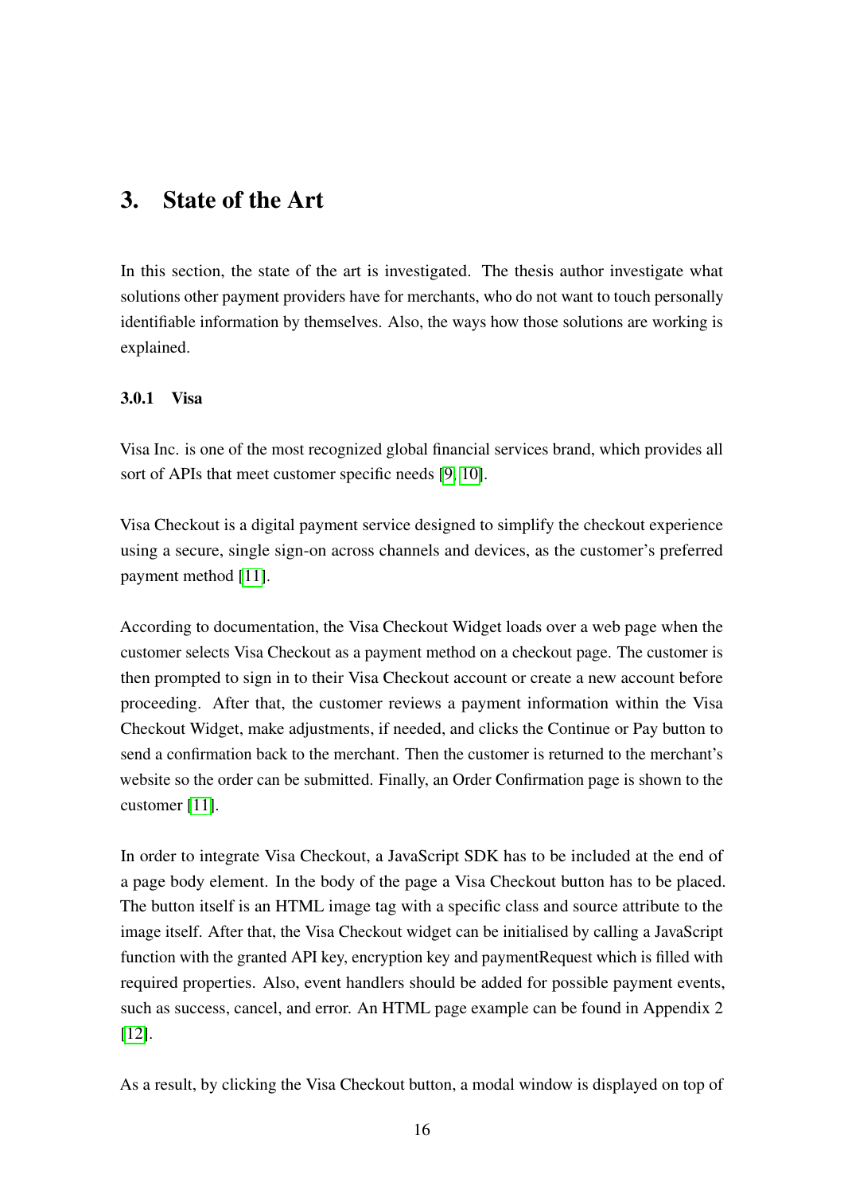# 3. State of the Art

In this section, the state of the art is investigated. The thesis author investigate what solutions other payment providers have for merchants, who do not want to touch personally identifiable information by themselves. Also, the ways how those solutions are working is explained.

### 3.0.1 Visa

Visa Inc. is one of the most recognized global financial services brand, which provides all sort of APIs that meet customer specific needs [9, 10].

Visa Checkout is a digital payment service designed to simplify the checkout experience using a secure, single sign-on across channels and devices, as the customer's preferred payment method [11].

According to documentation, the Visa Checkout Widget loads over a web page when the customer selects Visa Checkout as a payment method on a checkout page. The customer is then prompted to sign in to their Visa Checkout account or create a new account before proceeding. After that, the customer reviews a payment information within the Visa Checkout Widget, make adjustments, if needed, and clicks the Continue or Pay button to send a confirmation back to the merchant. Then the customer is returned to the merchant's website so the order can be submitted. Finally, an Order Confirmation page is shown to the customer [11].

In order to integrate Visa Checkout, a JavaScript SDK has to be included at the end of a page body element. In the body of the page a Visa Checkout button has to be placed. The button itself is an HTML image tag with a specific class and source attribute to the image itself. After that, the Visa Checkout widget can be initialised by calling a JavaScript function with the granted API key, encryption key and paymentRequest which is filled with required properties. Also, event handlers should be added for possible payment events, such as success, cancel, and error. An HTML page example can be found in Appendix 2 [12].

As a result, by clicking the Visa Checkout button, a modal window is displayed on top of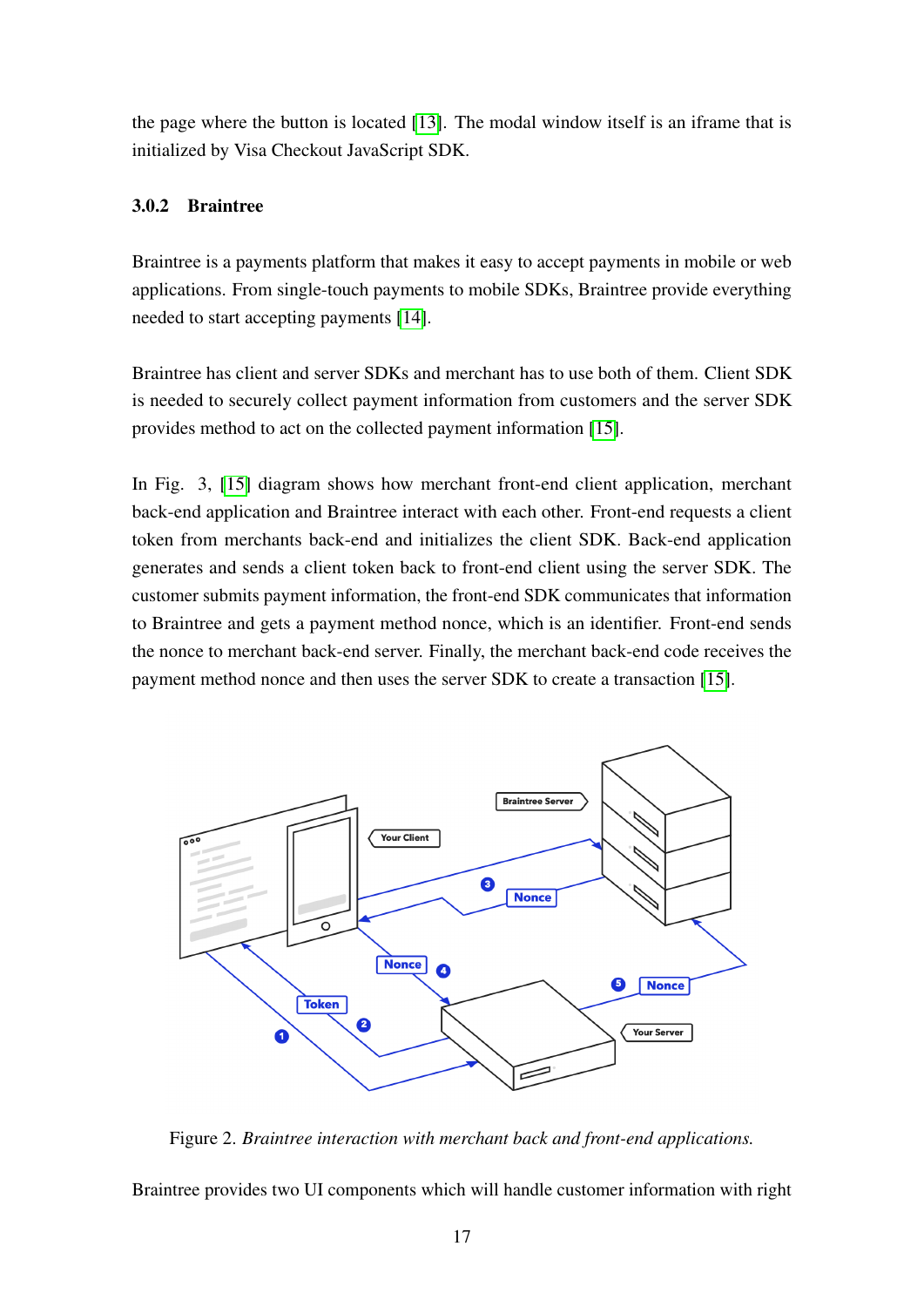the page where the button is located [13]. The modal window itself is an iframe that is initialized by Visa Checkout JavaScript SDK.

### 3.0.2 Braintree

Braintree is a payments platform that makes it easy to accept payments in mobile or web applications. From single-touch payments to mobile SDKs, Braintree provide everything needed to start accepting payments [14].

Braintree has client and server SDKs and merchant has to use both of them. Client SDK is needed to securely collect payment information from customers and the server SDK provides method to act on the collected payment information [15].

In Fig. 3, [15] diagram shows how merchant front-end client application, merchant back-end application and Braintree interact with each other. Front-end requests a client token from merchants back-end and initializes the client SDK. Back-end application generates and sends a client token back to front-end client using the server SDK. The customer submits payment information, the front-end SDK communicates that information to Braintree and gets a payment method nonce, which is an identifier. Front-end sends the nonce to merchant back-end server. Finally, the merchant back-end code receives the payment method nonce and then uses the server SDK to create a transaction [15].

Figure 2. *Braintree interaction with merchant back and front-end applications.*

Braintree provides two UI components which will handle customer information with right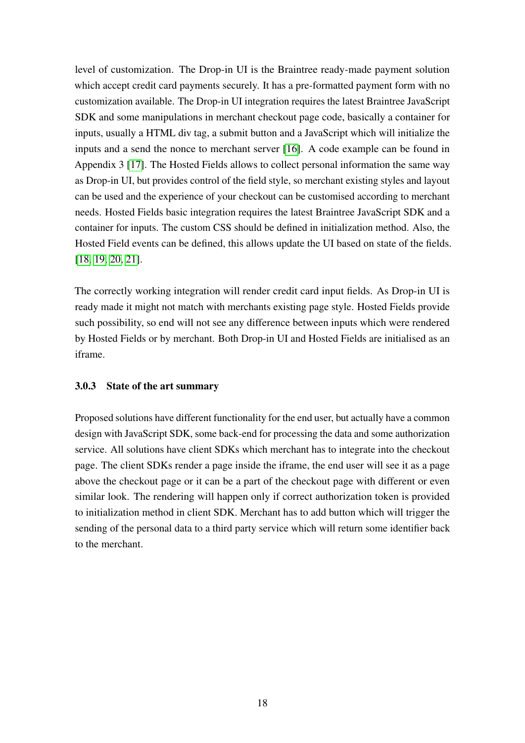level of customization. The Drop-in UI is the Braintree ready-made payment solution which accept credit card payments securely. It has a pre-formatted payment form with no customization available. The Drop-in UI integration requires the latest Braintree JavaScript SDK and some manipulations in merchant checkout page code, basically a container for inputs, usually a HTML div tag, a submit button and a JavaScript which will initialize the inputs and a send the nonce to merchant server [16]. A code example can be found in Appendix 3 [17]. The Hosted Fields allows to collect personal information the same way as Drop-in UI, but provides control of the field style, so merchant existing styles and layout can be used and the experience of your checkout can be customised according to merchant needs. Hosted Fields basic integration requires the latest Braintree JavaScript SDK and a container for inputs. The custom CSS should be defined in initialization method. Also, the Hosted Field events can be defined, this allows update the UI based on state of the fields. [18, 19, 20, 21].

The correctly working integration will render credit card input fields. As Drop-in UI is ready made it might not match with merchants existing page style. Hosted Fields provide such possibility, so end will not see any difference between inputs which were rendered by Hosted Fields or by merchant. Both Drop-in UI and Hosted Fields are initialised as an iframe.

### 3.0.3 State of the art summary

Proposed solutions have different functionality for the end user, but actually have a common design with JavaScript SDK, some back-end for processing the data and some authorization service. All solutions have client SDKs which merchant has to integrate into the checkout page. The client SDKs render a page inside the iframe, the end user will see it as a page above the checkout page or it can be a part of the checkout page with different or even similar look. The rendering will happen only if correct authorization token is provided to initialization method in client SDK. Merchant has to add button which will trigger the sending of the personal data to a third party service which will return some identifier back to the merchant.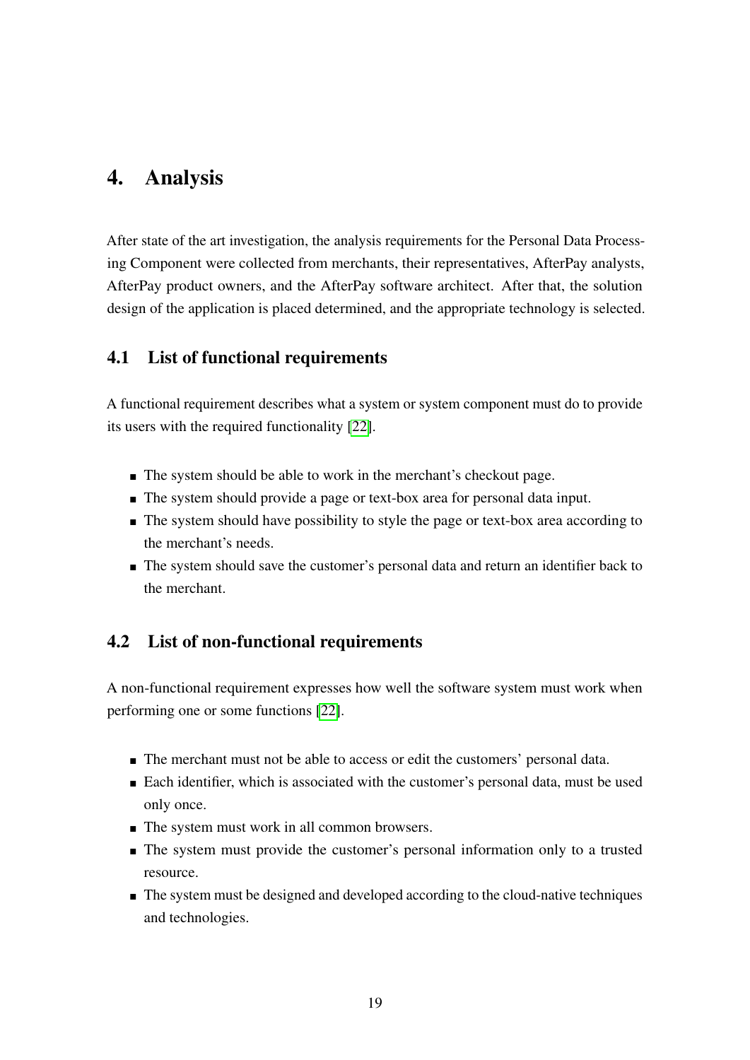# 4. Analysis

After state of the art investigation, the analysis requirements for the Personal Data Processing Component were collected from merchants, their representatives, AfterPay analysts, AfterPay product owners, and the AfterPay software architect. After that, the solution design of the application is placed determined, and the appropriate technology is selected.

## 4.1 List of functional requirements

A functional requirement describes what a system or system component must do to provide its users with the required functionality [22].

- The system should be able to work in the merchant's checkout page.
- The system should provide a page or text-box area for personal data input.
- The system should have possibility to style the page or text-box area according to the merchant's needs.
- The system should save the customer's personal data and return an identifier back to the merchant.

## 4.2 List of non-functional requirements

A non-functional requirement expresses how well the software system must work when performing one or some functions [22].

- The merchant must not be able to access or edit the customers' personal data.
- Each identifier, which is associated with the customer's personal data, must be used only once.
- The system must work in all common browsers.
- The system must provide the customer's personal information only to a trusted resource.
- The system must be designed and developed according to the cloud-native techniques and technologies.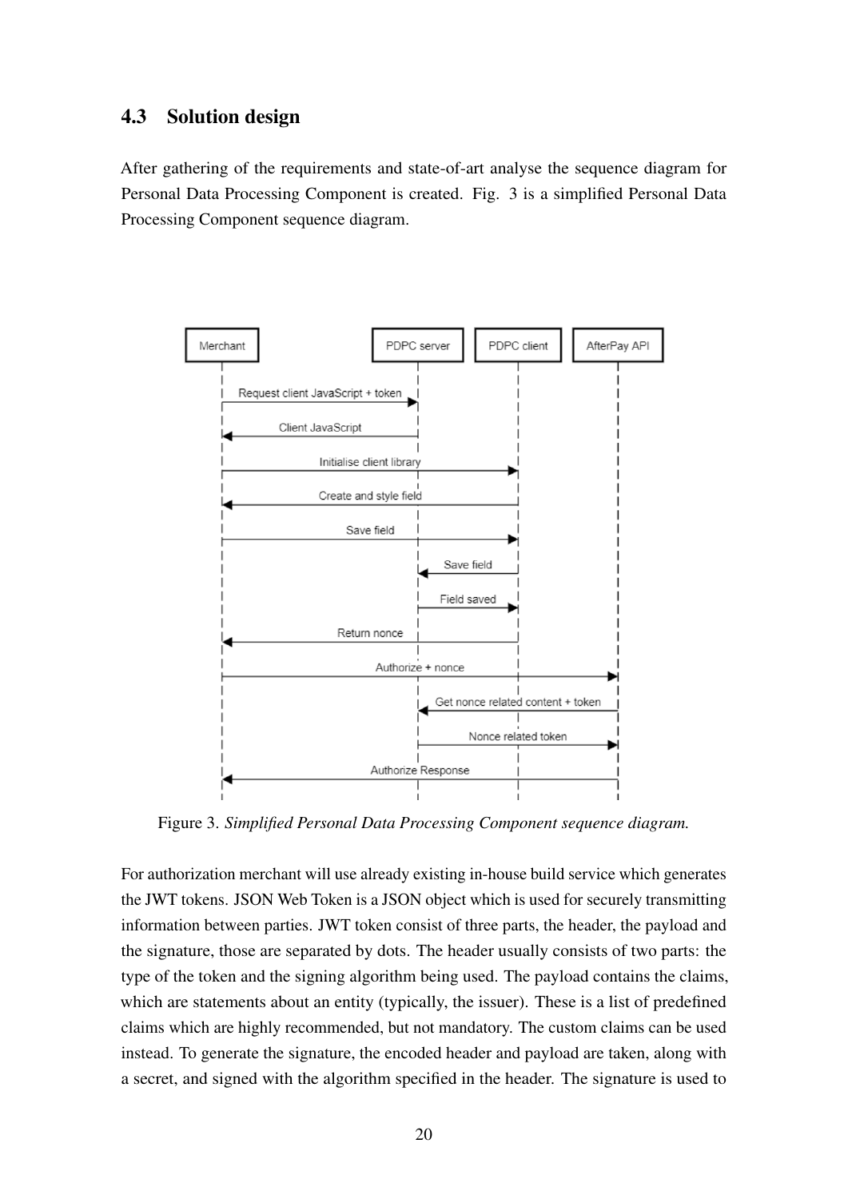## 4.3 Solution design

After gathering of the requirements and state-of-art analyse the sequence diagram for Personal Data Processing Component is created. Fig. 3 is a simplified Personal Data Processing Component sequence diagram.

Figure 3. *Simplified Personal Data Processing Component sequence diagram.*

For authorization merchant will use already existing in-house build service which generates the JWT tokens. JSON Web Token is a JSON object which is used for securely transmitting information between parties. JWT token consist of three parts, the header, the payload and the signature, those are separated by dots. The header usually consists of two parts: the type of the token and the signing algorithm being used. The payload contains the claims, which are statements about an entity (typically, the issuer). These is a list of predefined claims which are highly recommended, but not mandatory. The custom claims can be used instead. To generate the signature, the encoded header and payload are taken, along with a secret, and signed with the algorithm specified in the header. The signature is used to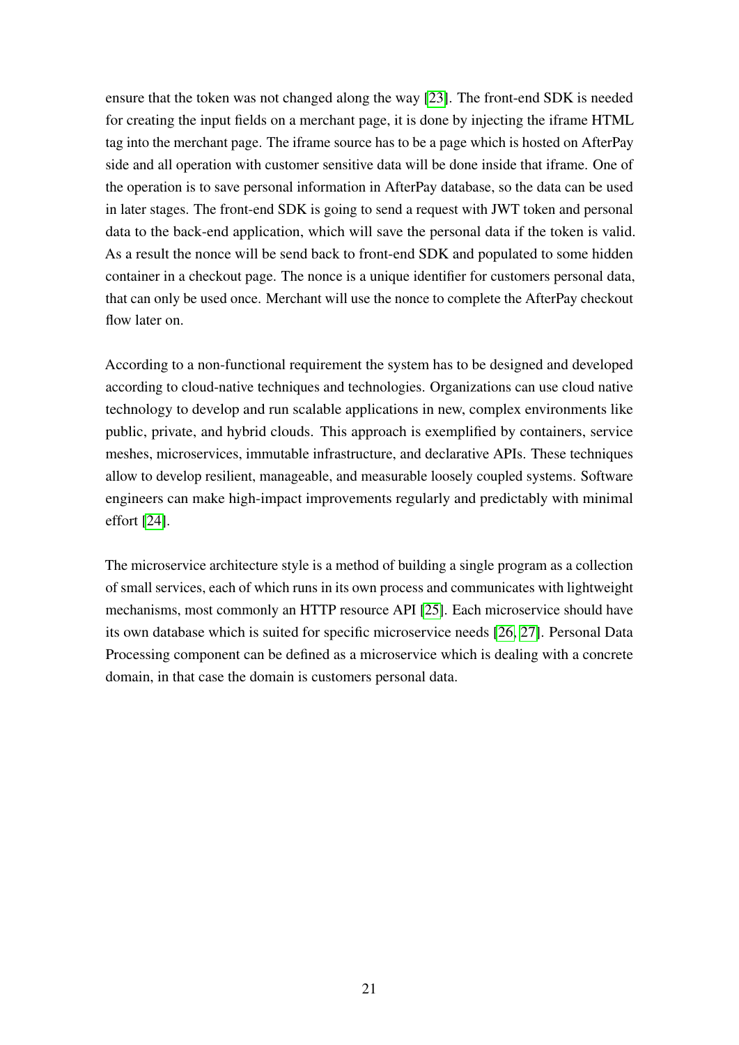ensure that the token was not changed along the way [23]. The front-end SDK is needed for creating the input fields on a merchant page, it is done by injecting the iframe HTML tag into the merchant page. The iframe source has to be a page which is hosted on AfterPay side and all operation with customer sensitive data will be done inside that iframe. One of the operation is to save personal information in AfterPay database, so the data can be used in later stages. The front-end SDK is going to send a request with JWT token and personal data to the back-end application, which will save the personal data if the token is valid. As a result the nonce will be send back to front-end SDK and populated to some hidden container in a checkout page. The nonce is a unique identifier for customers personal data, that can only be used once. Merchant will use the nonce to complete the AfterPay checkout flow later on.

According to a non-functional requirement the system has to be designed and developed according to cloud-native techniques and technologies. Organizations can use cloud native technology to develop and run scalable applications in new, complex environments like public, private, and hybrid clouds. This approach is exemplified by containers, service meshes, microservices, immutable infrastructure, and declarative APIs. These techniques allow to develop resilient, manageable, and measurable loosely coupled systems. Software engineers can make high-impact improvements regularly and predictably with minimal effort [24].

The microservice architecture style is a method of building a single program as a collection of small services, each of which runs in its own process and communicates with lightweight mechanisms, most commonly an HTTP resource API [25]. Each microservice should have its own database which is suited for specific microservice needs [26, 27]. Personal Data Processing component can be defined as a microservice which is dealing with a concrete domain, in that case the domain is customers personal data.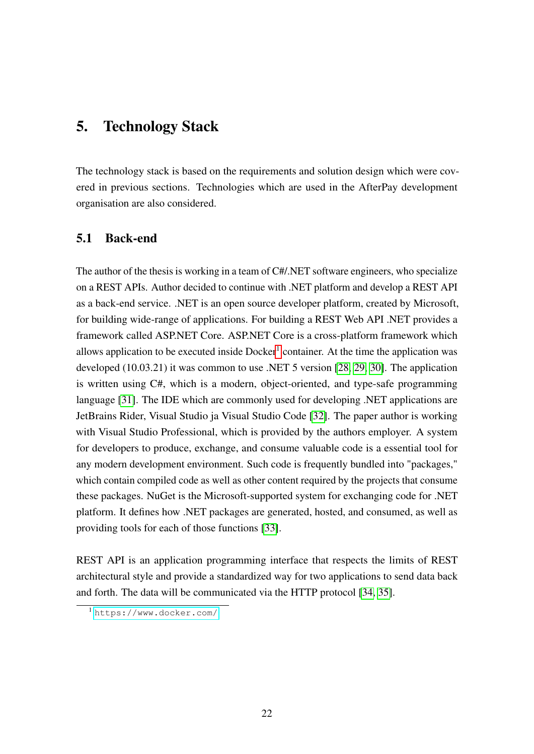# 5. Technology Stack

The technology stack is based on the requirements and solution design which were covered in previous sections. Technologies which are used in the AfterPay development organisation are also considered.

## 5.1 Back-end

The author of the thesis is working in a team of C#/.NET software engineers, who specialize on a REST APIs. Author decided to continue with .NET platform and develop a REST API as a back-end service. .NET is an open source developer platform, created by Microsoft, for building wide-range of applications. For building a REST Web API .NET provides a framework called ASP.NET Core. ASP.NET Core is a cross-platform framework which allows application to be executed inside Docker[1] container. At the time the application was developed (10.03.21) it was common to use .NET 5 version [28, 29, 30]. The application is written using C#, which is a modern, object-oriented, and type-safe programming language [31]. The IDE which are commonly used for developing .NET applications are JetBrains Rider, Visual Studio ja Visual Studio Code [32]. The paper author is working with Visual Studio Professional, which is provided by the authors employer. A system for developers to produce, exchange, and consume valuable code is a essential tool for any modern development environment. Such code is frequently bundled into "packages," which contain compiled code as well as other content required by the projects that consume these packages. NuGet is the Microsoft-supported system for exchanging code for .NET platform. It defines how .NET packages are generated, hosted, and consumed, as well as providing tools for each of those functions [33].

REST API is an application programming interface that respects the limits of REST architectural style and provide a standardized way for two applications to send data back and forth. The data will be communicated via the HTTP protocol [34, 35].

[1] https://www.docker.com/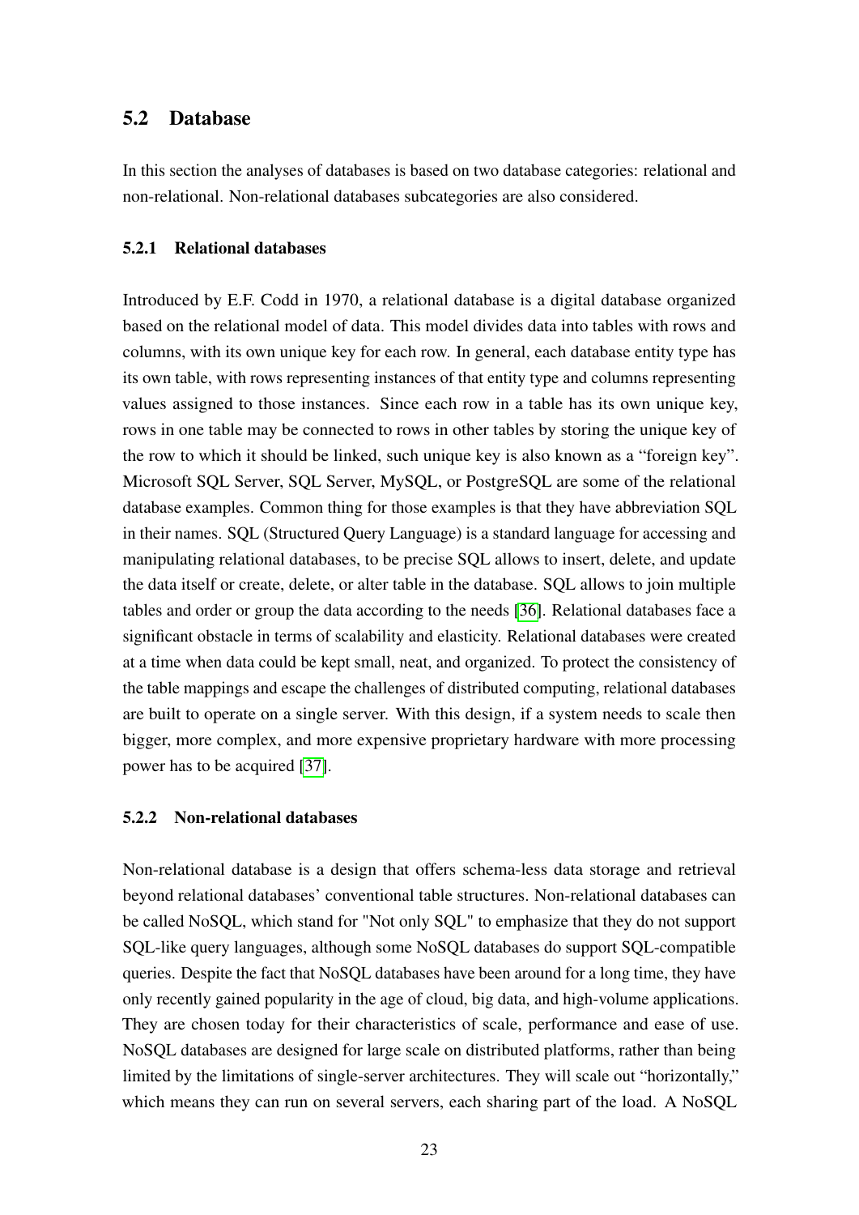## 5.2 Database

In this section the analyses of databases is based on two database categories: relational and non-relational. Non-relational databases subcategories are also considered.

### 5.2.1 Relational databases

Introduced by E.F. Codd in 1970, a relational database is a digital database organized based on the relational model of data. This model divides data into tables with rows and columns, with its own unique key for each row. In general, each database entity type has its own table, with rows representing instances of that entity type and columns representing values assigned to those instances. Since each row in a table has its own unique key, rows in one table may be connected to rows in other tables by storing the unique key of the row to which it should be linked, such unique key is also known as a "foreign key". Microsoft SQL Server, SQL Server, MySQL, or PostgreSQL are some of the relational database examples. Common thing for those examples is that they have abbreviation SQL in their names. SQL (Structured Query Language) is a standard language for accessing and manipulating relational databases, to be precise SQL allows to insert, delete, and update the data itself or create, delete, or alter table in the database. SQL allows to join multiple tables and order or group the data according to the needs [36]. Relational databases face a significant obstacle in terms of scalability and elasticity. Relational databases were created at a time when data could be kept small, neat, and organized. To protect the consistency of the table mappings and escape the challenges of distributed computing, relational databases are built to operate on a single server. With this design, if a system needs to scale then bigger, more complex, and more expensive proprietary hardware with more processing power has to be acquired [37].

### 5.2.2 Non-relational databases

Non-relational database is a design that offers schema-less data storage and retrieval beyond relational databases' conventional table structures. Non-relational databases can be called NoSQL, which stand for "Not only SQL" to emphasize that they do not support SQL-like query languages, although some NoSQL databases do support SQL-compatible queries. Despite the fact that NoSQL databases have been around for a long time, they have only recently gained popularity in the age of cloud, big data, and high-volume applications. They are chosen today for their characteristics of scale, performance and ease of use. NoSQL databases are designed for large scale on distributed platforms, rather than being limited by the limitations of single-server architectures. They will scale out "horizontally," which means they can run on several servers, each sharing part of the load. A NoSQL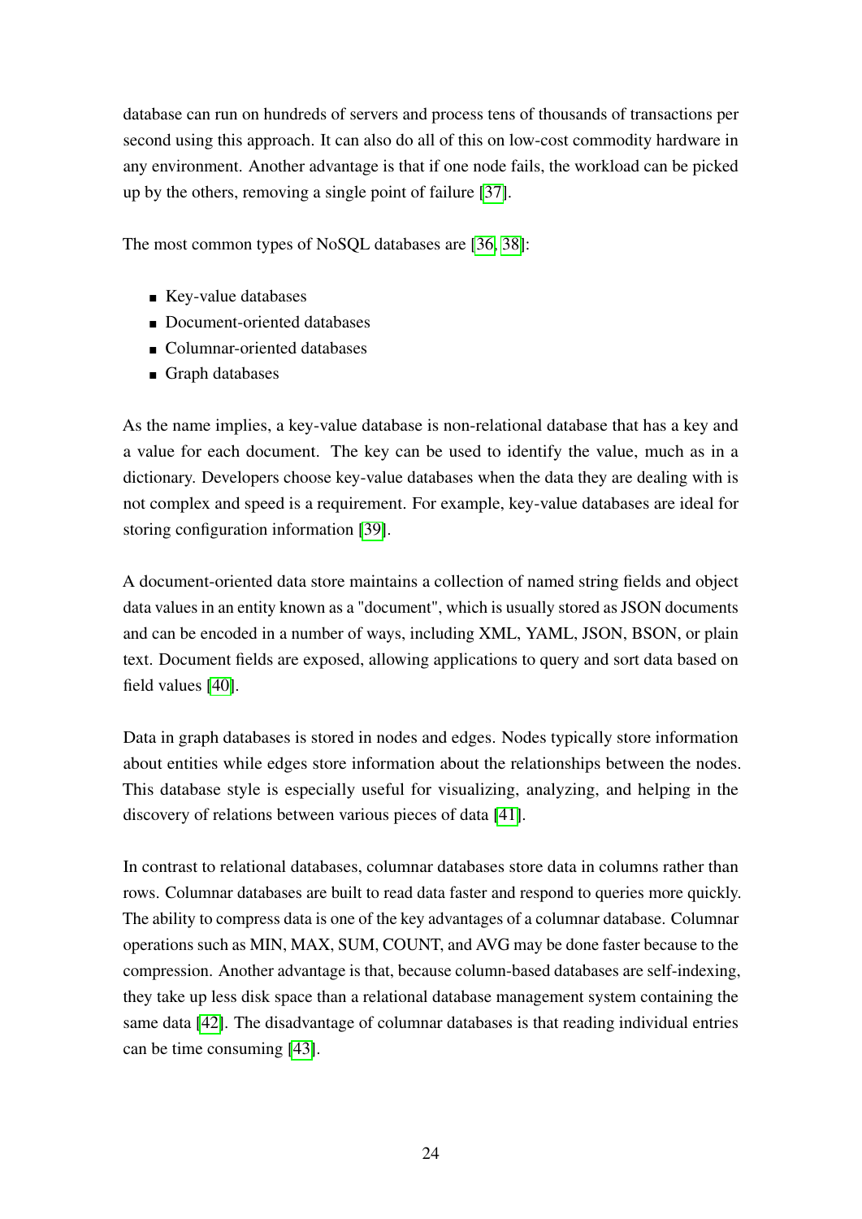database can run on hundreds of servers and process tens of thousands of transactions per second using this approach. It can also do all of this on low-cost commodity hardware in any environment. Another advantage is that if one node fails, the workload can be picked up by the others, removing a single point of failure [37].

The most common types of NoSQL databases are [36, 38]:

- Key-value databases
- Document-oriented databases
- Columnar-oriented databases
- Graph databases

As the name implies, a key-value database is non-relational database that has a key and a value for each document. The key can be used to identify the value, much as in a dictionary. Developers choose key-value databases when the data they are dealing with is not complex and speed is a requirement. For example, key-value databases are ideal for storing configuration information [39].

A document-oriented data store maintains a collection of named string fields and object data values in an entity known as a "document", which is usually stored as JSON documents and can be encoded in a number of ways, including XML, YAML, JSON, BSON, or plain text. Document fields are exposed, allowing applications to query and sort data based on field values [40].

Data in graph databases is stored in nodes and edges. Nodes typically store information about entities while edges store information about the relationships between the nodes. This database style is especially useful for visualizing, analyzing, and helping in the discovery of relations between various pieces of data [41].

In contrast to relational databases, columnar databases store data in columns rather than rows. Columnar databases are built to read data faster and respond to queries more quickly. The ability to compress data is one of the key advantages of a columnar database. Columnar operations such as MIN, MAX, SUM, COUNT, and AVG may be done faster because to the compression. Another advantage is that, because column-based databases are self-indexing, they take up less disk space than a relational database management system containing the same data [42]. The disadvantage of columnar databases is that reading individual entries can be time consuming [43].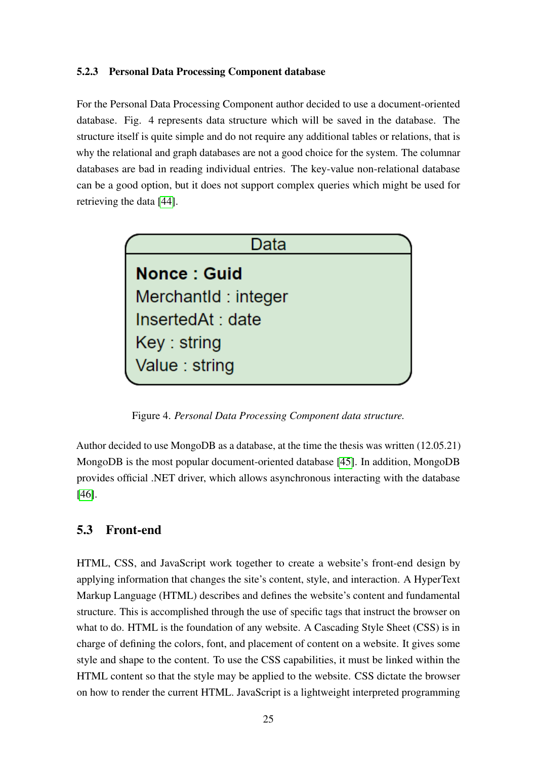### 5.2.3 Personal Data Processing Component database

For the Personal Data Processing Component author decided to use a document-oriented database. Fig. 4 represents data structure which will be saved in the database. The structure itself is quite simple and do not require any additional tables or relations, that is why the relational and graph databases are not a good choice for the system. The columnar databases are bad in reading individual entries. The key-value non-relational database can be a good option, but it does not support complex queries which might be used for retrieving the data [44].

| Data |
| --- |
| **Nonce : Guid** |
| MerchantId : integer |
| InsertedAt : date |
| Key : string |
| Value : string |

Figure 4. *Personal Data Processing Component data structure.*

Author decided to use MongoDB as a database, at the time the thesis was written (12.05.21) MongoDB is the most popular document-oriented database [45]. In addition, MongoDB provides official .NET driver, which allows asynchronous interacting with the database [46].

## 5.3 Front-end

HTML, CSS, and JavaScript work together to create a website's front-end design by applying information that changes the site's content, style, and interaction. A HyperText Markup Language (HTML) describes and defines the website's content and fundamental structure. This is accomplished through the use of specific tags that instruct the browser on what to do. HTML is the foundation of any website. A Cascading Style Sheet (CSS) is in charge of defining the colors, font, and placement of content on a website. It gives some style and shape to the content. To use the CSS capabilities, it must be linked within the HTML content so that the style may be applied to the website. CSS dictate the browser on how to render the current HTML. JavaScript is a lightweight interpreted programming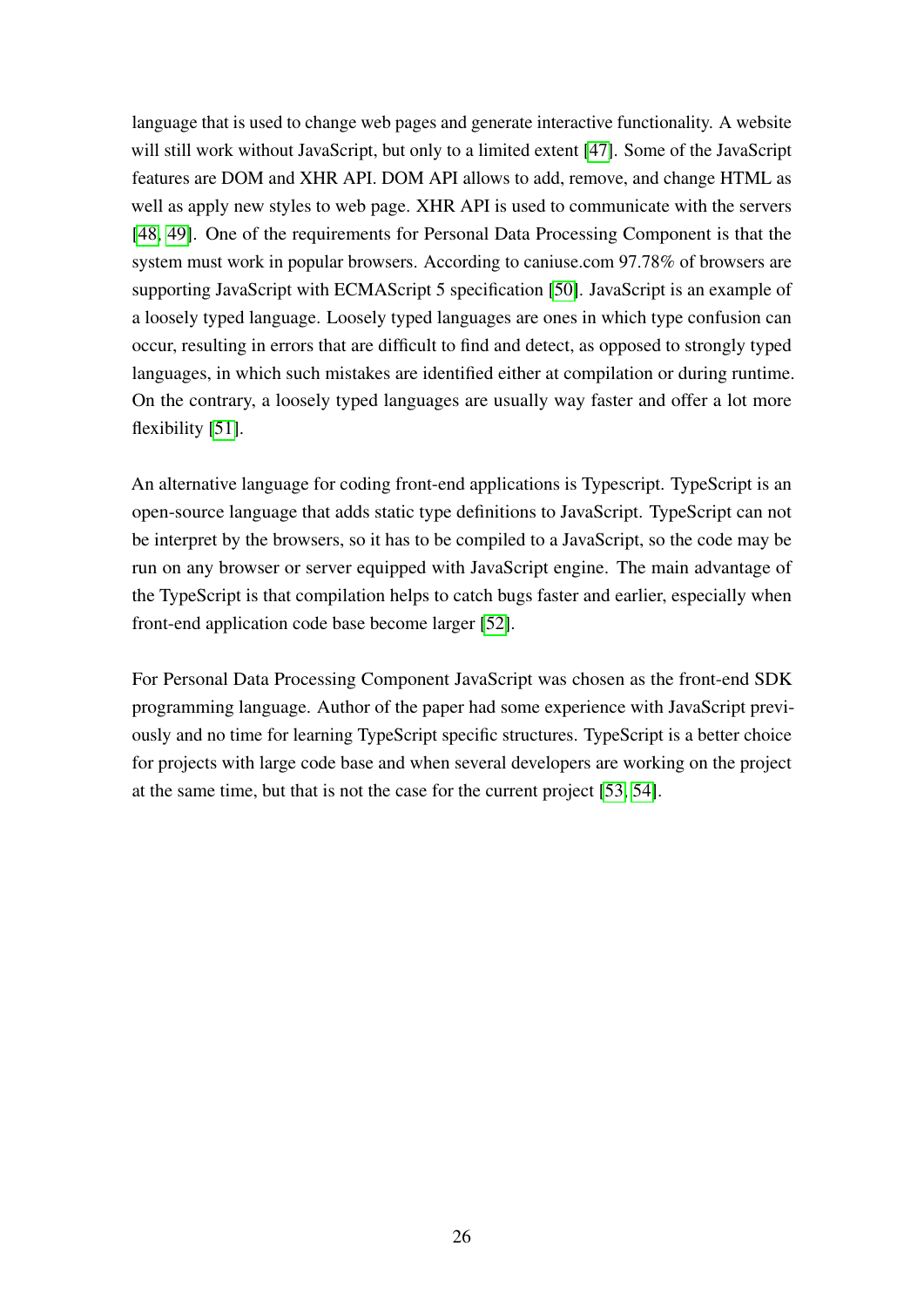language that is used to change web pages and generate interactive functionality. A website will still work without JavaScript, but only to a limited extent [47]. Some of the JavaScript features are DOM and XHR API. DOM API allows to add, remove, and change HTML as well as apply new styles to web page. XHR API is used to communicate with the servers [48, 49]. One of the requirements for Personal Data Processing Component is that the system must work in popular browsers. According to caniuse.com 97.78% of browsers are supporting JavaScript with ECMAScript 5 specification [50]. JavaScript is an example of a loosely typed language. Loosely typed languages are ones in which type confusion can occur, resulting in errors that are difficult to find and detect, as opposed to strongly typed languages, in which such mistakes are identified either at compilation or during runtime. On the contrary, a loosely typed languages are usually way faster and offer a lot more flexibility [51].

An alternative language for coding front-end applications is Typescript. TypeScript is an open-source language that adds static type definitions to JavaScript. TypeScript can not be interpret by the browsers, so it has to be compiled to a JavaScript, so the code may be run on any browser or server equipped with JavaScript engine. The main advantage of the TypeScript is that compilation helps to catch bugs faster and earlier, especially when front-end application code base become larger [52].

For Personal Data Processing Component JavaScript was chosen as the front-end SDK programming language. Author of the paper had some experience with JavaScript previously and no time for learning TypeScript specific structures. TypeScript is a better choice for projects with large code base and when several developers are working on the project at the same time, but that is not the case for the current project [53, 54].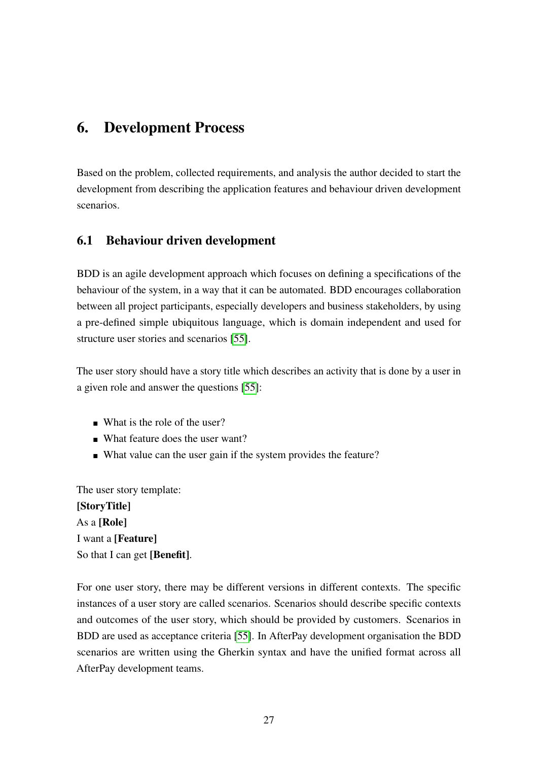# 6. Development Process

Based on the problem, collected requirements, and analysis the author decided to start the development from describing the application features and behaviour driven development scenarios.

## 6.1 Behaviour driven development

BDD is an agile development approach which focuses on defining a specifications of the behaviour of the system, in a way that it can be automated. BDD encourages collaboration between all project participants, especially developers and business stakeholders, by using a pre-defined simple ubiquitous language, which is domain independent and used for structure user stories and scenarios [55].

The user story should have a story title which describes an activity that is done by a user in a given role and answer the questions [55]:

- What is the role of the user?
- What feature does the user want?
- What value can the user gain if the system provides the feature?

The user story template:
**[StoryTitle]**
As a **[Role]**
I want a **[Feature]**
So that I can get **[Benefit]**.

For one user story, there may be different versions in different contexts. The specific instances of a user story are called scenarios. Scenarios should describe specific contexts and outcomes of the user story, which should be provided by customers. Scenarios in BDD are used as acceptance criteria [55]. In AfterPay development organisation the BDD scenarios are written using the Gherkin syntax and have the unified format across all AfterPay development teams.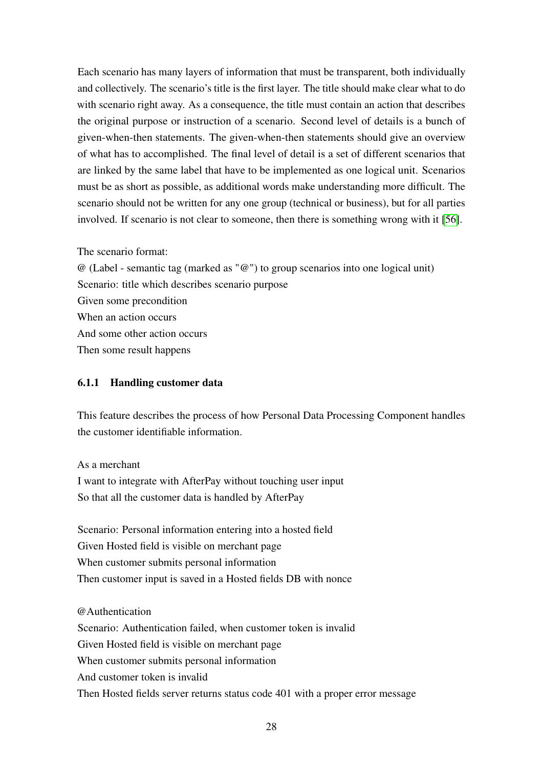Each scenario has many layers of information that must be transparent, both individually and collectively. The scenario's title is the first layer. The title should make clear what to do with scenario right away. As a consequence, the title must contain an action that describes the original purpose or instruction of a scenario. Second level of details is a bunch of given-when-then statements. The given-when-then statements should give an overview of what has to accomplished. The final level of detail is a set of different scenarios that are linked by the same label that have to be implemented as one logical unit. Scenarios must be as short as possible, as additional words make understanding more difficult. The scenario should not be written for any one group (technical or business), but for all parties involved. If scenario is not clear to someone, then there is something wrong with it [56].

The scenario format:
@ (Label - semantic tag (marked as "@") to group scenarios into one logical unit)
Scenario: title which describes scenario purpose
Given some precondition
When an action occurs
And some other action occurs
Then some result happens

### 6.1.1 Handling customer data

This feature describes the process of how Personal Data Processing Component handles the customer identifiable information.

As a merchant
I want to integrate with AfterPay without touching user input
So that all the customer data is handled by AfterPay

Scenario: Personal information entering into a hosted field
Given Hosted field is visible on merchant page
When customer submits personal information
Then customer input is saved in a Hosted fields DB with nonce

@Authentication
Scenario: Authentication failed, when customer token is invalid
Given Hosted field is visible on merchant page
When customer submits personal information
And customer token is invalid
Then Hosted fields server returns status code 401 with a proper error message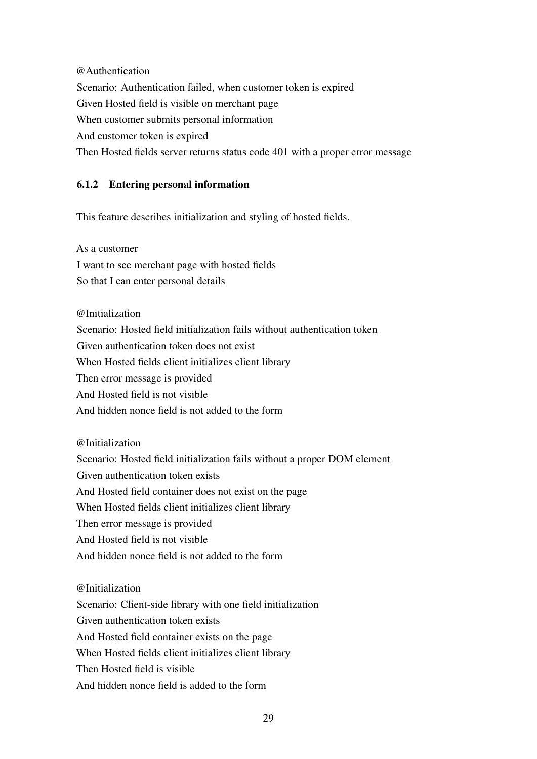@Authentication
Scenario: Authentication failed, when customer token is expired
Given Hosted field is visible on merchant page
When customer submits personal information
And customer token is expired
Then Hosted fields server returns status code 401 with a proper error message

### 6.1.2 Entering personal information

This feature describes initialization and styling of hosted fields.

As a customer
I want to see merchant page with hosted fields
So that I can enter personal details

@Initialization
Scenario: Hosted field initialization fails without authentication token
Given authentication token does not exist
When Hosted fields client initializes client library
Then error message is provided
And Hosted field is not visible
And hidden nonce field is not added to the form

@Initialization
Scenario: Hosted field initialization fails without a proper DOM element
Given authentication token exists
And Hosted field container does not exist on the page
When Hosted fields client initializes client library
Then error message is provided
And Hosted field is not visible
And hidden nonce field is not added to the form

@Initialization
Scenario: Client-side library with one field initialization
Given authentication token exists
And Hosted field container exists on the page
When Hosted fields client initializes client library
Then Hosted field is visible
And hidden nonce field is added to the form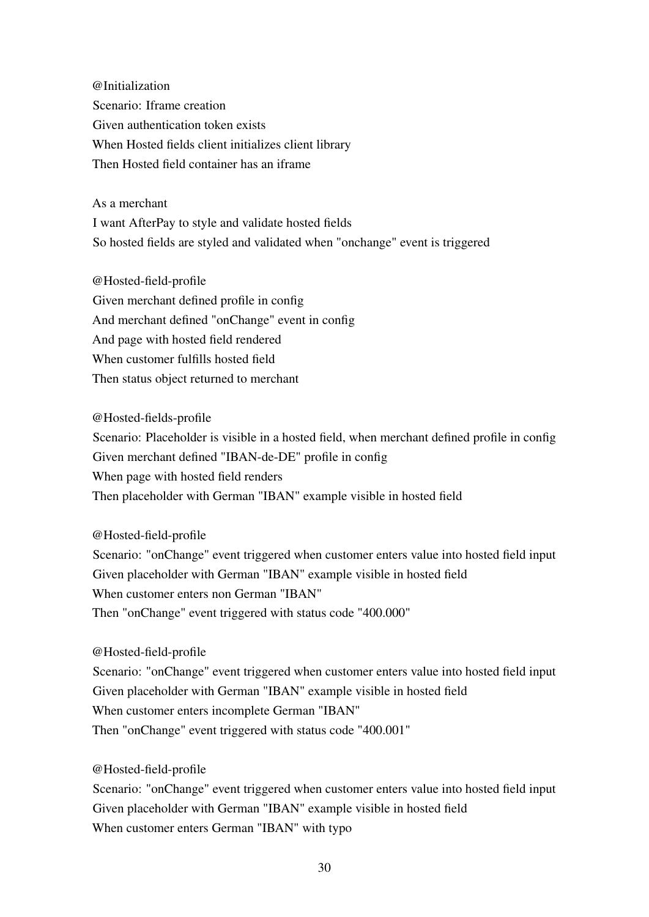@Initialization
Scenario: Iframe creation
Given authentication token exists
When Hosted fields client initializes client library
Then Hosted field container has an iframe

As a merchant
I want AfterPay to style and validate hosted fields
So hosted fields are styled and validated when "onchange" event is triggered

@Hosted-field-profile
Given merchant defined profile in config
And merchant defined "onChange" event in config
And page with hosted field rendered
When customer fulfills hosted field
Then status object returned to merchant

@Hosted-fields-profile
Scenario: Placeholder is visible in a hosted field, when merchant defined profile in config
Given merchant defined "IBAN-de-DE" profile in config
When page with hosted field renders
Then placeholder with German "IBAN" example visible in hosted field

@Hosted-field-profile
Scenario: "onChange" event triggered when customer enters value into hosted field input
Given placeholder with German "IBAN" example visible in hosted field
When customer enters non German "IBAN"
Then "onChange" event triggered with status code "400.000"

@Hosted-field-profile
Scenario: "onChange" event triggered when customer enters value into hosted field input
Given placeholder with German "IBAN" example visible in hosted field
When customer enters incomplete German "IBAN"
Then "onChange" event triggered with status code "400.001"

@Hosted-field-profile
Scenario: "onChange" event triggered when customer enters value into hosted field input
Given placeholder with German "IBAN" example visible in hosted field
When customer enters German "IBAN" with typo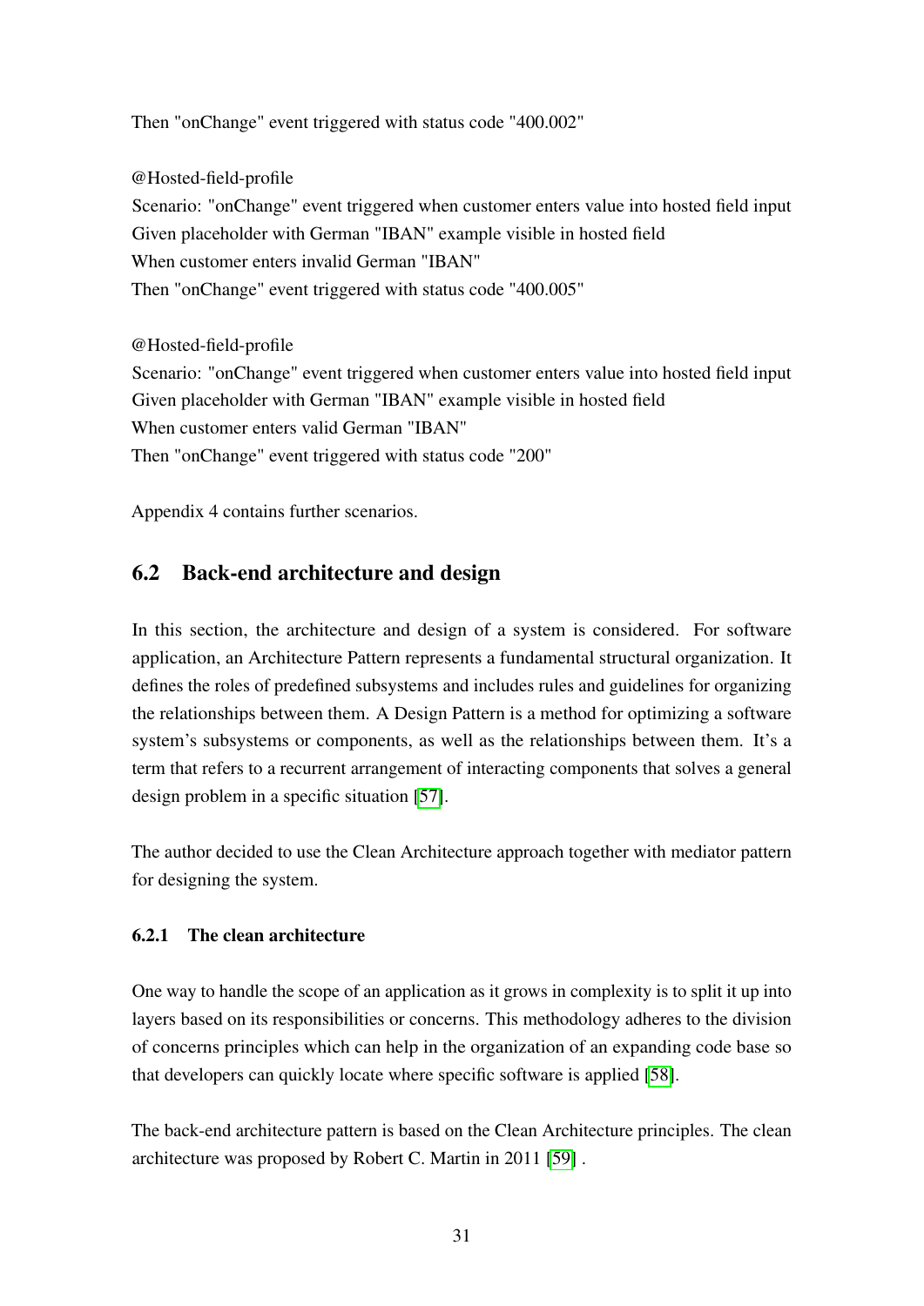Then "onChange" event triggered with status code "400.002"

@Hosted-field-profile
Scenario: "onChange" event triggered when customer enters value into hosted field input
Given placeholder with German "IBAN" example visible in hosted field
When customer enters invalid German "IBAN"
Then "onChange" event triggered with status code "400.005"

@Hosted-field-profile
Scenario: "onChange" event triggered when customer enters value into hosted field input
Given placeholder with German "IBAN" example visible in hosted field
When customer enters valid German "IBAN"
Then "onChange" event triggered with status code "200"

Appendix 4 contains further scenarios.

## 6.2 Back-end architecture and design

In this section, the architecture and design of a system is considered. For software application, an Architecture Pattern represents a fundamental structural organization. It defines the roles of predefined subsystems and includes rules and guidelines for organizing the relationships between them. A Design Pattern is a method for optimizing a software system's subsystems or components, as well as the relationships between them. It's a term that refers to a recurrent arrangement of interacting components that solves a general design problem in a specific situation [57].

The author decided to use the Clean Architecture approach together with mediator pattern for designing the system.

### 6.2.1 The clean architecture

One way to handle the scope of an application as it grows in complexity is to split it up into layers based on its responsibilities or concerns. This methodology adheres to the division of concerns principles which can help in the organization of an expanding code base so that developers can quickly locate where specific software is applied [58].

The back-end architecture pattern is based on the Clean Architecture principles. The clean architecture was proposed by Robert C. Martin in 2011 [59] .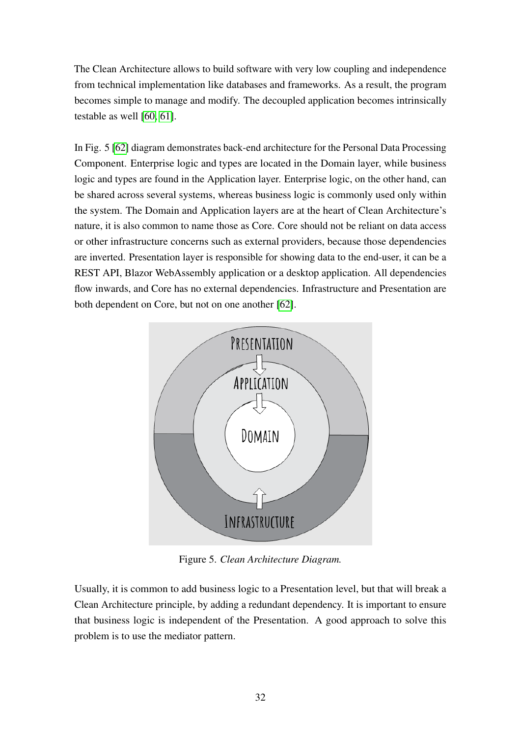The Clean Architecture allows to build software with very low coupling and independence from technical implementation like databases and frameworks. As a result, the program becomes simple to manage and modify. The decoupled application becomes intrinsically testable as well [60, 61].

In Fig. 5 [62] diagram demonstrates back-end architecture for the Personal Data Processing Component. Enterprise logic and types are located in the Domain layer, while business logic and types are found in the Application layer. Enterprise logic, on the other hand, can be shared across several systems, whereas business logic is commonly used only within the system. The Domain and Application layers are at the heart of Clean Architecture's nature, it is also common to name those as Core. Core should not be reliant on data access or other infrastructure concerns such as external providers, because those dependencies are inverted. Presentation layer is responsible for showing data to the end-user, it can be a REST API, Blazor WebAssembly application or a desktop application. All dependencies flow inwards, and Core has no external dependencies. Infrastructure and Presentation are both dependent on Core, but not on one another [62].

Figure 5. *Clean Architecture Diagram.*

Usually, it is common to add business logic to a Presentation level, but that will break a Clean Architecture principle, by adding a redundant dependency. It is important to ensure that business logic is independent of the Presentation. A good approach to solve this problem is to use the mediator pattern.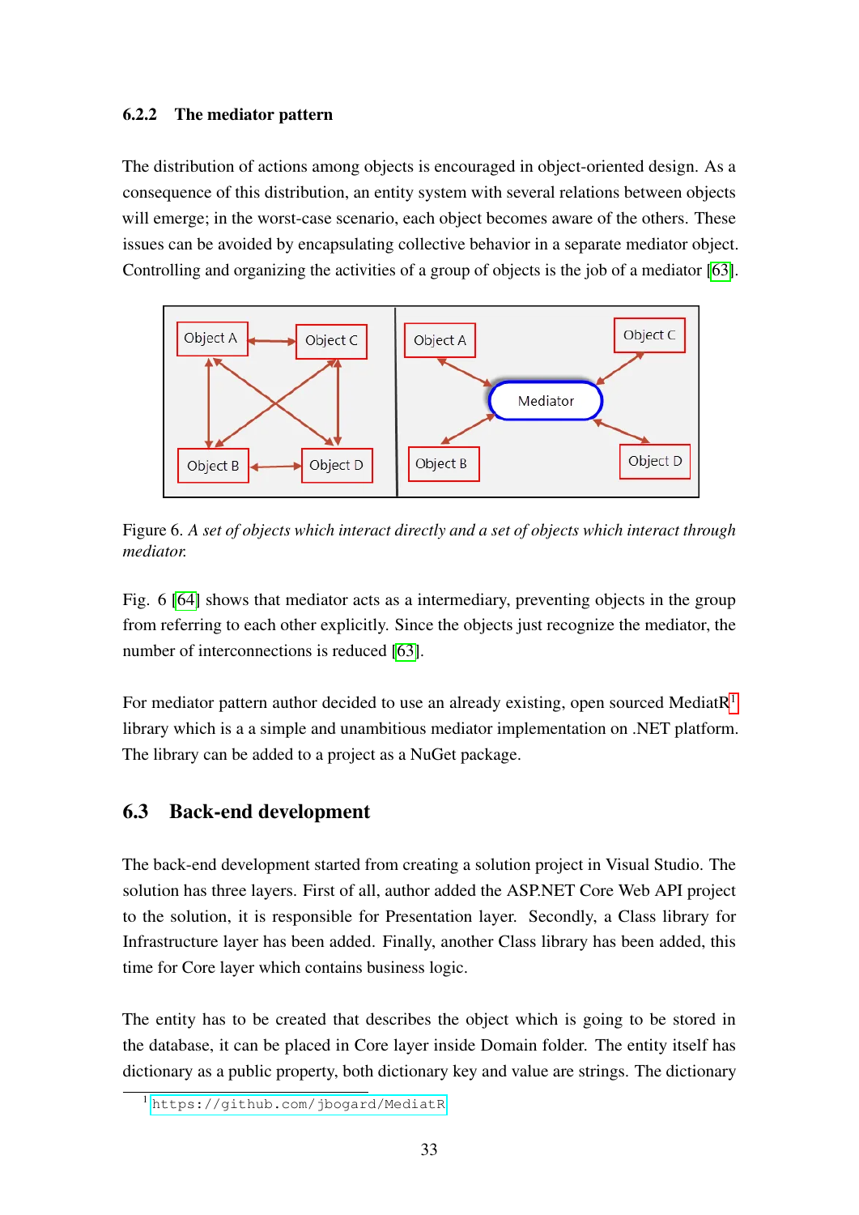### 6.2.2 The mediator pattern

The distribution of actions among objects is encouraged in object-oriented design. As a consequence of this distribution, an entity system with several relations between objects will emerge; in the worst-case scenario, each object becomes aware of the others. These issues can be avoided by encapsulating collective behavior in a separate mediator object. Controlling and organizing the activities of a group of objects is the job of a mediator [63].

Figure 6. *A set of objects which interact directly and a set of objects which interact through mediator.*

Fig. 6 [64] shows that mediator acts as a intermediary, preventing objects in the group from referring to each other explicitly. Since the objects just recognize the mediator, the number of interconnections is reduced [63].

For mediator pattern author decided to use an already existing, open sourced MediatR[1] library which is a a simple and unambitious mediator implementation on .NET platform. The library can be added to a project as a NuGet package.

## 6.3 Back-end development

The back-end development started from creating a solution project in Visual Studio. The solution has three layers. First of all, author added the ASP.NET Core Web API project to the solution, it is responsible for Presentation layer. Secondly, a Class library for Infrastructure layer has been added. Finally, another Class library has been added, this time for Core layer which contains business logic.

The entity has to be created that describes the object which is going to be stored in the database, it can be placed in Core layer inside Domain folder. The entity itself has dictionary as a public property, both dictionary key and value are strings. The dictionary

[1] https://github.com/jbogard/MediatR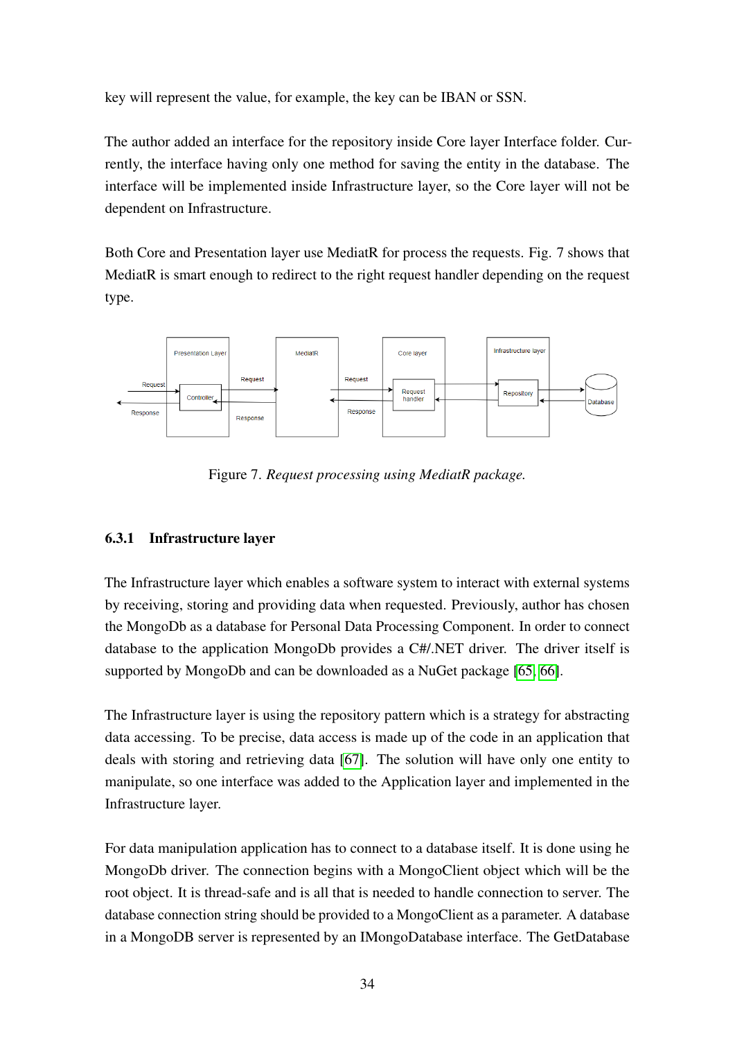key will represent the value, for example, the key can be IBAN or SSN.

The author added an interface for the repository inside Core layer Interface folder. Currently, the interface having only one method for saving the entity in the database. The interface will be implemented inside Infrastructure layer, so the Core layer will not be dependent on Infrastructure.

Both Core and Presentation layer use MediatR for process the requests. Fig. 7 shows that MediatR is smart enough to redirect to the right request handler depending on the request type.

Figure 7. *Request processing using MediatR package.*

### 6.3.1 Infrastructure layer

The Infrastructure layer which enables a software system to interact with external systems by receiving, storing and providing data when requested. Previously, author has chosen the MongoDb as a database for Personal Data Processing Component. In order to connect database to the application MongoDb provides a C#/.NET driver. The driver itself is supported by MongoDb and can be downloaded as a NuGet package [65, 66].

The Infrastructure layer is using the repository pattern which is a strategy for abstracting data accessing. To be precise, data access is made up of the code in an application that deals with storing and retrieving data [67]. The solution will have only one entity to manipulate, so one interface was added to the Application layer and implemented in the Infrastructure layer.

For data manipulation application has to connect to a database itself. It is done using he MongoDb driver. The connection begins with a MongoClient object which will be the root object. It is thread-safe and is all that is needed to handle connection to server. The database connection string should be provided to a MongoClient as a parameter. A database in a MongoDB server is represented by an IMongoDatabase interface. The GetDatabase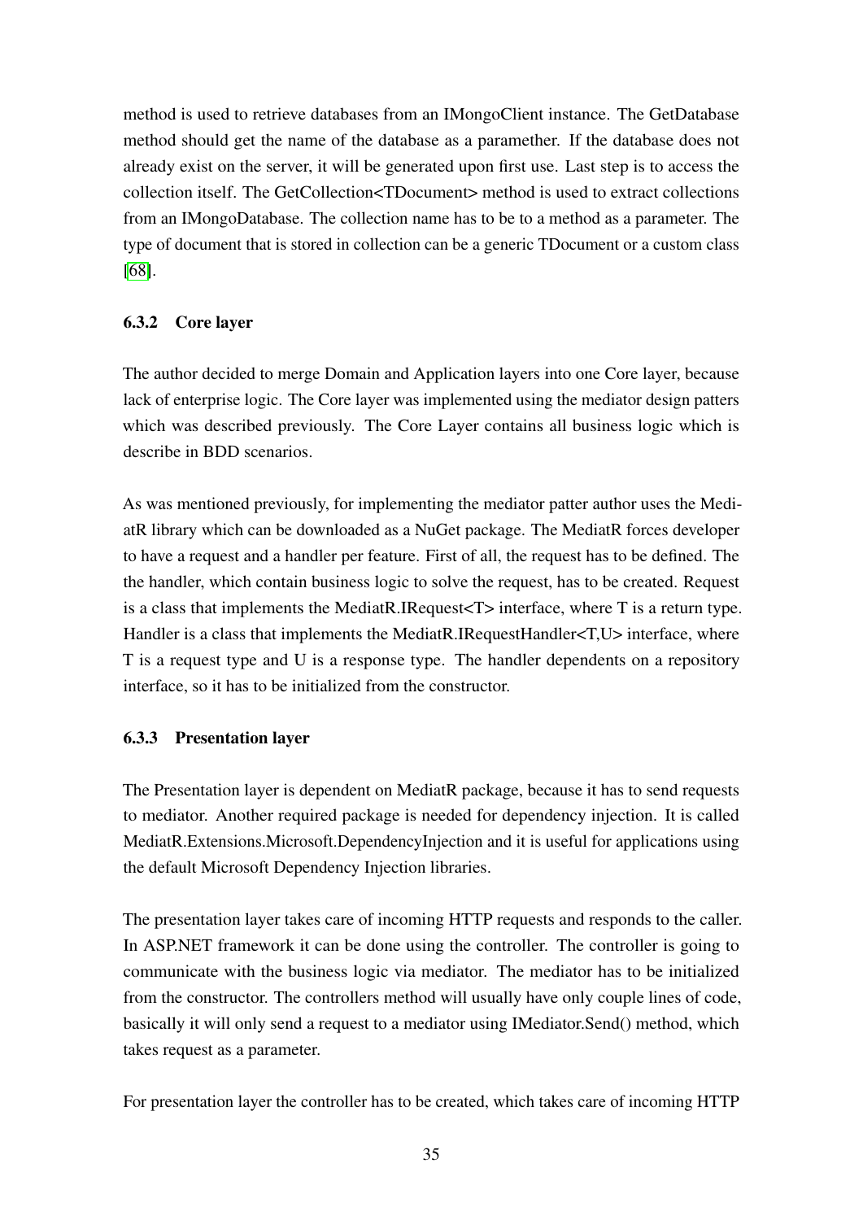method is used to retrieve databases from an IMongoClient instance. The GetDatabase method should get the name of the database as a paramether. If the database does not already exist on the server, it will be generated upon first use. Last step is to access the collection itself. The GetCollection<TDocument> method is used to extract collections from an IMongoDatabase. The collection name has to be to a method as a parameter. The type of document that is stored in collection can be a generic TDocument or a custom class [68].

### 6.3.2 Core layer

The author decided to merge Domain and Application layers into one Core layer, because lack of enterprise logic. The Core layer was implemented using the mediator design patters which was described previously. The Core Layer contains all business logic which is describe in BDD scenarios.

As was mentioned previously, for implementing the mediator patter author uses the MediatR library which can be downloaded as a NuGet package. The MediatR forces developer to have a request and a handler per feature. First of all, the request has to be defined. The the handler, which contain business logic to solve the request, has to be created. Request is a class that implements the MediatR.IRequest<T> interface, where T is a return type. Handler is a class that implements the MediatR.IRequestHandler<T,U> interface, where T is a request type and U is a response type. The handler dependents on a repository interface, so it has to be initialized from the constructor.

### 6.3.3 Presentation layer

The Presentation layer is dependent on MediatR package, because it has to send requests to mediator. Another required package is needed for dependency injection. It is called MediatR.Extensions.Microsoft.DependencyInjection and it is useful for applications using the default Microsoft Dependency Injection libraries.

The presentation layer takes care of incoming HTTP requests and responds to the caller. In ASP.NET framework it can be done using the controller. The controller is going to communicate with the business logic via mediator. The mediator has to be initialized from the constructor. The controllers method will usually have only couple lines of code, basically it will only send a request to a mediator using IMediator.Send() method, which takes request as a parameter.

For presentation layer the controller has to be created, which takes care of incoming HTTP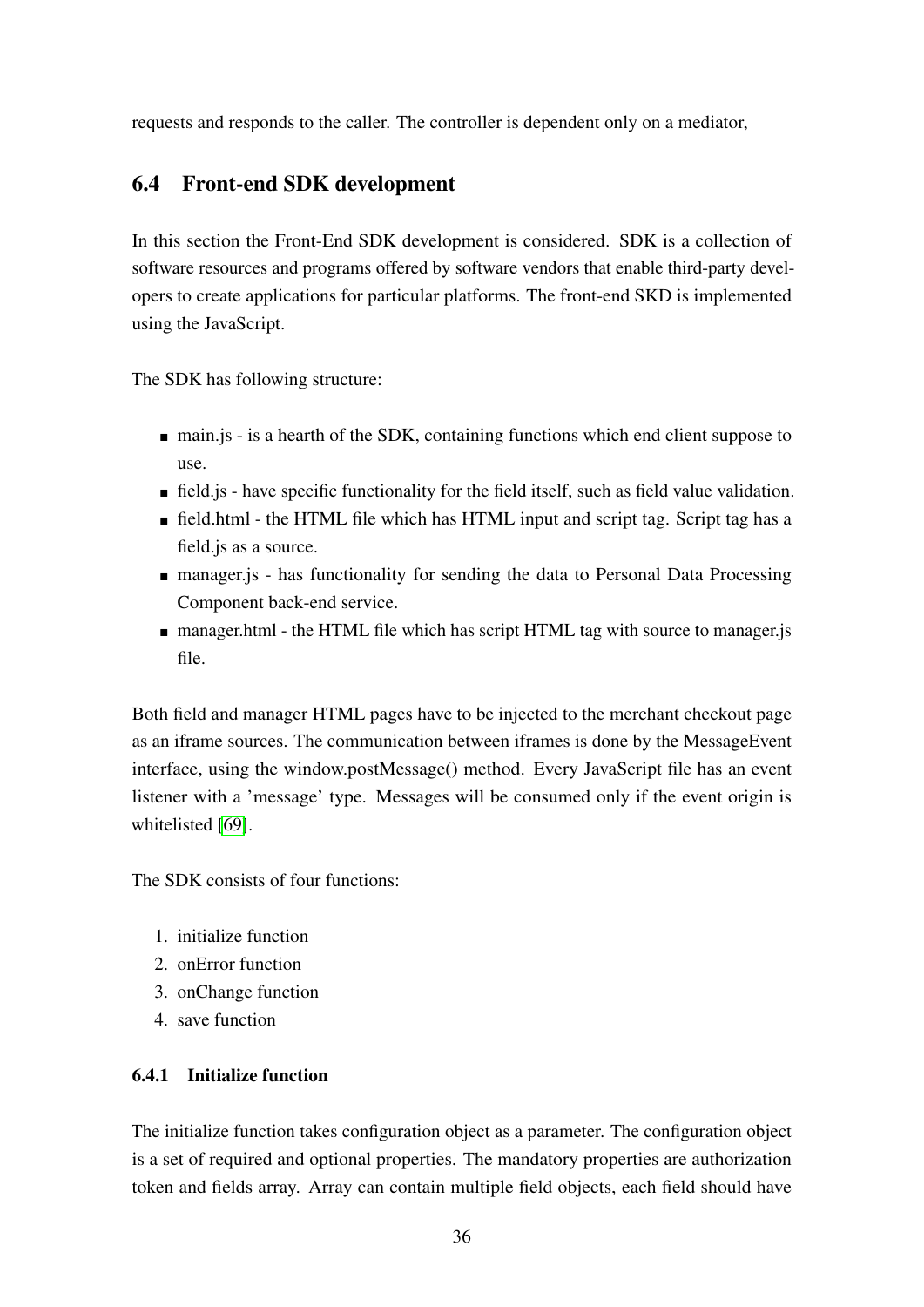requests and responds to the caller. The controller is dependent only on a mediator,

## 6.4 Front-end SDK development

In this section the Front-End SDK development is considered. SDK is a collection of software resources and programs offered by software vendors that enable third-party developers to create applications for particular platforms. The front-end SKD is implemented using the JavaScript.

The SDK has following structure:

- main.js - is a hearth of the SDK, containing functions which end client suppose to use.
- field.js - have specific functionality for the field itself, such as field value validation.
- field.html - the HTML file which has HTML input and script tag. Script tag has a field.js as a source.
- manager.js - has functionality for sending the data to Personal Data Processing Component back-end service.
- manager.html - the HTML file which has script HTML tag with source to manager.js file.

Both field and manager HTML pages have to be injected to the merchant checkout page as an iframe sources. The communication between iframes is done by the MessageEvent interface, using the window.postMessage() method. Every JavaScript file has an event listener with a 'message' type. Messages will be consumed only if the event origin is whitelisted [69].

The SDK consists of four functions:

1. initialize function
2. onError function
3. onChange function
4. save function

### 6.4.1 Initialize function

The initialize function takes configuration object as a parameter. The configuration object is a set of required and optional properties. The mandatory properties are authorization token and fields array. Array can contain multiple field objects, each field should have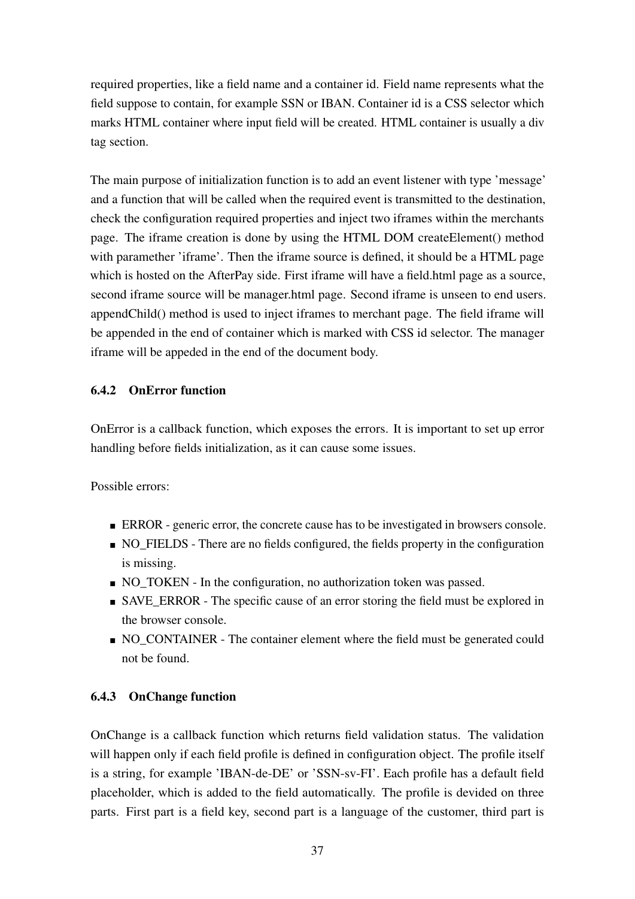required properties, like a field name and a container id. Field name represents what the field suppose to contain, for example SSN or IBAN. Container id is a CSS selector which marks HTML container where input field will be created. HTML container is usually a div tag section.

The main purpose of initialization function is to add an event listener with type 'message' and a function that will be called when the required event is transmitted to the destination, check the configuration required properties and inject two iframes within the merchants page. The iframe creation is done by using the HTML DOM createElement() method with paramether 'iframe'. Then the iframe source is defined, it should be a HTML page which is hosted on the AfterPay side. First iframe will have a field.html page as a source, second iframe source will be manager.html page. Second iframe is unseen to end users. appendChild() method is used to inject iframes to merchant page. The field iframe will be appended in the end of container which is marked with CSS id selector. The manager iframe will be appeded in the end of the document body.

### 6.4.2 OnError function

OnError is a callback function, which exposes the errors. It is important to set up error handling before fields initialization, as it can cause some issues.

Possible errors:

- ERROR - generic error, the concrete cause has to be investigated in browsers console.
- NO_FIELDS - There are no fields configured, the fields property in the configuration is missing.
- NO_TOKEN - In the configuration, no authorization token was passed.
- SAVE_ERROR - The specific cause of an error storing the field must be explored in the browser console.
- NO_CONTAINER - The container element where the field must be generated could not be found.

### 6.4.3 OnChange function

OnChange is a callback function which returns field validation status. The validation will happen only if each field profile is defined in configuration object. The profile itself is a string, for example 'IBAN-de-DE' or 'SSN-sv-FI'. Each profile has a default field placeholder, which is added to the field automatically. The profile is devided on three parts. First part is a field key, second part is a language of the customer, third part is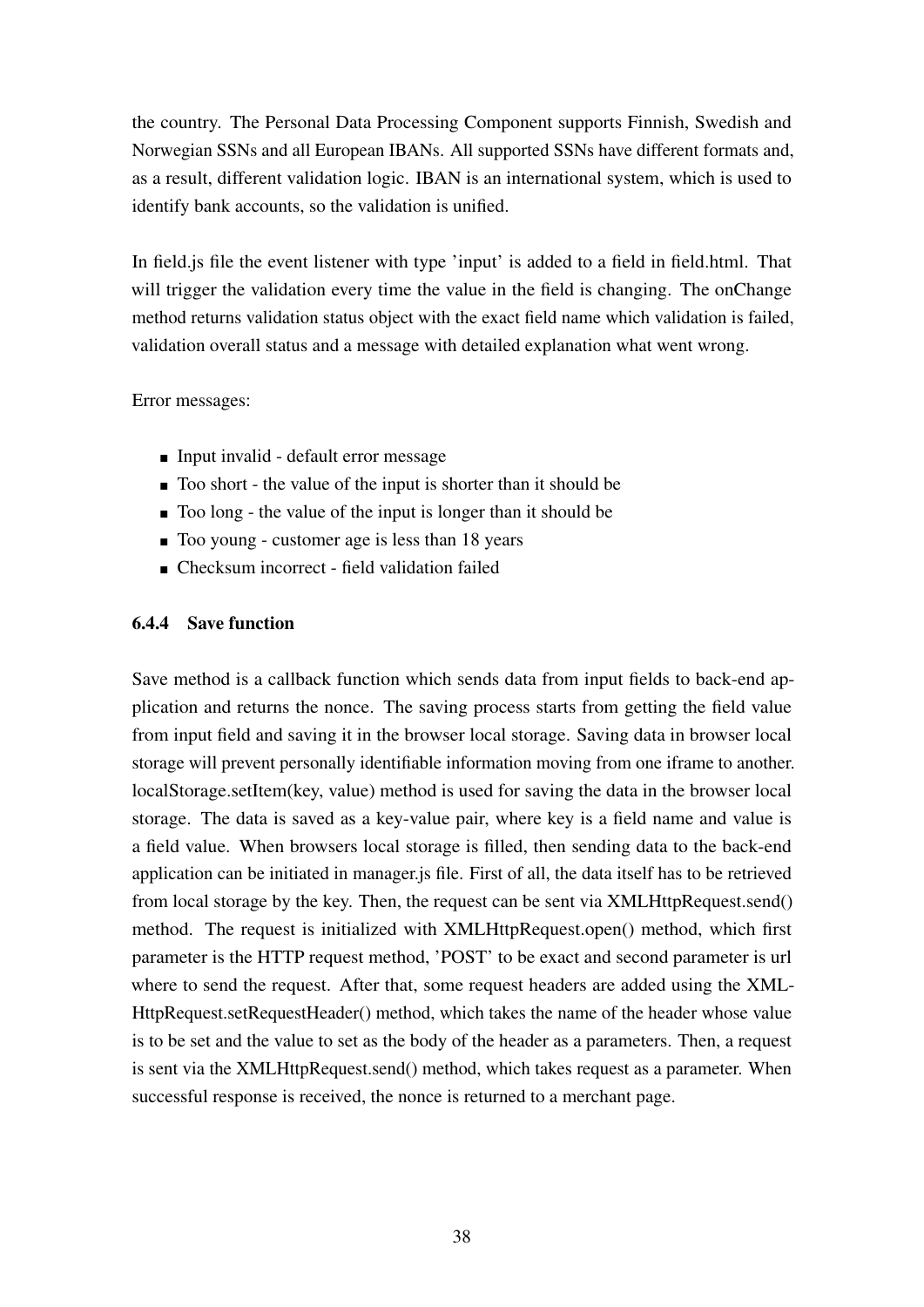the country. The Personal Data Processing Component supports Finnish, Swedish and Norwegian SSNs and all European IBANs. All supported SSNs have different formats and, as a result, different validation logic. IBAN is an international system, which is used to identify bank accounts, so the validation is unified.

In field.js file the event listener with type 'input' is added to a field in field.html. That will trigger the validation every time the value in the field is changing. The onChange method returns validation status object with the exact field name which validation is failed, validation overall status and a message with detailed explanation what went wrong.

Error messages:

- Input invalid - default error message
- Too short - the value of the input is shorter than it should be
- Too long - the value of the input is longer than it should be
- Too young - customer age is less than 18 years
- Checksum incorrect - field validation failed

### 6.4.4 Save function

Save method is a callback function which sends data from input fields to back-end application and returns the nonce. The saving process starts from getting the field value from input field and saving it in the browser local storage. Saving data in browser local storage will prevent personally identifiable information moving from one iframe to another. localStorage.setItem(key, value) method is used for saving the data in the browser local storage. The data is saved as a key-value pair, where key is a field name and value is a field value. When browsers local storage is filled, then sending data to the back-end application can be initiated in manager.js file. First of all, the data itself has to be retrieved from local storage by the key. Then, the request can be sent via XMLHttpRequest.send() method. The request is initialized with XMLHttpRequest.open() method, which first parameter is the HTTP request method, 'POST' to be exact and second parameter is url where to send the request. After that, some request headers are added using the XMLHttpRequest.setRequestHeader() method, which takes the name of the header whose value is to be set and the value to set as the body of the header as a parameters. Then, a request is sent via the XMLHttpRequest.send() method, which takes request as a parameter. When successful response is received, the nonce is returned to a merchant page.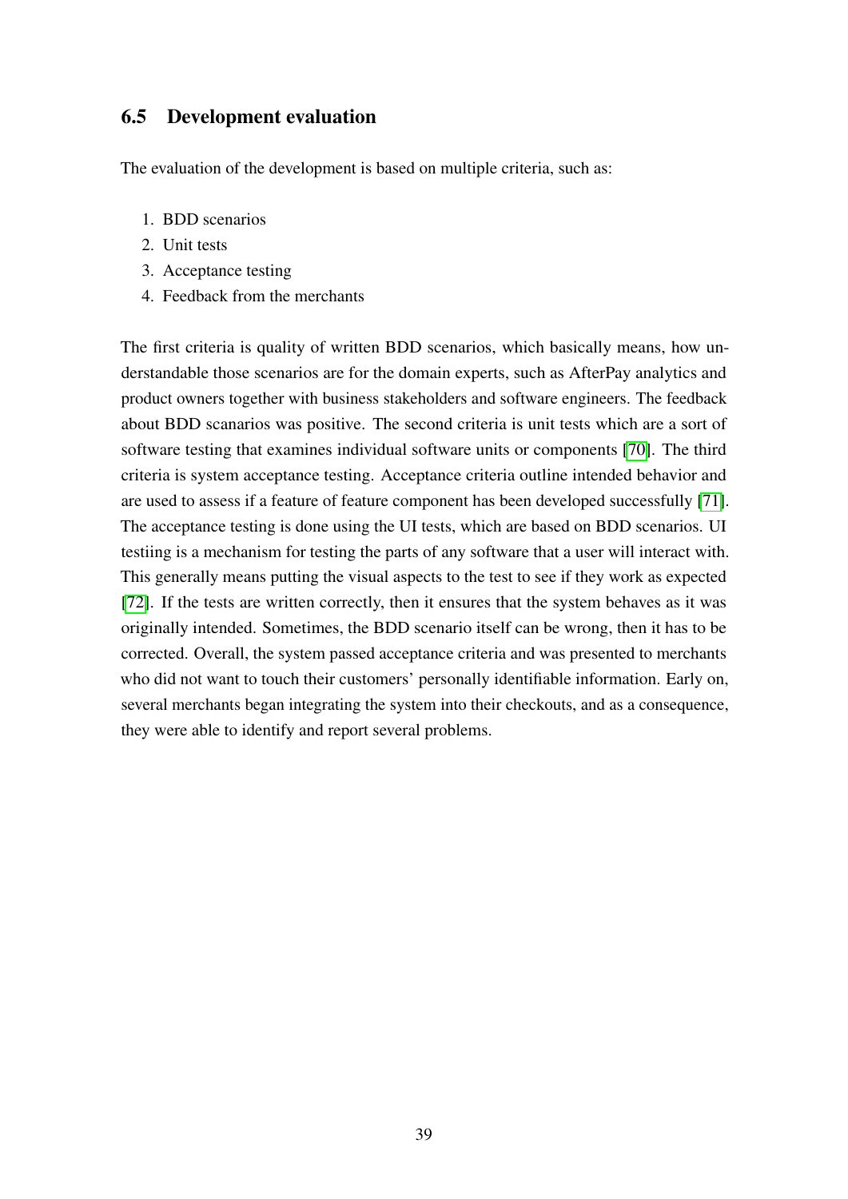## 6.5 Development evaluation

The evaluation of the development is based on multiple criteria, such as:

1. BDD scenarios
2. Unit tests
3. Acceptance testing
4. Feedback from the merchants

The first criteria is quality of written BDD scenarios, which basically means, how understandable those scenarios are for the domain experts, such as AfterPay analytics and product owners together with business stakeholders and software engineers. The feedback about BDD scanarios was positive. The second criteria is unit tests which are a sort of software testing that examines individual software units or components [70]. The third criteria is system acceptance testing. Acceptance criteria outline intended behavior and are used to assess if a feature of feature component has been developed successfully [71]. The acceptance testing is done using the UI tests, which are based on BDD scenarios. UI testiing is a mechanism for testing the parts of any software that a user will interact with. This generally means putting the visual aspects to the test to see if they work as expected [72]. If the tests are written correctly, then it ensures that the system behaves as it was originally intended. Sometimes, the BDD scenario itself can be wrong, then it has to be corrected. Overall, the system passed acceptance criteria and was presented to merchants who did not want to touch their customers' personally identifiable information. Early on, several merchants began integrating the system into their checkouts, and as a consequence, they were able to identify and report several problems.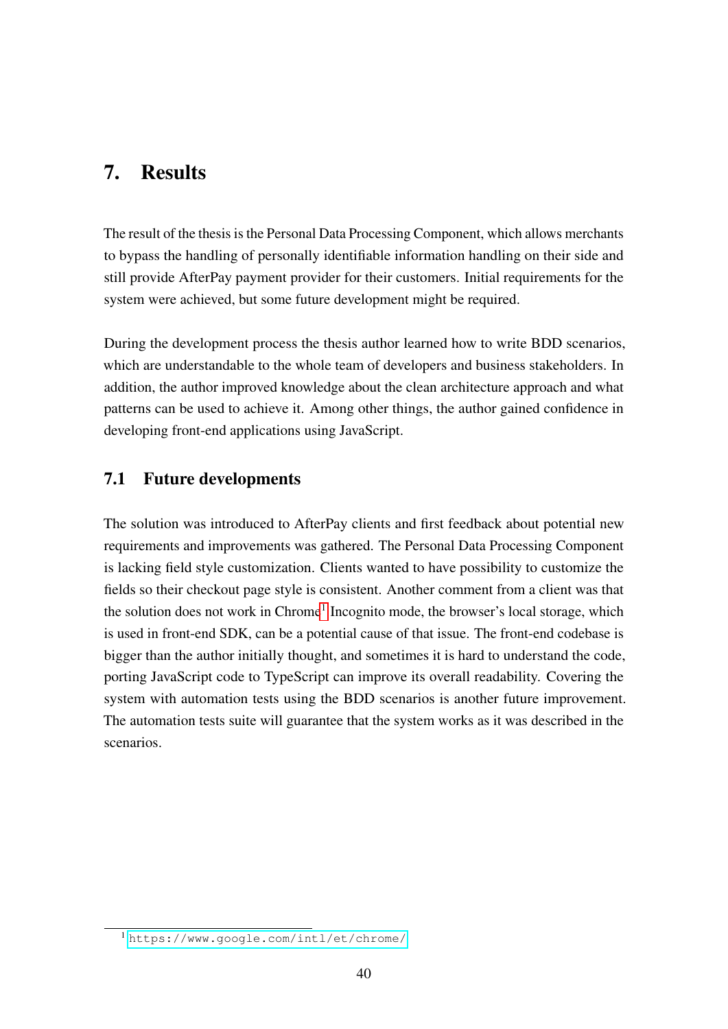# 7. Results

The result of the thesis is the Personal Data Processing Component, which allows merchants to bypass the handling of personally identifiable information handling on their side and still provide AfterPay payment provider for their customers. Initial requirements for the system were achieved, but some future development might be required.

During the development process the thesis author learned how to write BDD scenarios, which are understandable to the whole team of developers and business stakeholders. In addition, the author improved knowledge about the clean architecture approach and what patterns can be used to achieve it. Among other things, the author gained confidence in developing front-end applications using JavaScript.

## 7.1 Future developments

The solution was introduced to AfterPay clients and first feedback about potential new requirements and improvements was gathered. The Personal Data Processing Component is lacking field style customization. Clients wanted to have possibility to customize the fields so their checkout page style is consistent. Another comment from a client was that the solution does not work in Chrome[1] Incognito mode, the browser's local storage, which is used in front-end SDK, can be a potential cause of that issue. The front-end codebase is bigger than the author initially thought, and sometimes it is hard to understand the code, porting JavaScript code to TypeScript can improve its overall readability. Covering the system with automation tests using the BDD scenarios is another future improvement. The automation tests suite will guarantee that the system works as it was described in the scenarios.

[1] https://www.google.com/intl/et/chrome/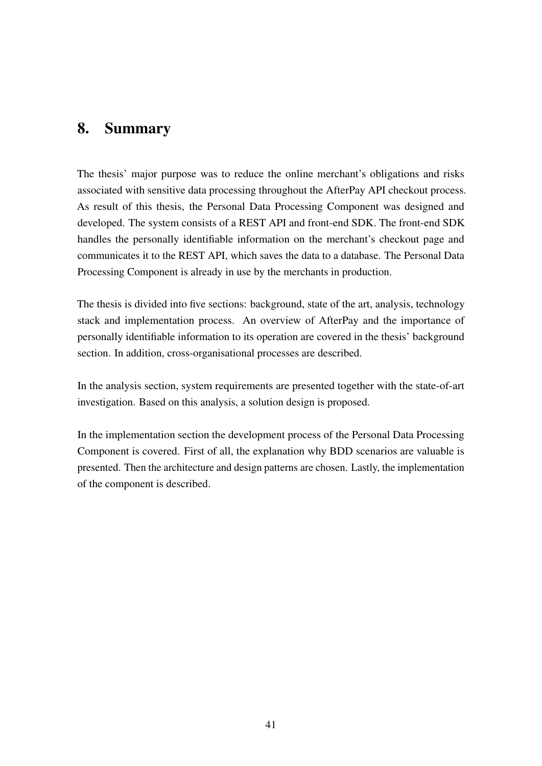# 8. Summary

The thesis' major purpose was to reduce the online merchant's obligations and risks associated with sensitive data processing throughout the AfterPay API checkout process. As result of this thesis, the Personal Data Processing Component was designed and developed. The system consists of a REST API and front-end SDK. The front-end SDK handles the personally identifiable information on the merchant's checkout page and communicates it to the REST API, which saves the data to a database. The Personal Data Processing Component is already in use by the merchants in production.

The thesis is divided into five sections: background, state of the art, analysis, technology stack and implementation process. An overview of AfterPay and the importance of personally identifiable information to its operation are covered in the thesis' background section. In addition, cross-organisational processes are described.

In the analysis section, system requirements are presented together with the state-of-art investigation. Based on this analysis, a solution design is proposed.

In the implementation section the development process of the Personal Data Processing Component is covered. First of all, the explanation why BDD scenarios are valuable is presented. Then the architecture and design patterns are chosen. Lastly, the implementation of the component is described.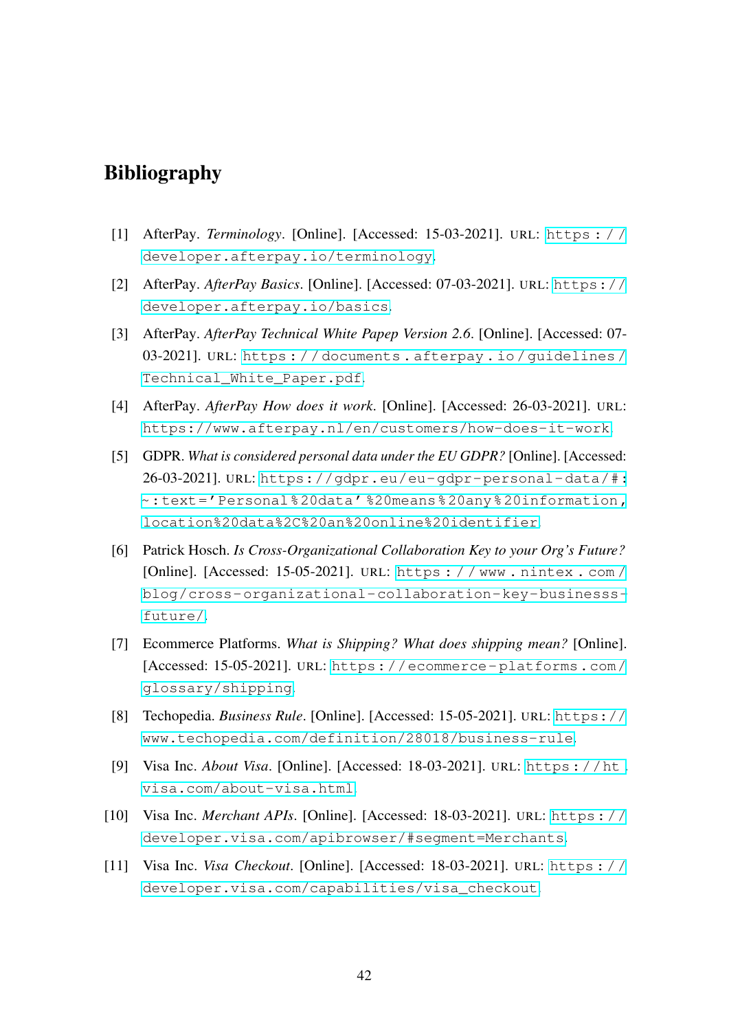# Bibliography

[1] AfterPay. *Terminology*. [Online]. [Accessed: 15-03-2021]. URL: https://developer.afterpay.io/terminology.

[2] AfterPay. *AfterPay Basics*. [Online]. [Accessed: 07-03-2021]. URL: https://developer.afterpay.io/basics.

[3] AfterPay. *AfterPay Technical White Papep Version 2.6*. [Online]. [Accessed: 07-03-2021]. URL: https://documents.afterpay.io/guidelines/Technical_White_Paper.pdf.

[4] AfterPay. *AfterPay How does it work*. [Online]. [Accessed: 26-03-2021]. URL: https://www.afterpay.nl/en/customers/how-does-it-work.

[5] GDPR. *What is considered personal data under the EU GDPR?* [Online]. [Accessed: 26-03-2021]. URL: https://gdpr.eu/eu-gdpr-personal-data/#:~:text='Personal%20data'%20means%20any%20information,location%20data%2C%20an%20online%20identifier.

[6] Patrick Hosch. *Is Cross-Organizational Collaboration Key to your Org's Future?* [Online]. [Accessed: 15-05-2021]. URL: https://www.nintex.com/blog/cross-organizational-collaboration-key-businesss-future/.

[7] Ecommerce Platforms. *What is Shipping? What does shipping mean?* [Online]. [Accessed: 15-05-2021]. URL: https://ecommerce-platforms.com/glossary/shipping.

[8] Techopedia. *Business Rule*. [Online]. [Accessed: 15-05-2021]. URL: https://www.techopedia.com/definition/28018/business-rule.

[9] Visa Inc. *About Visa*. [Online]. [Accessed: 18-03-2021]. URL: https://ht.visa.com/about-visa.html.

[10] Visa Inc. *Merchant APIs*. [Online]. [Accessed: 18-03-2021]. URL: https://developer.visa.com/apibrowser/#segment=Merchants.

[11] Visa Inc. *Visa Checkout*. [Online]. [Accessed: 18-03-2021]. URL: https://developer.visa.com/capabilities/visa_checkout.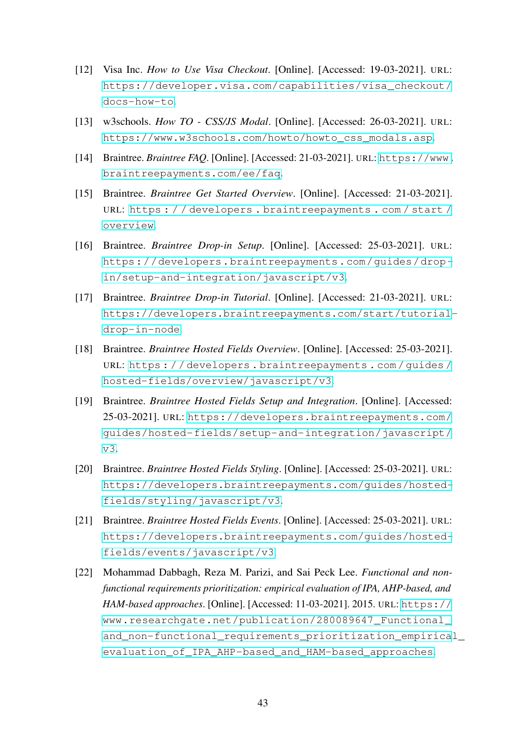[12] Visa Inc. *How to Use Visa Checkout*. [Online]. [Accessed: 19-03-2021]. URL: https://developer.visa.com/capabilities/visa_checkout/docs-how-to.

[13] w3schools. *How TO - CSS/JS Modal*. [Online]. [Accessed: 26-03-2021]. URL: https://www.w3schools.com/howto/howto_css_modals.asp.

[14] Braintree. *Braintree FAQ*. [Online]. [Accessed: 21-03-2021]. URL: https://www.braintreepayments.com/ee/faq.

[15] Braintree. *Braintree Get Started Overview*. [Online]. [Accessed: 21-03-2021]. URL: https://developers.braintreepayments.com/start/overview.

[16] Braintree. *Braintree Drop-in Setup*. [Online]. [Accessed: 25-03-2021]. URL: https://developers.braintreepayments.com/guides/drop-in/setup-and-integration/javascript/v3.

[17] Braintree. *Braintree Drop-in Tutorial*. [Online]. [Accessed: 21-03-2021]. URL: https://developers.braintreepayments.com/start/tutorial-drop-in-node.

[18] Braintree. *Braintree Hosted Fields Overview*. [Online]. [Accessed: 25-03-2021]. URL: https://developers.braintreepayments.com/guides/hosted-fields/overview/javascript/v3.

[19] Braintree. *Braintree Hosted Fields Setup and Integration*. [Online]. [Accessed: 25-03-2021]. URL: https://developers.braintreepayments.com/guides/hosted-fields/setup-and-integration/javascript/v3.

[20] Braintree. *Braintree Hosted Fields Styling*. [Online]. [Accessed: 25-03-2021]. URL: https://developers.braintreepayments.com/guides/hosted-fields/styling/javascript/v3.

[21] Braintree. *Braintree Hosted Fields Events*. [Online]. [Accessed: 25-03-2021]. URL: https://developers.braintreepayments.com/guides/hosted-fields/events/javascript/v3.

[22] Mohammad Dabbagh, Reza M. Parizi, and Sai Peck Lee. *Functional and non-functional requirements prioritization: empirical evaluation of IPA, AHP-based, and HAM-based approaches*. [Online]. [Accessed: 11-03-2021]. 2015. URL: https://www.researchgate.net/publication/280089647_Functional_and_non-functional_requirements_prioritization_empirical_evaluation_of_IPA_AHP-based_and_HAM-based_approaches.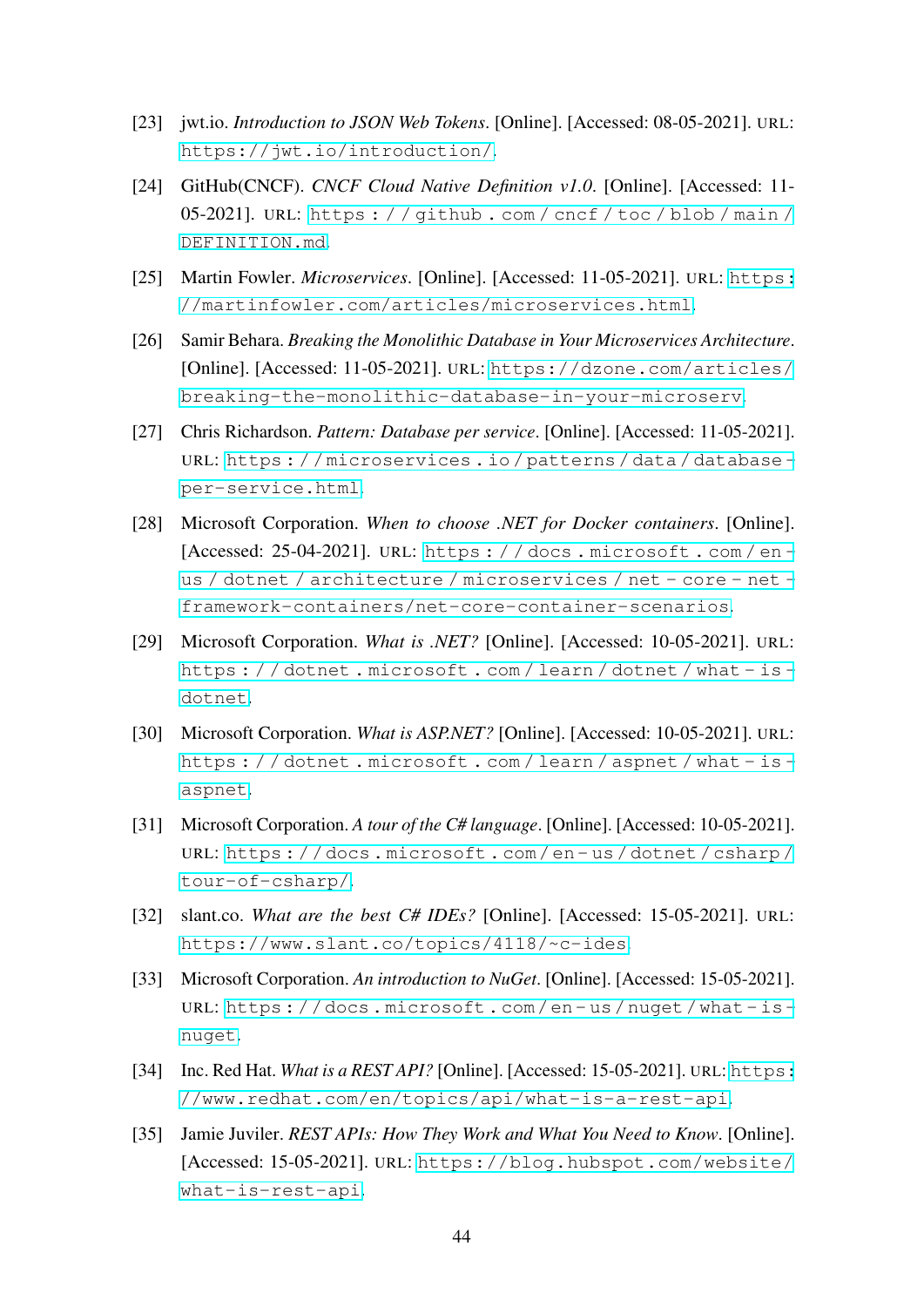[23] jwt.io. *Introduction to JSON Web Tokens*. [Online]. [Accessed: 08-05-2021]. URL: https://jwt.io/introduction/.

[24] GitHub(CNCF). *CNCF Cloud Native Definition v1.0*. [Online]. [Accessed: 11-05-2021]. URL: https://github.com/cncf/toc/blob/main/DEFINITION.md.

[25] Martin Fowler. *Microservices*. [Online]. [Accessed: 11-05-2021]. URL: https://martinfowler.com/articles/microservices.html.

[26] Samir Behara. *Breaking the Monolithic Database in Your Microservices Architecture*. [Online]. [Accessed: 11-05-2021]. URL: https://dzone.com/articles/breaking-the-monolithic-database-in-your-microserv.

[27] Chris Richardson. *Pattern: Database per service*. [Online]. [Accessed: 11-05-2021]. URL: https://microservices.io/patterns/data/database-per-service.html.

[28] Microsoft Corporation. *When to choose .NET for Docker containers*. [Online]. [Accessed: 25-04-2021]. URL: https://docs.microsoft.com/en-us/dotnet/architecture/microservices/net-core-net-framework-containers/net-core-container-scenarios.

[29] Microsoft Corporation. *What is .NET?* [Online]. [Accessed: 10-05-2021]. URL: https://dotnet.microsoft.com/learn/dotnet/what-is-dotnet.

[30] Microsoft Corporation. *What is ASP.NET?* [Online]. [Accessed: 10-05-2021]. URL: https://dotnet.microsoft.com/learn/aspnet/what-is-aspnet.

[31] Microsoft Corporation. *A tour of the C# language*. [Online]. [Accessed: 10-05-2021]. URL: https://docs.microsoft.com/en-us/dotnet/csharp/tour-of-csharp/.

[32] slant.co. *What are the best C# IDEs?* [Online]. [Accessed: 15-05-2021]. URL: https://www.slant.co/topics/4118/~c-ides.

[33] Microsoft Corporation. *An introduction to NuGet*. [Online]. [Accessed: 15-05-2021]. URL: https://docs.microsoft.com/en-us/nuget/what-is-nuget.

[34] Inc. Red Hat. *What is a REST API?* [Online]. [Accessed: 15-05-2021]. URL: https://www.redhat.com/en/topics/api/what-is-a-rest-api.

[35] Jamie Juviler. *REST APIs: How They Work and What You Need to Know*. [Online]. [Accessed: 15-05-2021]. URL: https://blog.hubspot.com/website/what-is-rest-api.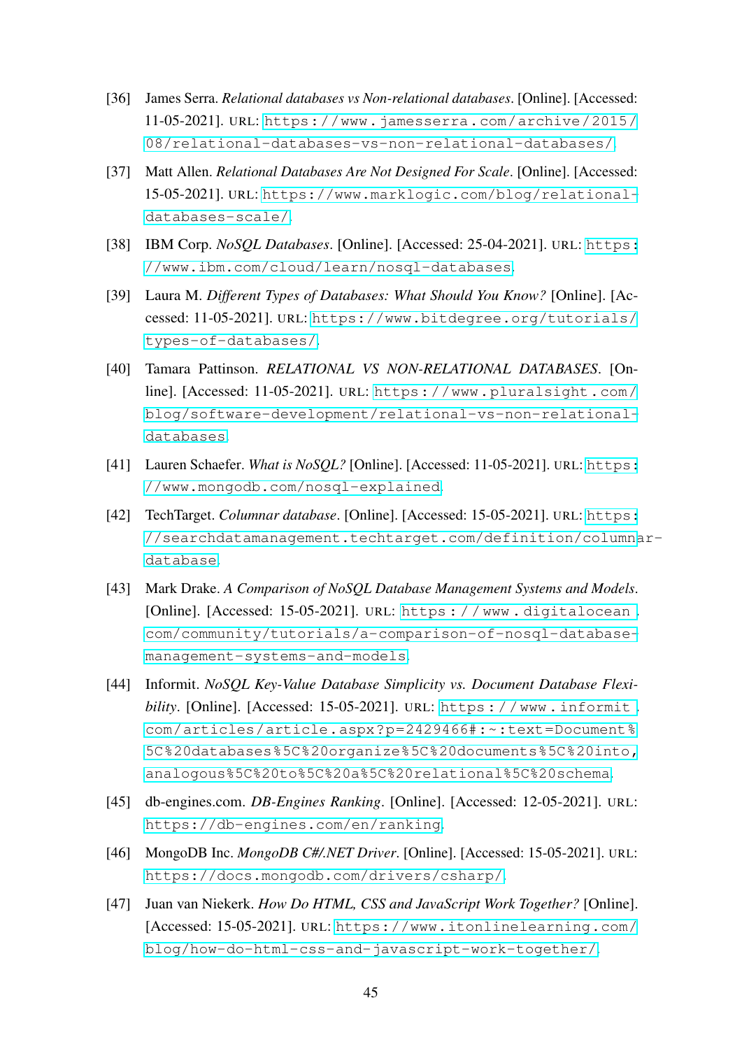[36] James Serra. *Relational databases vs Non-relational databases*. [Online]. [Accessed: 11-05-2021]. URL: https://www.jamesserra.com/archive/2015/08/relational-databases-vs-non-relational-databases/.

[37] Matt Allen. *Relational Databases Are Not Designed For Scale*. [Online]. [Accessed: 15-05-2021]. URL: https://www.marklogic.com/blog/relational-databases-scale/.

[38] IBM Corp. *NoSQL Databases*. [Online]. [Accessed: 25-04-2021]. URL: https://www.ibm.com/cloud/learn/nosql-databases.

[39] Laura M. *Different Types of Databases: What Should You Know?* [Online]. [Accessed: 11-05-2021]. URL: https://www.bitdegree.org/tutorials/types-of-databases/.

[40] Tamara Pattinson. *RELATIONAL VS NON-RELATIONAL DATABASES*. [Online]. [Accessed: 11-05-2021]. URL: https://www.pluralsight.com/blog/software-development/relational-vs-non-relational-databases.

[41] Lauren Schaefer. *What is NoSQL?* [Online]. [Accessed: 11-05-2021]. URL: https://www.mongodb.com/nosql-explained.

[42] TechTarget. *Columnar database*. [Online]. [Accessed: 15-05-2021]. URL: https://searchdatamanagement.techtarget.com/definition/columnar-database.

[43] Mark Drake. *A Comparison of NoSQL Database Management Systems and Models*. [Online]. [Accessed: 15-05-2021]. URL: https://www.digitalocean.com/community/tutorials/a-comparison-of-nosql-database-management-systems-and-models.

[44] Informit. *NoSQL Key-Value Database Simplicity vs. Document Database Flexibility*. [Online]. [Accessed: 15-05-2021]. URL: https://www.informit.com/articles/article.aspx?p=2429466#:~:text=Document%5C%20databases%5C%20organize%5C%20documents%5C%20into,analogous%5C%20to%5C%20a%5C%20relational%5C%20schema.

[45] db-engines.com. *DB-Engines Ranking*. [Online]. [Accessed: 12-05-2021]. URL: https://db-engines.com/en/ranking.

[46] MongoDB Inc. *MongoDB C#/.NET Driver*. [Online]. [Accessed: 15-05-2021]. URL: https://docs.mongodb.com/drivers/csharp/.

[47] Juan van Niekerk. *How Do HTML, CSS and JavaScript Work Together?* [Online]. [Accessed: 15-05-2021]. URL: https://www.itonlinelearning.com/blog/how-do-html-css-and-javascript-work-together/.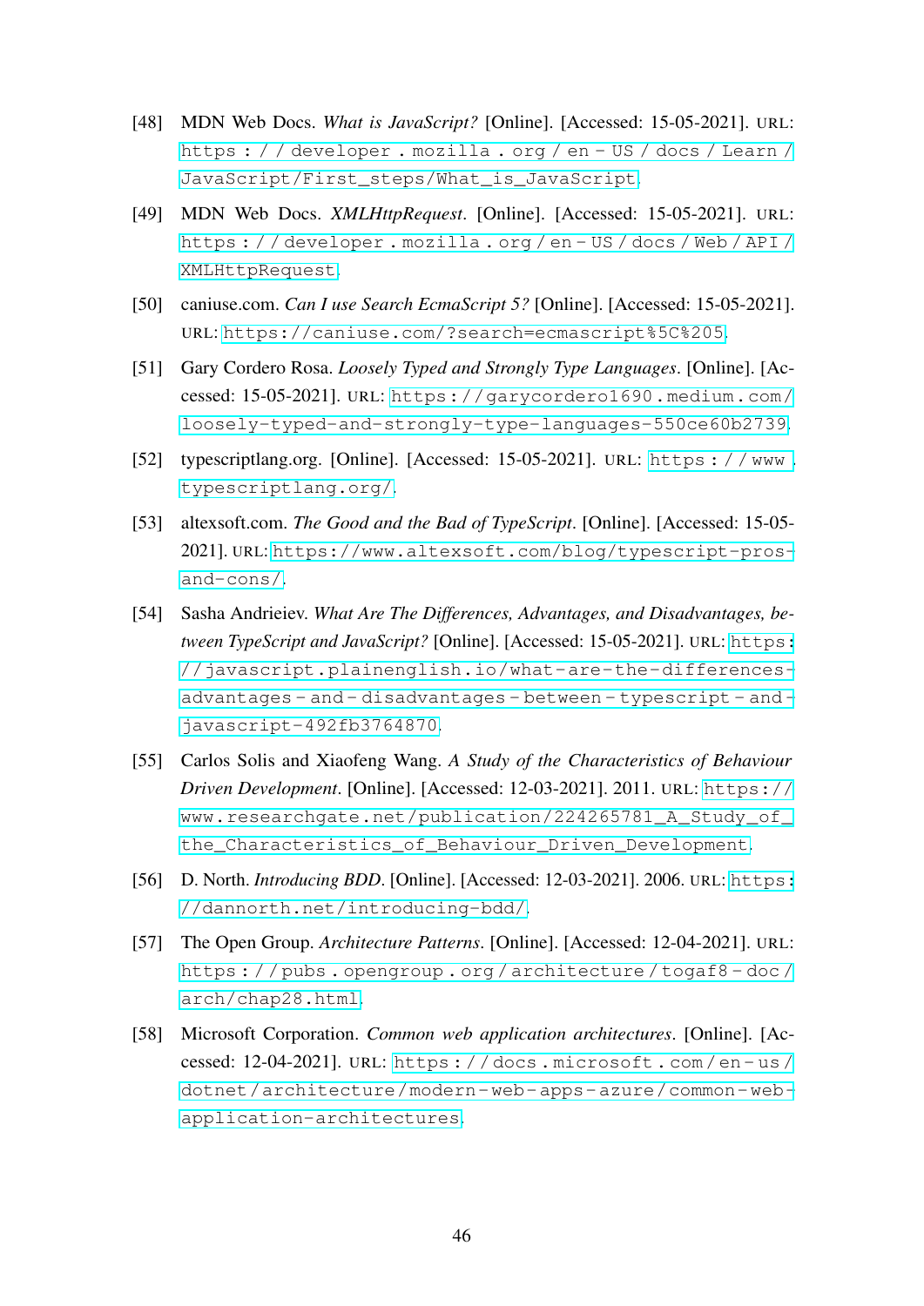[48] MDN Web Docs. *What is JavaScript?* [Online]. [Accessed: 15-05-2021]. URL: https://developer.mozilla.org/en-US/docs/Learn/JavaScript/First_steps/What_is_JavaScript.

[49] MDN Web Docs. *XMLHttpRequest*. [Online]. [Accessed: 15-05-2021]. URL: https://developer.mozilla.org/en-US/docs/Web/API/XMLHttpRequest.

[50] caniuse.com. *Can I use Search EcmaScript 5?* [Online]. [Accessed: 15-05-2021]. URL: https://caniuse.com/?search=ecmascript%5C%205.

[51] Gary Cordero Rosa. *Loosely Typed and Strongly Type Languages*. [Online]. [Accessed: 15-05-2021]. URL: https://garycordero1690.medium.com/loosely-typed-and-strongly-type-languages-550ce60b2739.

[52] typescriptlang.org. [Online]. [Accessed: 15-05-2021]. URL: https://www.typescriptlang.org/.

[53] altexsoft.com. *The Good and the Bad of TypeScript*. [Online]. [Accessed: 15-05-2021]. URL: https://www.altexsoft.com/blog/typescript-pros-and-cons/.

[54] Sasha Andrieiev. *What Are The Differences, Advantages, and Disadvantages, between TypeScript and JavaScript?* [Online]. [Accessed: 15-05-2021]. URL: https://javascript.plainenglish.io/what-are-the-differences-advantages-and-disadvantages-between-typescript-and-javascript-492fb3764870.

[55] Carlos Solis and Xiaofeng Wang. *A Study of the Characteristics of Behaviour Driven Development*. [Online]. [Accessed: 12-03-2021]. 2011. URL: https://www.researchgate.net/publication/224265781_A_Study_of_the_Characteristics_of_Behaviour_Driven_Development.

[56] D. North. *Introducing BDD*. [Online]. [Accessed: 12-03-2021]. 2006. URL: https://dannorth.net/introducing-bdd/.

[57] The Open Group. *Architecture Patterns*. [Online]. [Accessed: 12-04-2021]. URL: https://pubs.opengroup.org/architecture/togaf8-doc/arch/chap28.html.

[58] Microsoft Corporation. *Common web application architectures*. [Online]. [Accessed: 12-04-2021]. URL: https://docs.microsoft.com/en-us/dotnet/architecture/modern-web-apps-azure/common-web-application-architectures.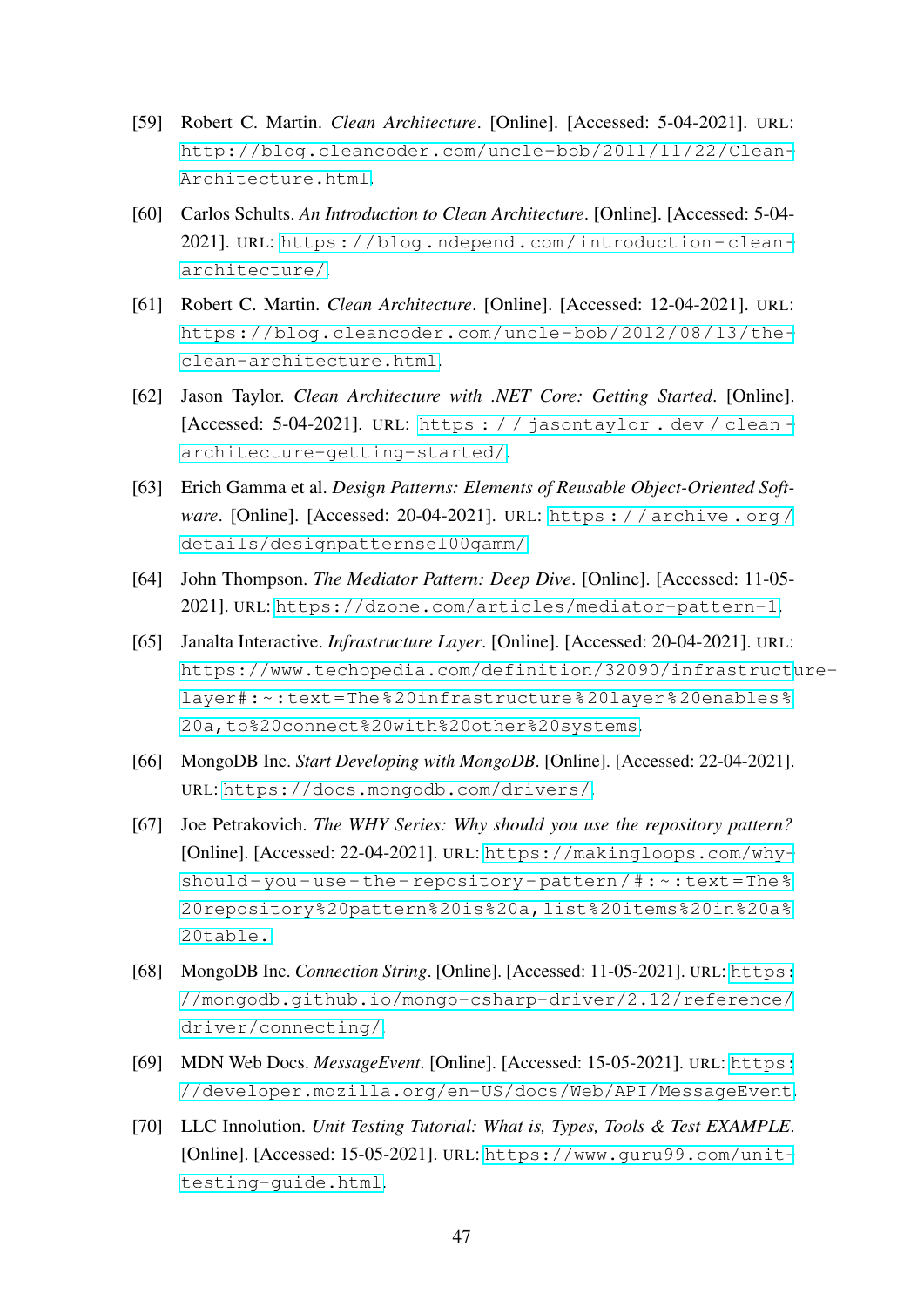[59] Robert C. Martin. *Clean Architecture*. [Online]. [Accessed: 5-04-2021]. URL: http://blog.cleancoder.com/uncle-bob/2011/11/22/Clean-Architecture.html.

[60] Carlos Schults. *An Introduction to Clean Architecture*. [Online]. [Accessed: 5-04-2021]. URL: https://blog.ndepend.com/introduction-clean-architecture/.

[61] Robert C. Martin. *Clean Architecture*. [Online]. [Accessed: 12-04-2021]. URL: https://blog.cleancoder.com/uncle-bob/2012/08/13/the-clean-architecture.html.

[62] Jason Taylor. *Clean Architecture with .NET Core: Getting Started*. [Online]. [Accessed: 5-04-2021]. URL: https://jasontaylor.dev/clean-architecture-getting-started/.

[63] Erich Gamma et al. *Design Patterns: Elements of Reusable Object-Oriented Software*. [Online]. [Accessed: 20-04-2021]. URL: https://archive.org/details/designpatternsel00gamm/.

[64] John Thompson. *The Mediator Pattern: Deep Dive*. [Online]. [Accessed: 11-05-2021]. URL: https://dzone.com/articles/mediator-pattern-1.

[65] Janalta Interactive. *Infrastructure Layer*. [Online]. [Accessed: 20-04-2021]. URL: https://www.techopedia.com/definition/32090/infrastructure-layer#:~:text=The%20infrastructure%20layer%20enables%20a,to%20connect%20with%20other%20systems.

[66] MongoDB Inc. *Start Developing with MongoDB*. [Online]. [Accessed: 22-04-2021]. URL: https://docs.mongodb.com/drivers/.

[67] Joe Petrakovich. *The WHY Series: Why should you use the repository pattern?* [Online]. [Accessed: 22-04-2021]. URL: https://makingloops.com/why-should-you-use-the-repository-pattern/#:~:text=The%20repository%20pattern%20is%20a,list%20items%20in%20a%20table..

[68] MongoDB Inc. *Connection String*. [Online]. [Accessed: 11-05-2021]. URL: https://mongodb.github.io/mongo-csharp-driver/2.12/reference/driver/connecting/.

[69] MDN Web Docs. *MessageEvent*. [Online]. [Accessed: 15-05-2021]. URL: https://developer.mozilla.org/en-US/docs/Web/API/MessageEvent.

[70] LLC Innolution. *Unit Testing Tutorial: What is, Types, Tools & Test EXAMPLE*. [Online]. [Accessed: 15-05-2021]. URL: https://www.guru99.com/unit-testing-guide.html.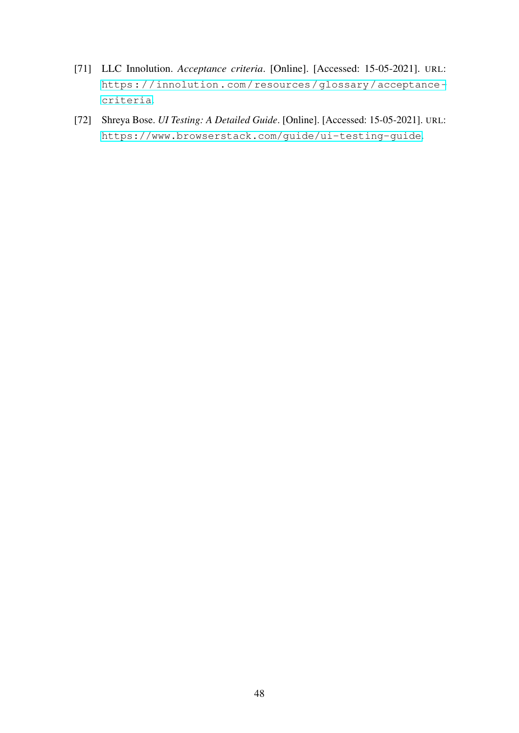[71] LLC Innolution. *Acceptance criteria*. [Online]. [Accessed: 15-05-2021]. URL: https://innolution.com/resources/glossary/acceptance-criteria.

[72] Shreya Bose. *UI Testing: A Detailed Guide*. [Online]. [Accessed: 15-05-2021]. URL: https://www.browserstack.com/guide/ui-testing-guide.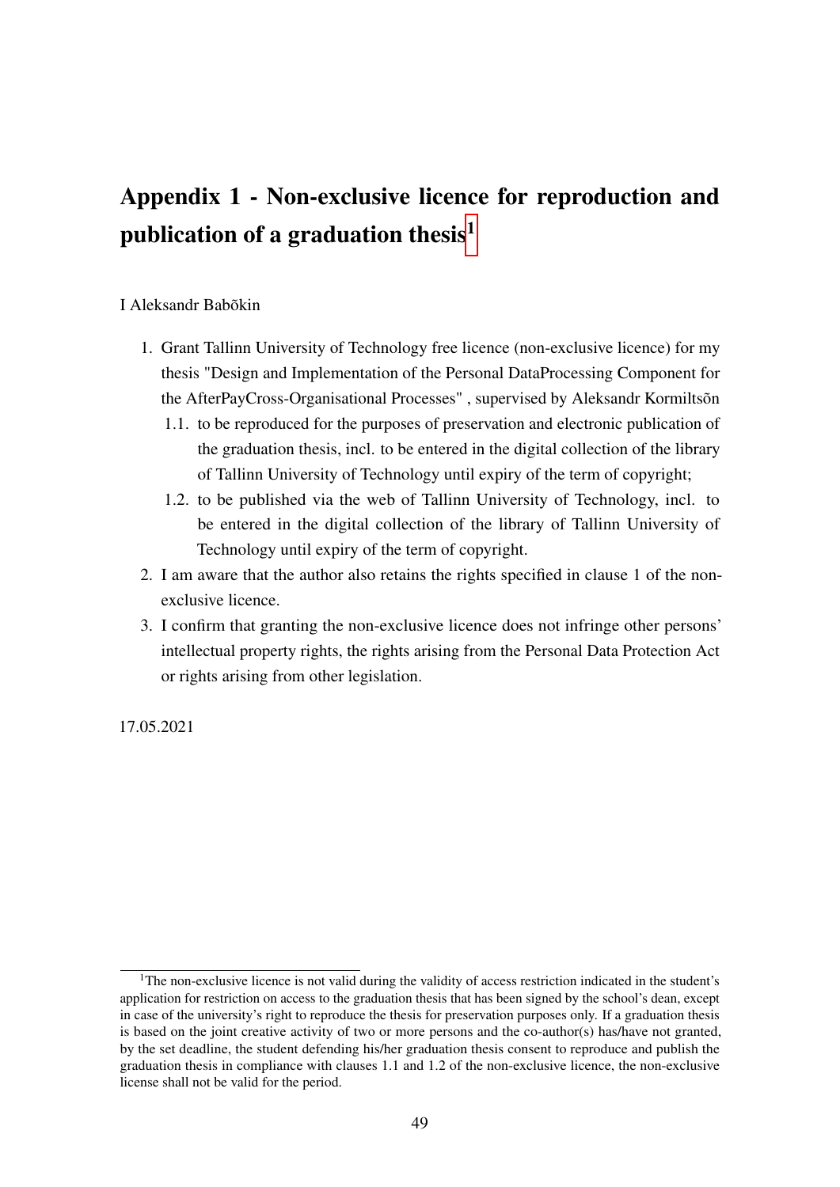# Appendix 1 - Non-exclusive licence for reproduction and publication of a graduation thesis[1]

I Aleksandr Babõkin

1. Grant Tallinn University of Technology free licence (non-exclusive licence) for my thesis "Design and Implementation of the Personal DataProcessing Component for the AfterPayCross-Organisational Processes" , supervised by Aleksandr Kormiltsõn
   1.1. to be reproduced for the purposes of preservation and electronic publication of the graduation thesis, incl. to be entered in the digital collection of the library of Tallinn University of Technology until expiry of the term of copyright;
   1.2. to be published via the web of Tallinn University of Technology, incl. to be entered in the digital collection of the library of Tallinn University of Technology until expiry of the term of copyright.
2. I am aware that the author also retains the rights specified in clause 1 of the non-exclusive licence.
3. I confirm that granting the non-exclusive licence does not infringe other persons' intellectual property rights, the rights arising from the Personal Data Protection Act or rights arising from other legislation.

17.05.2021

[1] The non-exclusive licence is not valid during the validity of access restriction indicated in the student's application for restriction on access to the graduation thesis that has been signed by the school's dean, except in case of the university's right to reproduce the thesis for preservation purposes only. If a graduation thesis is based on the joint creative activity of two or more persons and the co-author(s) has/have not granted, by the set deadline, the student defending his/her graduation thesis consent to reproduce and publish the graduation thesis in compliance with clauses 1.1 and 1.2 of the non-exclusive licence, the non-exclusive license shall not be valid for the period.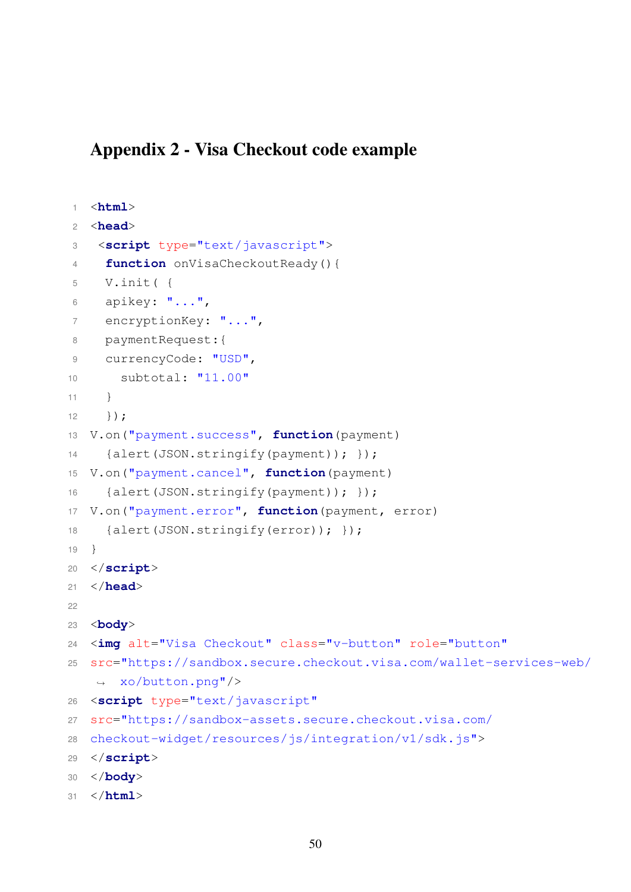## Appendix 2 - Visa Checkout code example

```html
<html>
<head>
 <script type="text/javascript">
  function onVisaCheckoutReady(){
  V.init( {
  apikey: "...",
  encryptionKey: "...",
  paymentRequest:{
  currencyCode: "USD",
    subtotal: "11.00"
  }
  });
V.on("payment.success", function(payment)
  {alert(JSON.stringify(payment)); });
V.on("payment.cancel", function(payment)
  {alert(JSON.stringify(payment)); });
V.on("payment.error", function(payment, error)
  {alert(JSON.stringify(error)); });
}
</script>
</head>

<body>
<img alt="Visa Checkout" class="v-button" role="button"
src="https://sandbox.secure.checkout.visa.com/wallet-services-web/
 ↪  xo/button.png"/>
<script type="text/javascript"
src="https://sandbox-assets.secure.checkout.visa.com/
checkout-widget/resources/js/integration/v1/sdk.js">
</script>
</body>
</html>
```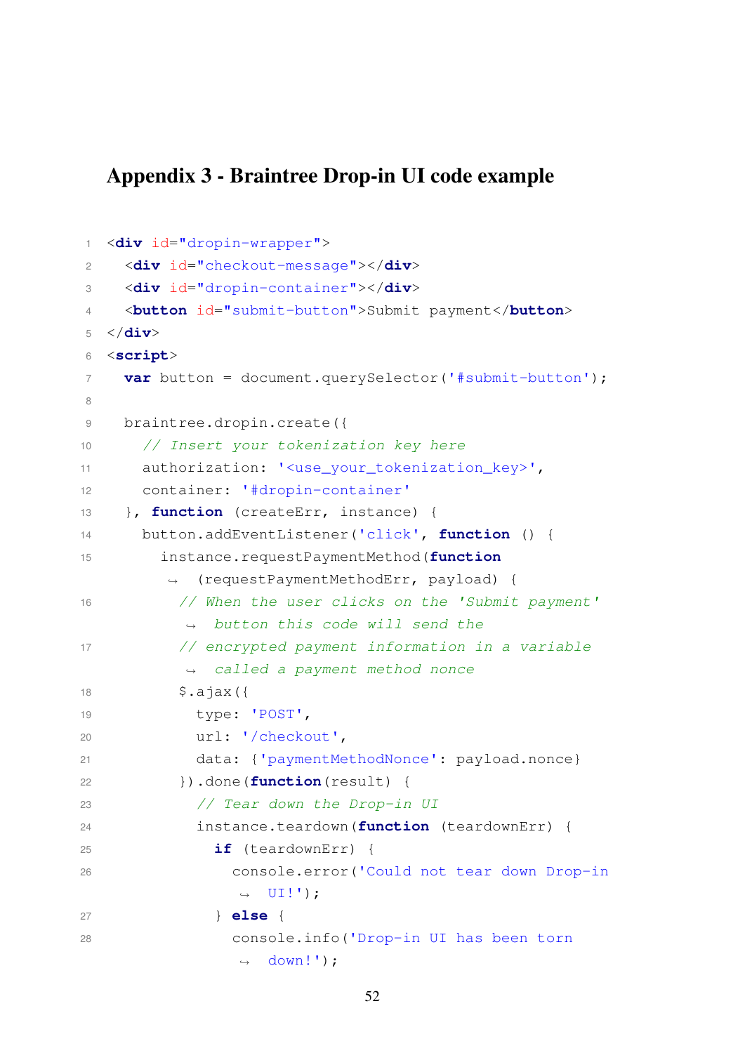## Appendix 3 - Braintree Drop-in UI code example

```
<div id="dropin-wrapper">
  <div id="checkout-message"></div>
  <div id="dropin-container"></div>
  <button id="submit-button">Submit payment</button>
</div>
<script>
  var button = document.querySelector('#submit-button');

  braintree.dropin.create({
    // Insert your tokenization key here
    authorization: '<use_your_tokenization_key>',
    container: '#dropin-container'
  }, function (createErr, instance) {
    button.addEventListener('click', function () {
      instance.requestPaymentMethod(function
       (requestPaymentMethodErr, payload) {
        // When the user clicks on the 'Submit payment'
         button this code will send the
        // encrypted payment information in a variable
         called a payment method nonce
        $.ajax({
          type: 'POST',
          url: '/checkout',
          data: {'paymentMethodNonce': payload.nonce}
        }).done(function(result) {
          // Tear down the Drop-in UI
          instance.teardown(function (teardownErr) {
            if (teardownErr) {
              console.error('Could not tear down Drop-in
               UI!');
            } else {
              console.info('Drop-in UI has been torn
               down!');
```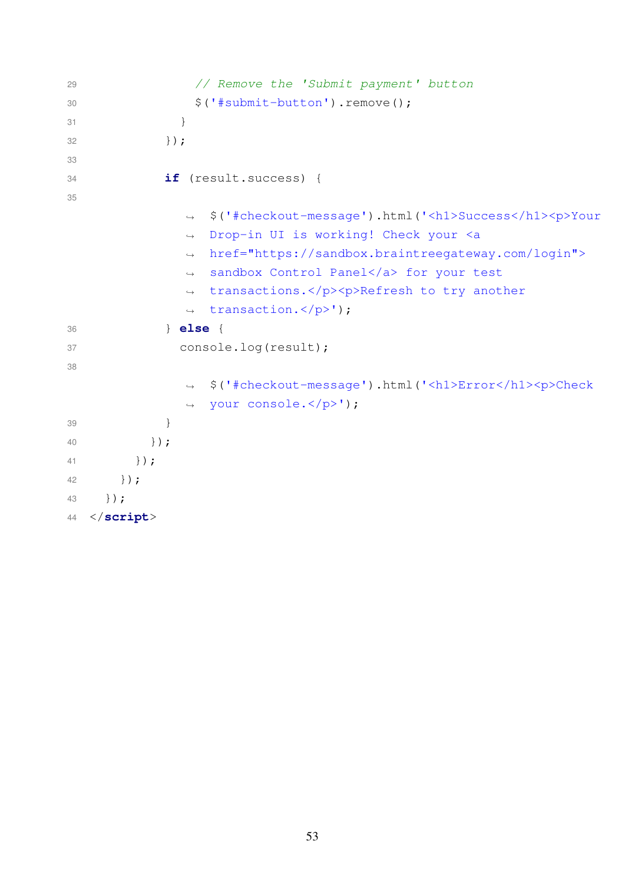```
            // Remove the 'Submit payment' button
            $('#submit-button').remove();
          }
        });

        if (result.success) {
          $('#checkout-message').html('<h1>Success</h1><p>Your Drop-in UI is working! Check your <a href="https://sandbox.braintreegateway.com/login">sandbox Control Panel</a> for your test transactions.</p><p>Refresh to try another transaction.</p>');
        } else {
          console.log(result);
          $('#checkout-message').html('<h1>Error</h1><p>Check your console.</p>');
        }
      });
    });
  });
});
</script>
```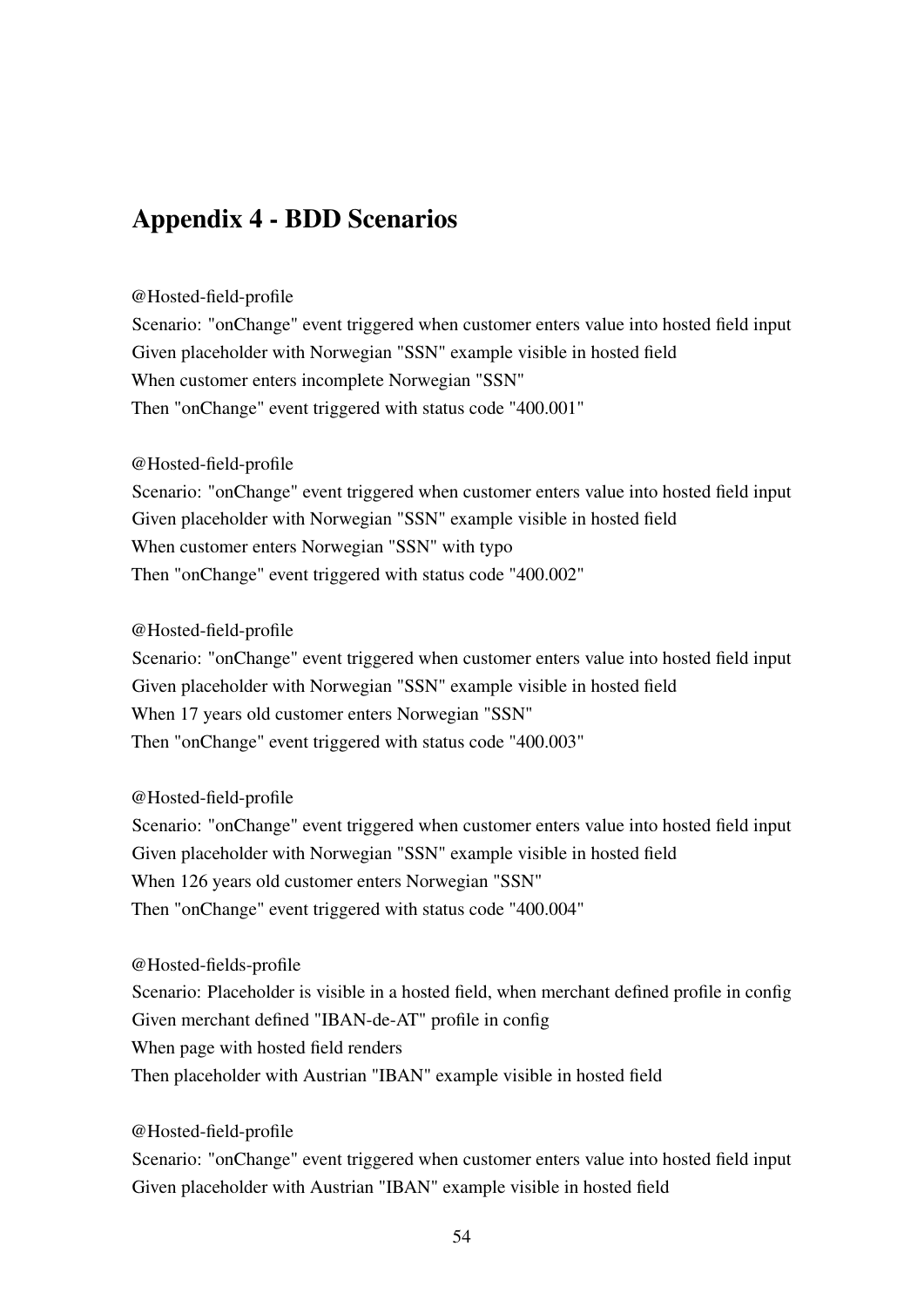## Appendix 4 - BDD Scenarios

@Hosted-field-profile
Scenario: "onChange" event triggered when customer enters value into hosted field input
Given placeholder with Norwegian "SSN" example visible in hosted field
When customer enters incomplete Norwegian "SSN"
Then "onChange" event triggered with status code "400.001"

@Hosted-field-profile
Scenario: "onChange" event triggered when customer enters value into hosted field input
Given placeholder with Norwegian "SSN" example visible in hosted field
When customer enters Norwegian "SSN" with typo
Then "onChange" event triggered with status code "400.002"

@Hosted-field-profile
Scenario: "onChange" event triggered when customer enters value into hosted field input
Given placeholder with Norwegian "SSN" example visible in hosted field
When 17 years old customer enters Norwegian "SSN"
Then "onChange" event triggered with status code "400.003"

@Hosted-field-profile
Scenario: "onChange" event triggered when customer enters value into hosted field input
Given placeholder with Norwegian "SSN" example visible in hosted field
When 126 years old customer enters Norwegian "SSN"
Then "onChange" event triggered with status code "400.004"

@Hosted-fields-profile
Scenario: Placeholder is visible in a hosted field, when merchant defined profile in config
Given merchant defined "IBAN-de-AT" profile in config
When page with hosted field renders
Then placeholder with Austrian "IBAN" example visible in hosted field

@Hosted-field-profile
Scenario: "onChange" event triggered when customer enters value into hosted field input
Given placeholder with Austrian "IBAN" example visible in hosted field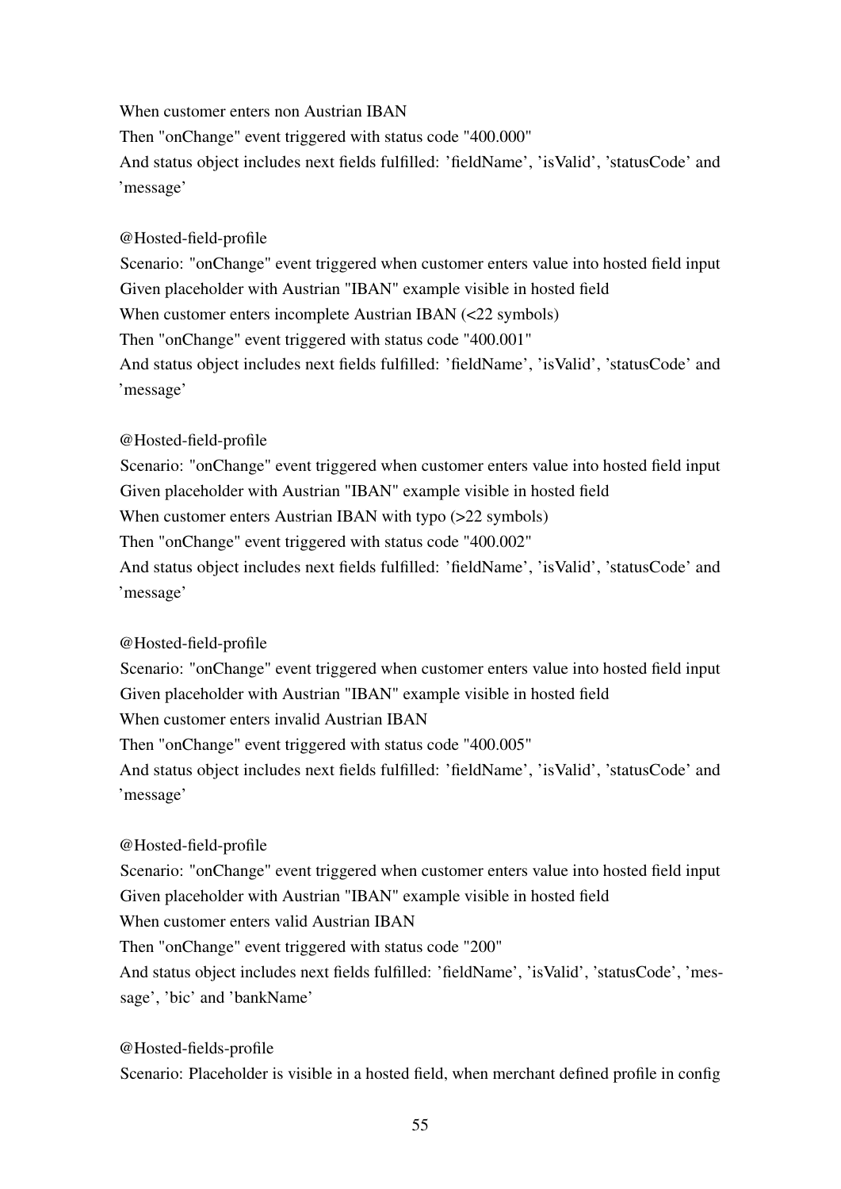When customer enters non Austrian IBAN

Then "onChange" event triggered with status code "400.000"

And status object includes next fields fulfilled: 'fieldName', 'isValid', 'statusCode' and 'message'

@Hosted-field-profile

Scenario: "onChange" event triggered when customer enters value into hosted field input

Given placeholder with Austrian "IBAN" example visible in hosted field

When customer enters incomplete Austrian IBAN (<22 symbols)

Then "onChange" event triggered with status code "400.001"

And status object includes next fields fulfilled: 'fieldName', 'isValid', 'statusCode' and 'message'

@Hosted-field-profile

Scenario: "onChange" event triggered when customer enters value into hosted field input

Given placeholder with Austrian "IBAN" example visible in hosted field

When customer enters Austrian IBAN with typo (>22 symbols)

Then "onChange" event triggered with status code "400.002"

And status object includes next fields fulfilled: 'fieldName', 'isValid', 'statusCode' and 'message'

@Hosted-field-profile

Scenario: "onChange" event triggered when customer enters value into hosted field input

Given placeholder with Austrian "IBAN" example visible in hosted field

When customer enters invalid Austrian IBAN

Then "onChange" event triggered with status code "400.005"

And status object includes next fields fulfilled: 'fieldName', 'isValid', 'statusCode' and 'message'

@Hosted-field-profile

Scenario: "onChange" event triggered when customer enters value into hosted field input

Given placeholder with Austrian "IBAN" example visible in hosted field

When customer enters valid Austrian IBAN

Then "onChange" event triggered with status code "200"

And status object includes next fields fulfilled: 'fieldName', 'isValid', 'statusCode', 'message', 'bic' and 'bankName'

@Hosted-fields-profile

Scenario: Placeholder is visible in a hosted field, when merchant defined profile in config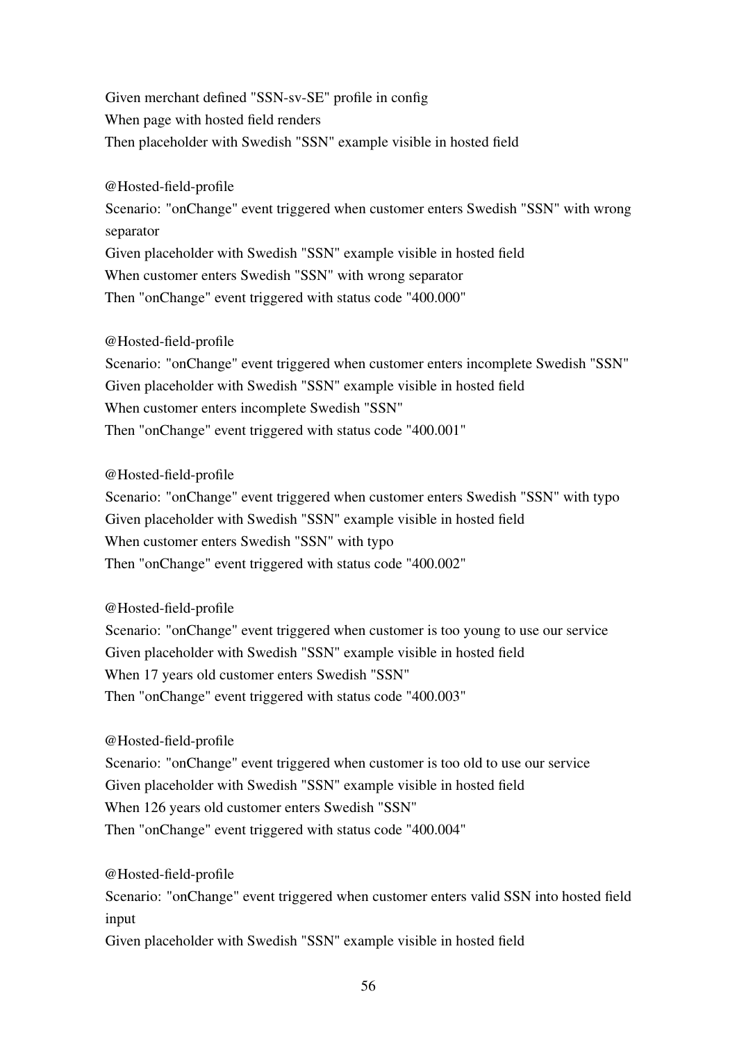Given merchant defined "SSN-sv-SE" profile in config
When page with hosted field renders
Then placeholder with Swedish "SSN" example visible in hosted field

@Hosted-field-profile
Scenario: "onChange" event triggered when customer enters Swedish "SSN" with wrong separator
Given placeholder with Swedish "SSN" example visible in hosted field
When customer enters Swedish "SSN" with wrong separator
Then "onChange" event triggered with status code "400.000"

@Hosted-field-profile
Scenario: "onChange" event triggered when customer enters incomplete Swedish "SSN"
Given placeholder with Swedish "SSN" example visible in hosted field
When customer enters incomplete Swedish "SSN"
Then "onChange" event triggered with status code "400.001"

@Hosted-field-profile
Scenario: "onChange" event triggered when customer enters Swedish "SSN" with typo
Given placeholder with Swedish "SSN" example visible in hosted field
When customer enters Swedish "SSN" with typo
Then "onChange" event triggered with status code "400.002"

@Hosted-field-profile
Scenario: "onChange" event triggered when customer is too young to use our service
Given placeholder with Swedish "SSN" example visible in hosted field
When 17 years old customer enters Swedish "SSN"
Then "onChange" event triggered with status code "400.003"

@Hosted-field-profile
Scenario: "onChange" event triggered when customer is too old to use our service
Given placeholder with Swedish "SSN" example visible in hosted field
When 126 years old customer enters Swedish "SSN"
Then "onChange" event triggered with status code "400.004"

@Hosted-field-profile
Scenario: "onChange" event triggered when customer enters valid SSN into hosted field input
Given placeholder with Swedish "SSN" example visible in hosted field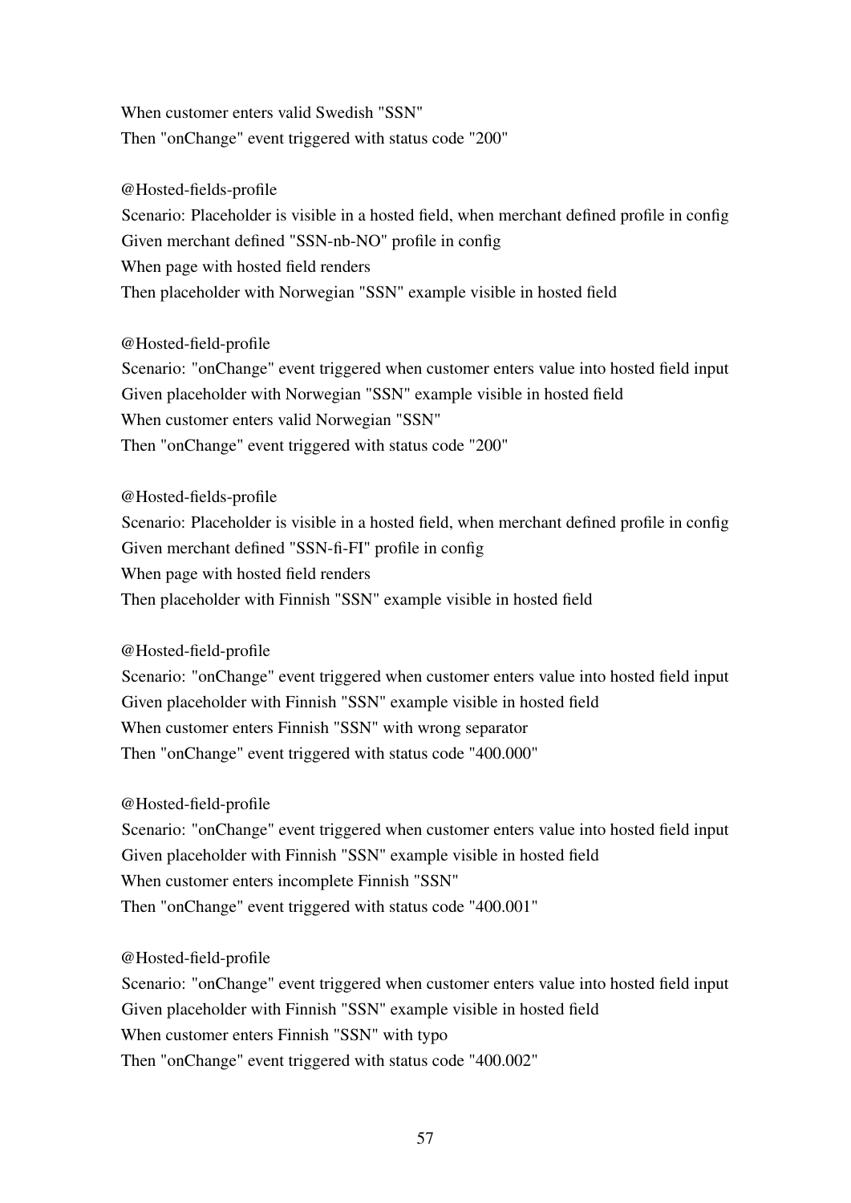When customer enters valid Swedish "SSN"
Then "onChange" event triggered with status code "200"

@Hosted-fields-profile
Scenario: Placeholder is visible in a hosted field, when merchant defined profile in config
Given merchant defined "SSN-nb-NO" profile in config
When page with hosted field renders
Then placeholder with Norwegian "SSN" example visible in hosted field

@Hosted-field-profile
Scenario: "onChange" event triggered when customer enters value into hosted field input
Given placeholder with Norwegian "SSN" example visible in hosted field
When customer enters valid Norwegian "SSN"
Then "onChange" event triggered with status code "200"

@Hosted-fields-profile
Scenario: Placeholder is visible in a hosted field, when merchant defined profile in config
Given merchant defined "SSN-fi-FI" profile in config
When page with hosted field renders
Then placeholder with Finnish "SSN" example visible in hosted field

@Hosted-field-profile
Scenario: "onChange" event triggered when customer enters value into hosted field input
Given placeholder with Finnish "SSN" example visible in hosted field
When customer enters Finnish "SSN" with wrong separator
Then "onChange" event triggered with status code "400.000"

@Hosted-field-profile
Scenario: "onChange" event triggered when customer enters value into hosted field input
Given placeholder with Finnish "SSN" example visible in hosted field
When customer enters incomplete Finnish "SSN"
Then "onChange" event triggered with status code "400.001"

@Hosted-field-profile
Scenario: "onChange" event triggered when customer enters value into hosted field input
Given placeholder with Finnish "SSN" example visible in hosted field
When customer enters Finnish "SSN" with typo
Then "onChange" event triggered with status code "400.002"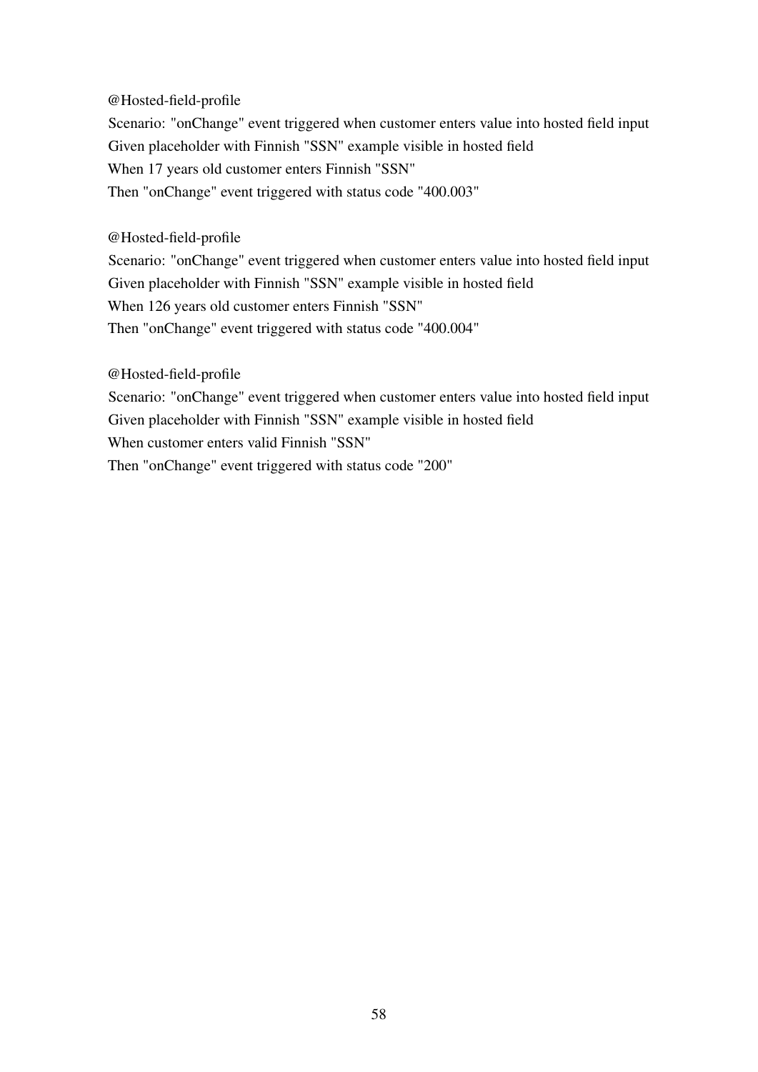@Hosted-field-profile

Scenario: "onChange" event triggered when customer enters value into hosted field input
Given placeholder with Finnish "SSN" example visible in hosted field
When 17 years old customer enters Finnish "SSN"
Then "onChange" event triggered with status code "400.003"

@Hosted-field-profile

Scenario: "onChange" event triggered when customer enters value into hosted field input
Given placeholder with Finnish "SSN" example visible in hosted field
When 126 years old customer enters Finnish "SSN"
Then "onChange" event triggered with status code "400.004"

@Hosted-field-profile

Scenario: "onChange" event triggered when customer enters value into hosted field input
Given placeholder with Finnish "SSN" example visible in hosted field
When customer enters valid Finnish "SSN"
Then "onChange" event triggered with status code "200"